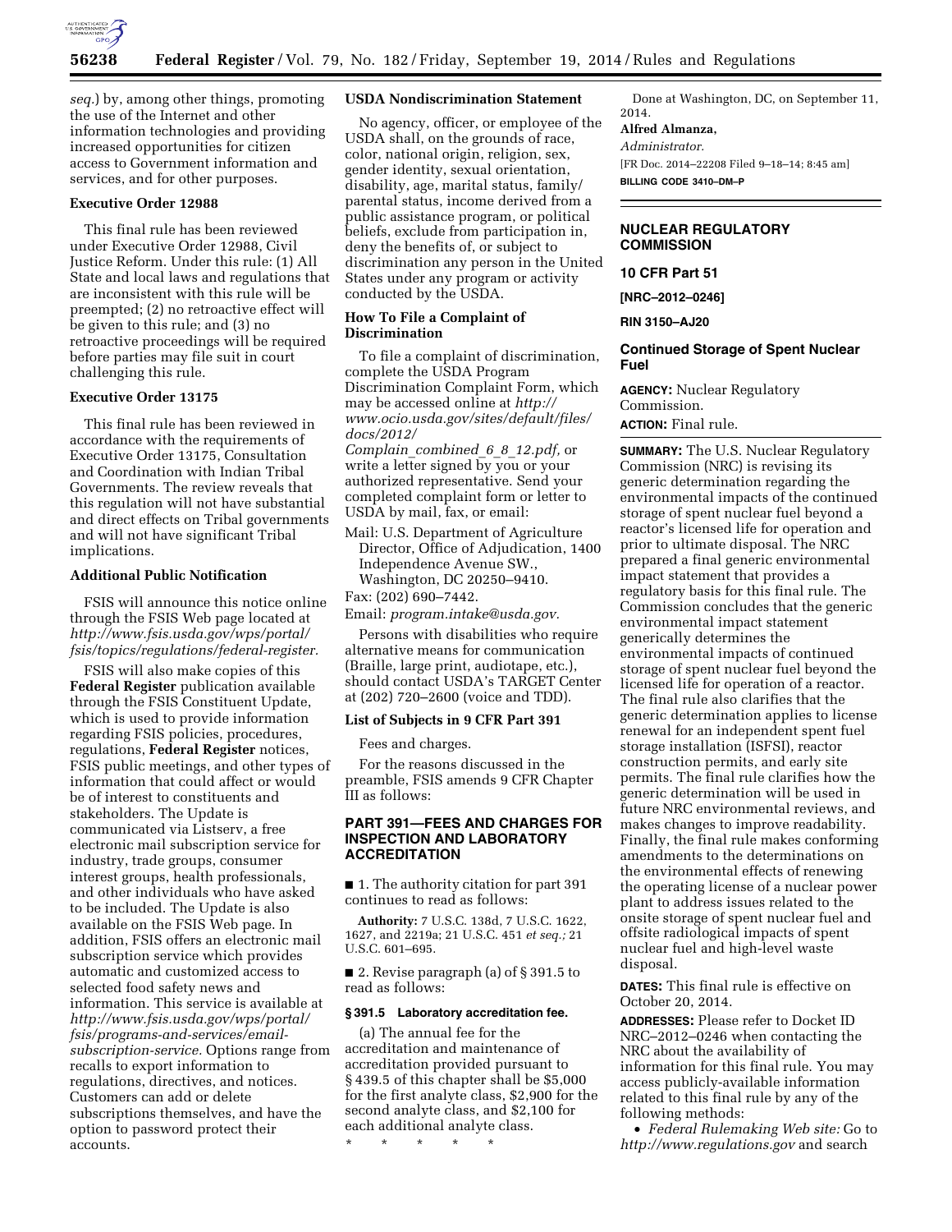*seq.*) by, among other things, promoting the use of the Internet and other information technologies and providing increased opportunities for citizen access to Government information and services, and for other purposes.

### Executive Order 12988

This final rule has been reviewed under Executive Order 12988, Civil Justice Reform. Under this rule: (1) All State and local laws and regulations that are inconsistent with this rule will be preempted; (2) no retroactive effect will be given to this rule; and (3) no retroactive proceedings will be required before parties may file suit in court challenging this rule.

### Executive Order 13175

This final rule has been reviewed in accordance with the requirements of Executive Order 13175, Consultation and Coordination with Indian Tribal Governments. The review reveals that this regulation will not have substantial and direct effects on Tribal governments and will not have significant Tribal implications.

### Additional Public Notification

FSIS will announce this notice online through the FSIS Web page located at *http://www.fsis.usda.gov/wps/portal/fsis/topics/regulations/federal-register.*

FSIS will also make copies of this **Federal Register** publication available through the FSIS Constituent Update, which is used to provide information regarding FSIS policies, procedures, regulations, **Federal Register** notices, FSIS public meetings, and other types of information that could affect or would be of interest to constituents and stakeholders. The Update is communicated via Listserv, a free electronic mail subscription service for industry, trade groups, consumer interest groups, health professionals, and other individuals who have asked to be included. The Update is also available on the FSIS Web page. In addition, FSIS offers an electronic mail subscription service which provides automatic and customized access to selected food safety news and information. This service is available at *http://www.fsis.usda.gov/wps/portal/fsis/programs-and-services/email-subscription-service.* Options range from recalls to export information to regulations, directives, and notices. Customers can add or delete subscriptions themselves, and have the option to password protect their accounts.

### USDA Nondiscrimination Statement

No agency, officer, or employee of the USDA shall, on the grounds of race, color, national origin, religion, sex, gender identity, sexual orientation, disability, age, marital status, family/parental status, income derived from a public assistance program, or political beliefs, exclude from participation in, deny the benefits of, or subject to discrimination any person in the United States under any program or activity conducted by the USDA.

### How To File a Complaint of Discrimination

To file a complaint of discrimination, complete the USDA Program Discrimination Complaint Form, which may be accessed online at *http://www.ocio.usda.gov/sites/default/files/docs/2012/Complain_combined_6_8_12.pdf,* or write a letter signed by you or your authorized representative. Send your completed complaint form or letter to USDA by mail, fax, or email:

Mail: U.S. Department of Agriculture Director, Office of Adjudication, 1400 Independence Avenue SW., Washington, DC 20250–9410.

Fax: (202) 690–7442.

Email: *program.intake@usda.gov.*

Persons with disabilities who require alternative means for communication (Braille, large print, audiotape, etc.), should contact USDA's TARGET Center at (202) 720–2600 (voice and TDD).

### List of Subjects in 9 CFR Part 391

Fees and charges.

For the reasons discussed in the preamble, FSIS amends 9 CFR Chapter III as follows:

## PART 391—FEES AND CHARGES FOR INSPECTION AND LABORATORY ACCREDITATION

■ 1. The authority citation for part 391 continues to read as follows:

**Authority:** 7 U.S.C. 138d, 7 U.S.C. 1622, 1627, and 2219a; 21 U.S.C. 451 *et seq.;* 21 U.S.C. 601–695.

■ 2. Revise paragraph (a) of § 391.5 to read as follows:

**§ 391.5 Laboratory accreditation fee.**

(a) The annual fee for the accreditation and maintenance of accreditation provided pursuant to § 439.5 of this chapter shall be $5,000 for the first analyte class, $2,900 for the second analyte class, and $2,100 for each additional analyte class.

\* \* \* \* \*

Done at Washington, DC, on September 11, 2014.

**Alfred Almanza,**

*Administrator.*

[FR Doc. 2014–22208 Filed 9–18–14; 8:45 am]

**BILLING CODE 3410–DM–P**

---

## NUCLEAR REGULATORY COMMISSION

### 10 CFR Part 51

**[NRC–2012–0246]**

**RIN 3150–AJ20**

## Continued Storage of Spent Nuclear Fuel

**AGENCY:** Nuclear Regulatory Commission.

**ACTION:** Final rule.

**SUMMARY:** The U.S. Nuclear Regulatory Commission (NRC) is revising its generic determination regarding the environmental impacts of the continued storage of spent nuclear fuel beyond a reactor's licensed life for operation and prior to ultimate disposal. The NRC prepared a final generic environmental impact statement that provides a regulatory basis for this final rule. The Commission concludes that the generic environmental impact statement generically determines the environmental impacts of continued storage of spent nuclear fuel beyond the licensed life for operation of a reactor. The final rule also clarifies that the generic determination applies to license renewal for an independent spent fuel storage installation (ISFSI), reactor construction permits, and early site permits. The final rule clarifies how the generic determination will be used in future NRC environmental reviews, and makes changes to improve readability. Finally, the final rule makes conforming amendments to the determinations on the environmental effects of renewing the operating license of a nuclear power plant to address issues related to the onsite storage of spent nuclear fuel and offsite radiological impacts of spent nuclear fuel and high-level waste disposal.

**DATES:** This final rule is effective on October 20, 2014.

**ADDRESSES:** Please refer to Docket ID NRC–2012–0246 when contacting the NRC about the availability of information for this final rule. You may access publicly-available information related to this final rule by any of the following methods:

• *Federal Rulemaking Web site:* Go to *http://www.regulations.gov* and search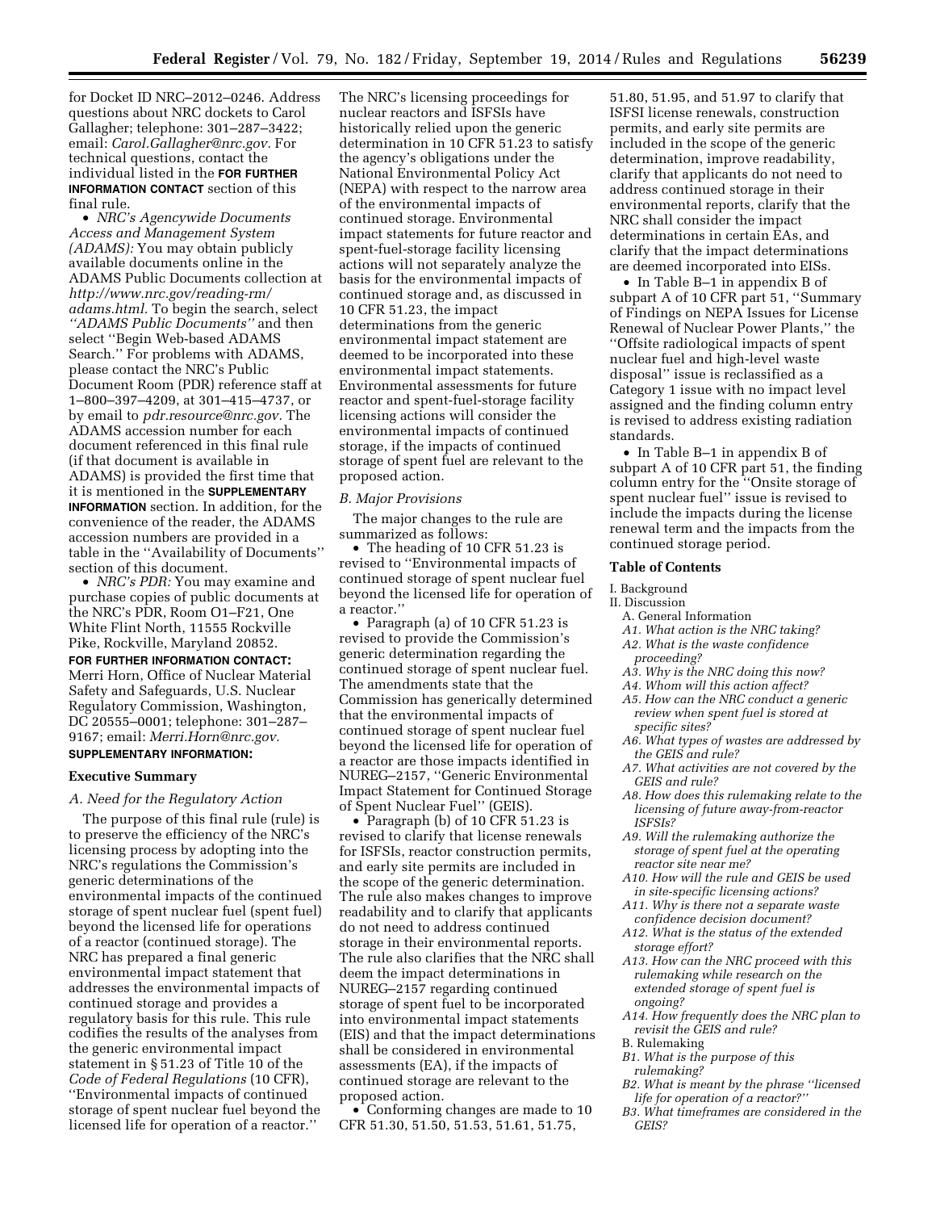for Docket ID NRC–2012–0246. Address questions about NRC dockets to Carol Gallagher; telephone: 301–287–3422; email: *Carol.Gallagher@nrc.gov.* For technical questions, contact the individual listed in the **FOR FURTHER INFORMATION CONTACT** section of this final rule.

- *NRC's Agencywide Documents Access and Management System (ADAMS):* You may obtain publicly available documents online in the ADAMS Public Documents collection at *http://www.nrc.gov/reading-rm/adams.html.* To begin the search, select *''ADAMS Public Documents''* and then select ''Begin Web-based ADAMS Search.'' For problems with ADAMS, please contact the NRC's Public Document Room (PDR) reference staff at 1–800–397–4209, at 301–415–4737, or by email to *pdr.resource@nrc.gov.* The ADAMS accession number for each document referenced in this final rule (if that document is available in ADAMS) is provided the first time that it is mentioned in the **SUPPLEMENTARY INFORMATION** section. In addition, for the convenience of the reader, the ADAMS accession numbers are provided in a table in the ''Availability of Documents'' section of this document.
- *NRC's PDR:* You may examine and purchase copies of public documents at the NRC's PDR, Room O1–F21, One White Flint North, 11555 Rockville Pike, Rockville, Maryland 20852.

**FOR FURTHER INFORMATION CONTACT:** Merri Horn, Office of Nuclear Material Safety and Safeguards, U.S. Nuclear Regulatory Commission, Washington, DC 20555–0001; telephone: 301–287–9167; email: *Merri.Horn@nrc.gov.*

**SUPPLEMENTARY INFORMATION:**

## Executive Summary

### *A. Need for the Regulatory Action*

The purpose of this final rule (rule) is to preserve the efficiency of the NRC's licensing process by adopting into the NRC's regulations the Commission's generic determinations of the environmental impacts of the continued storage of spent nuclear fuel (spent fuel) beyond the licensed life for operations of a reactor (continued storage). The NRC has prepared a final generic environmental impact statement that addresses the environmental impacts of continued storage and provides a regulatory basis for this rule. This rule codifies the results of the analyses from the generic environmental impact statement in § 51.23 of Title 10 of the *Code of Federal Regulations* (10 CFR), ''Environmental impacts of continued storage of spent nuclear fuel beyond the licensed life for operation of a reactor.'' The NRC's licensing proceedings for nuclear reactors and ISFSIs have historically relied upon the generic determination in 10 CFR 51.23 to satisfy the agency's obligations under the National Environmental Policy Act (NEPA) with respect to the narrow area of the environmental impacts of continued storage. Environmental impact statements for future reactor and spent-fuel-storage facility licensing actions will not separately analyze the basis for the environmental impacts of continued storage and, as discussed in 10 CFR 51.23, the impact determinations from the generic environmental impact statement are deemed to be incorporated into these environmental impact statements. Environmental assessments for future reactor and spent-fuel-storage facility licensing actions will consider the environmental impacts of continued storage, if the impacts of continued storage of spent fuel are relevant to the proposed action.

### *B. Major Provisions*

The major changes to the rule are summarized as follows:

- The heading of 10 CFR 51.23 is revised to ''Environmental impacts of continued storage of spent nuclear fuel beyond the licensed life for operation of a reactor.''
- Paragraph (a) of 10 CFR 51.23 is revised to provide the Commission's generic determination regarding the continued storage of spent nuclear fuel. The amendments state that the Commission has generically determined that the environmental impacts of continued storage of spent nuclear fuel beyond the licensed life for operation of a reactor are those impacts identified in NUREG–2157, ''Generic Environmental Impact Statement for Continued Storage of Spent Nuclear Fuel'' (GEIS).
- Paragraph (b) of 10 CFR 51.23 is revised to clarify that license renewals for ISFSIs, reactor construction permits, and early site permits are included in the scope of the generic determination. The rule also makes changes to improve readability and to clarify that applicants do not need to address continued storage in their environmental reports. The rule also clarifies that the NRC shall deem the impact determinations in NUREG–2157 regarding continued storage of spent fuel to be incorporated into environmental impact statements (EIS) and that the impact determinations shall be considered in environmental assessments (EA), if the impacts of continued storage are relevant to the proposed action.
- Conforming changes are made to 10 CFR 51.30, 51.50, 51.53, 51.61, 51.75, 51.80, 51.95, and 51.97 to clarify that ISFSI license renewals, construction permits, and early site permits are included in the scope of the generic determination, improve readability, clarify that applicants do not need to address continued storage in their environmental reports, clarify that the NRC shall consider the impact determinations in certain EAs, and clarify that the impact determinations are deemed incorporated into EISs.
- In Table B–1 in appendix B of subpart A of 10 CFR part 51, ''Summary of Findings on NEPA Issues for License Renewal of Nuclear Power Plants,'' the ''Offsite radiological impacts of spent nuclear fuel and high-level waste disposal'' issue is reclassified as a Category 1 issue with no impact level assigned and the finding column entry is revised to address existing radiation standards.
- In Table B–1 in appendix B of subpart A of 10 CFR part 51, the finding column entry for the ''Onsite storage of spent nuclear fuel'' issue is revised to include the impacts during the license renewal term and the impacts from the continued storage period.

## Table of Contents

I. Background
II. Discussion
  A. General Information
  *A1. What action is the NRC taking?*
  *A2. What is the waste confidence proceeding?*
  *A3. Why is the NRC doing this now?*
  *A4. Whom will this action affect?*
  *A5. How can the NRC conduct a generic review when spent fuel is stored at specific sites?*
  *A6. What types of wastes are addressed by the GEIS and rule?*
  *A7. What activities are not covered by the GEIS and rule?*
  *A8. How does this rulemaking relate to the licensing of future away-from-reactor ISFSIs?*
  *A9. Will the rulemaking authorize the storage of spent fuel at the operating reactor site near me?*
  *A10. How will the rule and GEIS be used in site-specific licensing actions?*
  *A11. Why is there not a separate waste confidence decision document?*
  *A12. What is the status of the extended storage effort?*
  *A13. How can the NRC proceed with this rulemaking while research on the extended storage of spent fuel is ongoing?*
  *A14. How frequently does the NRC plan to revisit the GEIS and rule?*
  B. Rulemaking
  *B1. What is the purpose of this rulemaking?*
  *B2. What is meant by the phrase ''licensed life for operation of a reactor?''*
  *B3. What timeframes are considered in the GEIS?*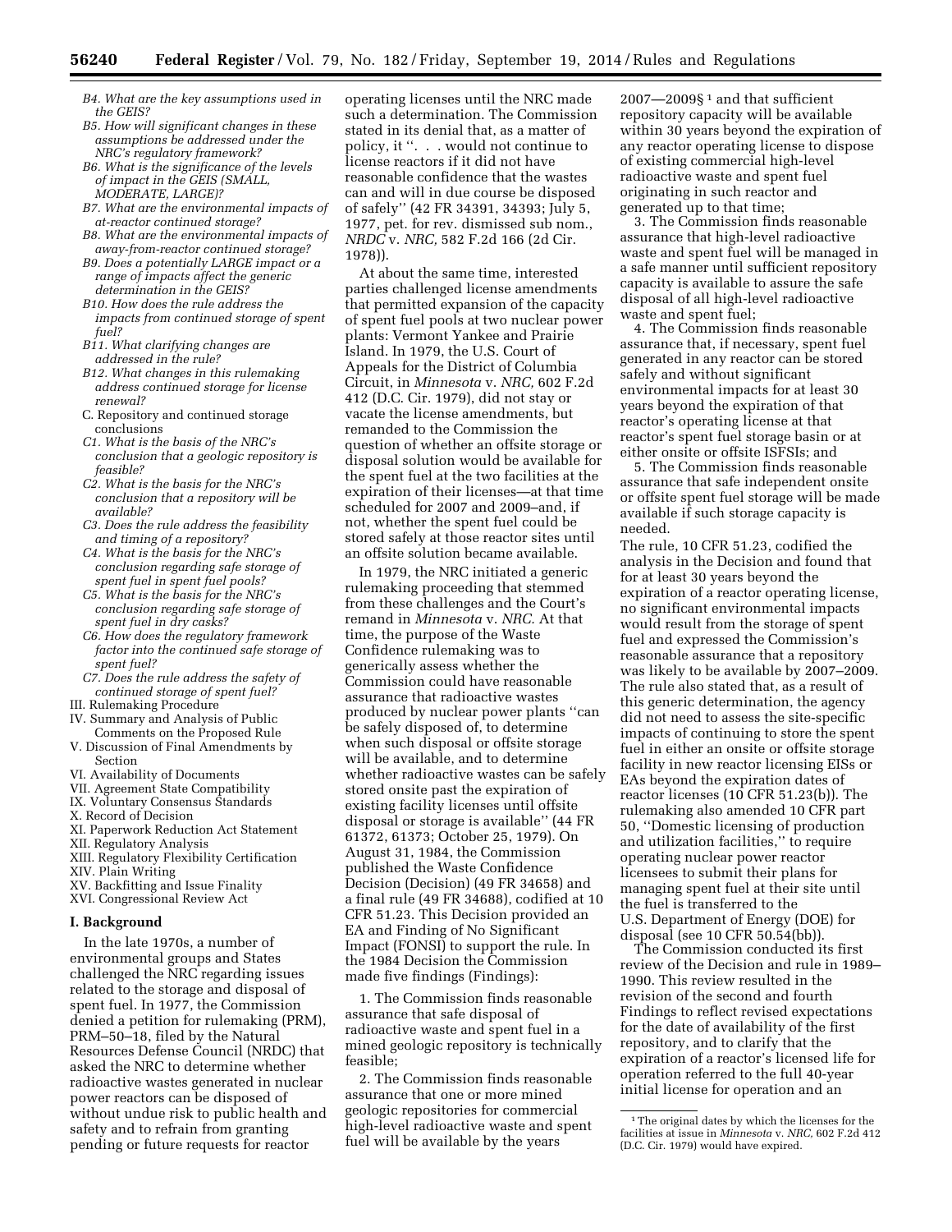- *B4. What are the key assumptions used in the GEIS?*
- *B5. How will significant changes in these assumptions be addressed under the NRC's regulatory framework?*
- *B6. What is the significance of the levels of impact in the GEIS (SMALL, MODERATE, LARGE)?*
- *B7. What are the environmental impacts of at-reactor continued storage?*
- *B8. What are the environmental impacts of away-from-reactor continued storage?*
- *B9. Does a potentially LARGE impact or a range of impacts affect the generic determination in the GEIS?*
- *B10. How does the rule address the impacts from continued storage of spent fuel?*
- *B11. What clarifying changes are addressed in the rule?*
- *B12. What changes in this rulemaking address continued storage for license renewal?*

C. Repository and continued storage conclusions

- *C1. What is the basis of the NRC's conclusion that a geologic repository is feasible?*
- *C2. What is the basis for the NRC's conclusion that a repository will be available?*
- *C3. Does the rule address the feasibility and timing of a repository?*
- *C4. What is the basis for the NRC's conclusion regarding safe storage of spent fuel in spent fuel pools?*
- *C5. What is the basis for the NRC's conclusion regarding safe storage of spent fuel in dry casks?*
- *C6. How does the regulatory framework factor into the continued safe storage of spent fuel?*
- *C7. Does the rule address the safety of continued storage of spent fuel?*

III. Rulemaking Procedure
IV. Summary and Analysis of Public Comments on the Proposed Rule
V. Discussion of Final Amendments by Section
VI. Availability of Documents
VII. Agreement State Compatibility
IX. Voluntary Consensus Standards
X. Record of Decision
XI. Paperwork Reduction Act Statement
XII. Regulatory Analysis
XIII. Regulatory Flexibility Certification
XIV. Plain Writing
XV. Backfitting and Issue Finality
XVI. Congressional Review Act

## I. Background

In the late 1970s, a number of environmental groups and States challenged the NRC regarding issues related to the storage and disposal of spent fuel. In 1977, the Commission denied a petition for rulemaking (PRM), PRM–50–18, filed by the Natural Resources Defense Council (NRDC) that asked the NRC to determine whether radioactive wastes generated in nuclear power reactors can be disposed of without undue risk to public health and safety and to refrain from granting pending or future requests for reactor operating licenses until the NRC made such a determination. The Commission stated in its denial that, as a matter of policy, it ''. . . would not continue to license reactors if it did not have reasonable confidence that the wastes can and will in due course be disposed of safely'' (42 FR 34391, 34393; July 5, 1977, pet. for rev. dismissed sub nom., *NRDC* v. *NRC,* 582 F.2d 166 (2d Cir. 1978)).

At about the same time, interested parties challenged license amendments that permitted expansion of the capacity of spent fuel pools at two nuclear power plants: Vermont Yankee and Prairie Island. In 1979, the U.S. Court of Appeals for the District of Columbia Circuit, in *Minnesota* v. *NRC,* 602 F.2d 412 (D.C. Cir. 1979), did not stay or vacate the license amendments, but remanded to the Commission the question of whether an offsite storage or disposal solution would be available for the spent fuel at the two facilities at the expiration of their licenses—at that time scheduled for 2007 and 2009–and, if not, whether the spent fuel could be stored safely at those reactor sites until an offsite solution became available.

In 1979, the NRC initiated a generic rulemaking proceeding that stemmed from these challenges and the Court's remand in *Minnesota* v. *NRC.* At that time, the purpose of the Waste Confidence rulemaking was to generically assess whether the Commission could have reasonable assurance that radioactive wastes produced by nuclear power plants ''can be safely disposed of, to determine when such disposal or offsite storage will be available, and to determine whether radioactive wastes can be safely stored onsite past the expiration of existing facility licenses until offsite disposal or storage is available'' (44 FR 61372, 61373; October 25, 1979). On August 31, 1984, the Commission published the Waste Confidence Decision (Decision) (49 FR 34658) and a final rule (49 FR 34688), codified at 10 CFR 51.23. This Decision provided an EA and Finding of No Significant Impact (FONSI) to support the rule. In the 1984 Decision the Commission made five findings (Findings):

1. The Commission finds reasonable assurance that safe disposal of radioactive waste and spent fuel in a mined geologic repository is technically feasible;

2. The Commission finds reasonable assurance that one or more mined geologic repositories for commercial high-level radioactive waste and spent fuel will be available by the years 2007—2009§ [1] and that sufficient repository capacity will be available within 30 years beyond the expiration of any reactor operating license to dispose of existing commercial high-level radioactive waste and spent fuel originating in such reactor and generated up to that time;

3. The Commission finds reasonable assurance that high-level radioactive waste and spent fuel will be managed in a safe manner until sufficient repository capacity is available to assure the safe disposal of all high-level radioactive waste and spent fuel;

4. The Commission finds reasonable assurance that, if necessary, spent fuel generated in any reactor can be stored safely and without significant environmental impacts for at least 30 years beyond the expiration of that reactor's operating license at that reactor's spent fuel storage basin or at either onsite or offsite ISFSIs; and

5. The Commission finds reasonable assurance that safe independent onsite or offsite spent fuel storage will be made available if such storage capacity is needed.

The rule, 10 CFR 51.23, codified the analysis in the Decision and found that for at least 30 years beyond the expiration of a reactor operating license, no significant environmental impacts would result from the storage of spent fuel and expressed the Commission's reasonable assurance that a repository was likely to be available by 2007–2009. The rule also stated that, as a result of this generic determination, the agency did not need to assess the site-specific impacts of continuing to store the spent fuel in either an onsite or offsite storage facility in new reactor licensing EISs or EAs beyond the expiration dates of reactor licenses (10 CFR 51.23(b)). The rulemaking also amended 10 CFR part 50, ''Domestic licensing of production and utilization facilities,'' to require operating nuclear power reactor licensees to submit their plans for managing spent fuel at their site until the fuel is transferred to the U.S. Department of Energy (DOE) for disposal (see 10 CFR 50.54(bb)).

The Commission conducted its first review of the Decision and rule in 1989–1990. This review resulted in the revision of the second and fourth Findings to reflect revised expectations for the date of availability of the first repository, and to clarify that the expiration of a reactor's licensed life for operation referred to the full 40-year initial license for operation and an

[1] The original dates by which the licenses for the facilities at issue in *Minnesota* v. *NRC,* 602 F.2d 412 (D.C. Cir. 1979) would have expired.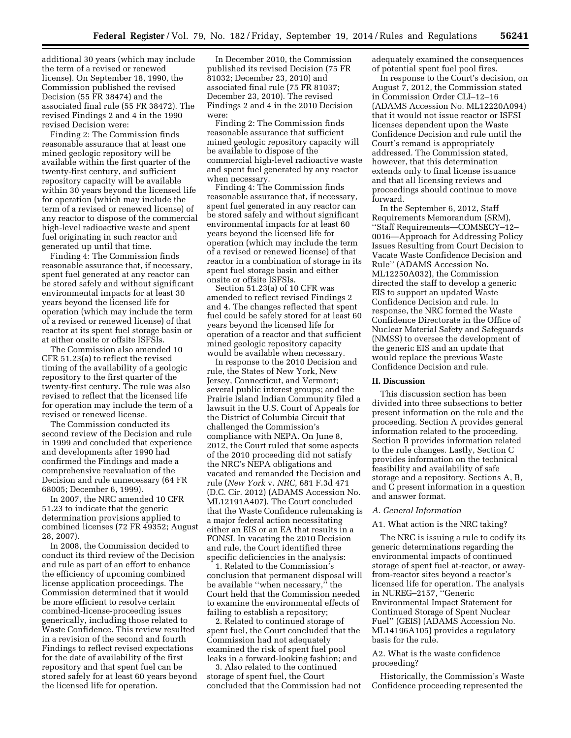additional 30 years (which may include the term of a revised or renewed license). On September 18, 1990, the Commission published the revised Decision (55 FR 38474) and the associated final rule (55 FR 38472). The revised Findings 2 and 4 in the 1990 revised Decision were:

Finding 2: The Commission finds reasonable assurance that at least one mined geologic repository will be available within the first quarter of the twenty-first century, and sufficient repository capacity will be available within 30 years beyond the licensed life for operation (which may include the term of a revised or renewed license) of any reactor to dispose of the commercial high-level radioactive waste and spent fuel originating in such reactor and generated up until that time.

Finding 4: The Commission finds reasonable assurance that, if necessary, spent fuel generated at any reactor can be stored safely and without significant environmental impacts for at least 30 years beyond the licensed life for operation (which may include the term of a revised or renewed license) of that reactor at its spent fuel storage basin or at either onsite or offsite ISFSIs.

The Commission also amended 10 CFR 51.23(a) to reflect the revised timing of the availability of a geologic repository to the first quarter of the twenty-first century. The rule was also revised to reflect that the licensed life for operation may include the term of a revised or renewed license.

The Commission conducted its second review of the Decision and rule in 1999 and concluded that experience and developments after 1990 had confirmed the Findings and made a comprehensive reevaluation of the Decision and rule unnecessary (64 FR 68005; December 6, 1999).

In 2007, the NRC amended 10 CFR 51.23 to indicate that the generic determination provisions applied to combined licenses (72 FR 49352; August 28, 2007).

In 2008, the Commission decided to conduct its third review of the Decision and rule as part of an effort to enhance the efficiency of upcoming combined license application proceedings. The Commission determined that it would be more efficient to resolve certain combined-license-proceeding issues generically, including those related to Waste Confidence. This review resulted in a revision of the second and fourth Findings to reflect revised expectations for the date of availability of the first repository and that spent fuel can be stored safely for at least 60 years beyond the licensed life for operation.

In December 2010, the Commission published its revised Decision (75 FR 81032; December 23, 2010) and associated final rule (75 FR 81037; December 23, 2010). The revised Findings 2 and 4 in the 2010 Decision were:

Finding 2: The Commission finds reasonable assurance that sufficient mined geologic repository capacity will be available to dispose of the commercial high-level radioactive waste and spent fuel generated by any reactor when necessary.

Finding 4: The Commission finds reasonable assurance that, if necessary, spent fuel generated in any reactor can be stored safely and without significant environmental impacts for at least 60 years beyond the licensed life for operation (which may include the term of a revised or renewed license) of that reactor in a combination of storage in its spent fuel storage basin and either onsite or offsite ISFSIs.

Section 51.23(a) of 10 CFR was amended to reflect revised Findings 2 and 4. The changes reflected that spent fuel could be safely stored for at least 60 years beyond the licensed life for operation of a reactor and that sufficient mined geologic repository capacity would be available when necessary.

In response to the 2010 Decision and rule, the States of New York, New Jersey, Connecticut, and Vermont; several public interest groups; and the Prairie Island Indian Community filed a lawsuit in the U.S. Court of Appeals for the District of Columbia Circuit that challenged the Commission's compliance with NEPA. On June 8, 2012, the Court ruled that some aspects of the 2010 proceeding did not satisfy the NRC's NEPA obligations and vacated and remanded the Decision and rule (*New York* v. *NRC,* 681 F.3d 471 (D.C. Cir. 2012) (ADAMS Accession No. ML12191A407). The Court concluded that the Waste Confidence rulemaking is a major federal action necessitating either an EIS or an EA that results in a FONSI. In vacating the 2010 Decision and rule, the Court identified three specific deficiencies in the analysis:

1. Related to the Commission's conclusion that permanent disposal will be available "when necessary," the Court held that the Commission needed to examine the environmental effects of failing to establish a repository;

2. Related to continued storage of spent fuel, the Court concluded that the Commission had not adequately examined the risk of spent fuel pool leaks in a forward-looking fashion; and

3. Also related to the continued storage of spent fuel, the Court concluded that the Commission had not adequately examined the consequences of potential spent fuel pool fires.

In response to the Court's decision, on August 7, 2012, the Commission stated in Commission Order CLI–12–16 (ADAMS Accession No. ML12220A094) that it would not issue reactor or ISFSI licenses dependent upon the Waste Confidence Decision and rule until the Court's remand is appropriately addressed. The Commission stated, however, that this determination extends only to final license issuance and that all licensing reviews and proceedings should continue to move forward.

In the September 6, 2012, Staff Requirements Memorandum (SRM), "Staff Requirements—COMSECY–12–0016—Approach for Addressing Policy Issues Resulting from Court Decision to Vacate Waste Confidence Decision and Rule" (ADAMS Accession No. ML12250A032), the Commission directed the staff to develop a generic EIS to support an updated Waste Confidence Decision and rule. In response, the NRC formed the Waste Confidence Directorate in the Office of Nuclear Material Safety and Safeguards (NMSS) to oversee the development of the generic EIS and an update that would replace the previous Waste Confidence Decision and rule.

## II. Discussion

This discussion section has been divided into three subsections to better present information on the rule and the proceeding. Section A provides general information related to the proceeding. Section B provides information related to the rule changes. Lastly, Section C provides information on the technical feasibility and availability of safe storage and a repository. Sections A, B, and C present information in a question and answer format.

### *A. General Information*

A1. What action is the NRC taking?

The NRC is issuing a rule to codify its generic determinations regarding the environmental impacts of continued storage of spent fuel at-reactor, or away-from-reactor sites beyond a reactor's licensed life for operation. The analysis in NUREG–2157, "Generic Environmental Impact Statement for Continued Storage of Spent Nuclear Fuel" (GEIS) (ADAMS Accession No. ML14196A105) provides a regulatory basis for the rule.

A2. What is the waste confidence proceeding?

Historically, the Commission's Waste Confidence proceeding represented the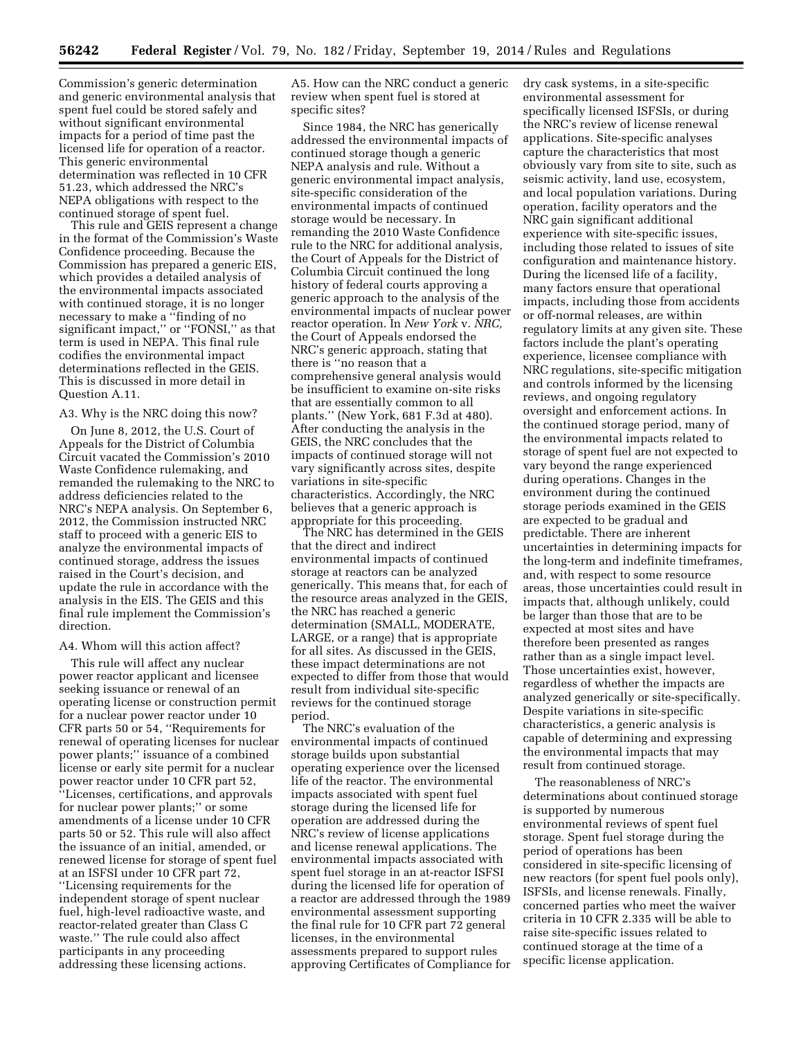Commission's generic determination and generic environmental analysis that spent fuel could be stored safely and without significant environmental impacts for a period of time past the licensed life for operation of a reactor. This generic environmental determination was reflected in 10 CFR 51.23, which addressed the NRC's NEPA obligations with respect to the continued storage of spent fuel.

This rule and GEIS represent a change in the format of the Commission's Waste Confidence proceeding. Because the Commission has prepared a generic EIS, which provides a detailed analysis of the environmental impacts associated with continued storage, it is no longer necessary to make a ''finding of no significant impact,'' or ''FONSI,'' as that term is used in NEPA. This final rule codifies the environmental impact determinations reflected in the GEIS. This is discussed in more detail in Question A.11.

A3. Why is the NRC doing this now?

On June 8, 2012, the U.S. Court of Appeals for the District of Columbia Circuit vacated the Commission's 2010 Waste Confidence rulemaking, and remanded the rulemaking to the NRC to address deficiencies related to the NRC's NEPA analysis. On September 6, 2012, the Commission instructed NRC staff to proceed with a generic EIS to analyze the environmental impacts of continued storage, address the issues raised in the Court's decision, and update the rule in accordance with the analysis in the EIS. The GEIS and this final rule implement the Commission's direction.

A4. Whom will this action affect?

This rule will affect any nuclear power reactor applicant and licensee seeking issuance or renewal of an operating license or construction permit for a nuclear power reactor under 10 CFR parts 50 or 54, ''Requirements for renewal of operating licenses for nuclear power plants;'' issuance of a combined license or early site permit for a nuclear power reactor under 10 CFR part 52, ''Licenses, certifications, and approvals for nuclear power plants;'' or some amendments of a license under 10 CFR parts 50 or 52. This rule will also affect the issuance of an initial, amended, or renewed license for storage of spent fuel at an ISFSI under 10 CFR part 72, ''Licensing requirements for the independent storage of spent nuclear fuel, high-level radioactive waste, and reactor-related greater than Class C waste.'' The rule could also affect participants in any proceeding addressing these licensing actions.

A5. How can the NRC conduct a generic review when spent fuel is stored at specific sites?

Since 1984, the NRC has generically addressed the environmental impacts of continued storage though a generic NEPA analysis and rule. Without a generic environmental impact analysis, site-specific consideration of the environmental impacts of continued storage would be necessary. In remanding the 2010 Waste Confidence rule to the NRC for additional analysis, the Court of Appeals for the District of Columbia Circuit continued the long history of federal courts approving a generic approach to the analysis of the environmental impacts of nuclear power reactor operation. In *New York* v. *NRC,* the Court of Appeals endorsed the NRC's generic approach, stating that there is ''no reason that a comprehensive general analysis would be insufficient to examine on-site risks that are essentially common to all plants.'' (New York, 681 F.3d at 480). After conducting the analysis in the GEIS, the NRC concludes that the impacts of continued storage will not vary significantly across sites, despite variations in site-specific characteristics. Accordingly, the NRC believes that a generic approach is appropriate for this proceeding.

The NRC has determined in the GEIS that the direct and indirect environmental impacts of continued storage at reactors can be analyzed generically. This means that, for each of the resource areas analyzed in the GEIS, the NRC has reached a generic determination (SMALL, MODERATE, LARGE, or a range) that is appropriate for all sites. As discussed in the GEIS, these impact determinations are not expected to differ from those that would result from individual site-specific reviews for the continued storage period.

The NRC's evaluation of the environmental impacts of continued storage builds upon substantial operating experience over the licensed life of the reactor. The environmental impacts associated with spent fuel storage during the licensed life for operation are addressed during the NRC's review of license applications and license renewal applications. The environmental impacts associated with spent fuel storage in an at-reactor ISFSI during the licensed life for operation of a reactor are addressed through the 1989 environmental assessment supporting the final rule for 10 CFR part 72 general licenses, in the environmental assessments prepared to support rules approving Certificates of Compliance for dry cask systems, in a site-specific environmental assessment for specifically licensed ISFSIs, or during the NRC's review of license renewal applications. Site-specific analyses capture the characteristics that most obviously vary from site to site, such as seismic activity, land use, ecosystem, and local population variations. During operation, facility operators and the NRC gain significant additional experience with site-specific issues, including those related to issues of site configuration and maintenance history. During the licensed life of a facility, many factors ensure that operational impacts, including those from accidents or off-normal releases, are within regulatory limits at any given site. These factors include the plant's operating experience, licensee compliance with NRC regulations, site-specific mitigation and controls informed by the licensing reviews, and ongoing regulatory oversight and enforcement actions. In the continued storage period, many of the environmental impacts related to storage of spent fuel are not expected to vary beyond the range experienced during operations. Changes in the environment during the continued storage periods examined in the GEIS are expected to be gradual and predictable. There are inherent uncertainties in determining impacts for the long-term and indefinite timeframes, and, with respect to some resource areas, those uncertainties could result in impacts that, although unlikely, could be larger than those that are to be expected at most sites and have therefore been presented as ranges rather than as a single impact level. Those uncertainties exist, however, regardless of whether the impacts are analyzed generically or site-specifically. Despite variations in site-specific characteristics, a generic analysis is capable of determining and expressing the environmental impacts that may result from continued storage.

The reasonableness of NRC's determinations about continued storage is supported by numerous environmental reviews of spent fuel storage. Spent fuel storage during the period of operations has been considered in site-specific licensing of new reactors (for spent fuel pools only), ISFSIs, and license renewals. Finally, concerned parties who meet the waiver criteria in 10 CFR 2.335 will be able to raise site-specific issues related to continued storage at the time of a specific license application.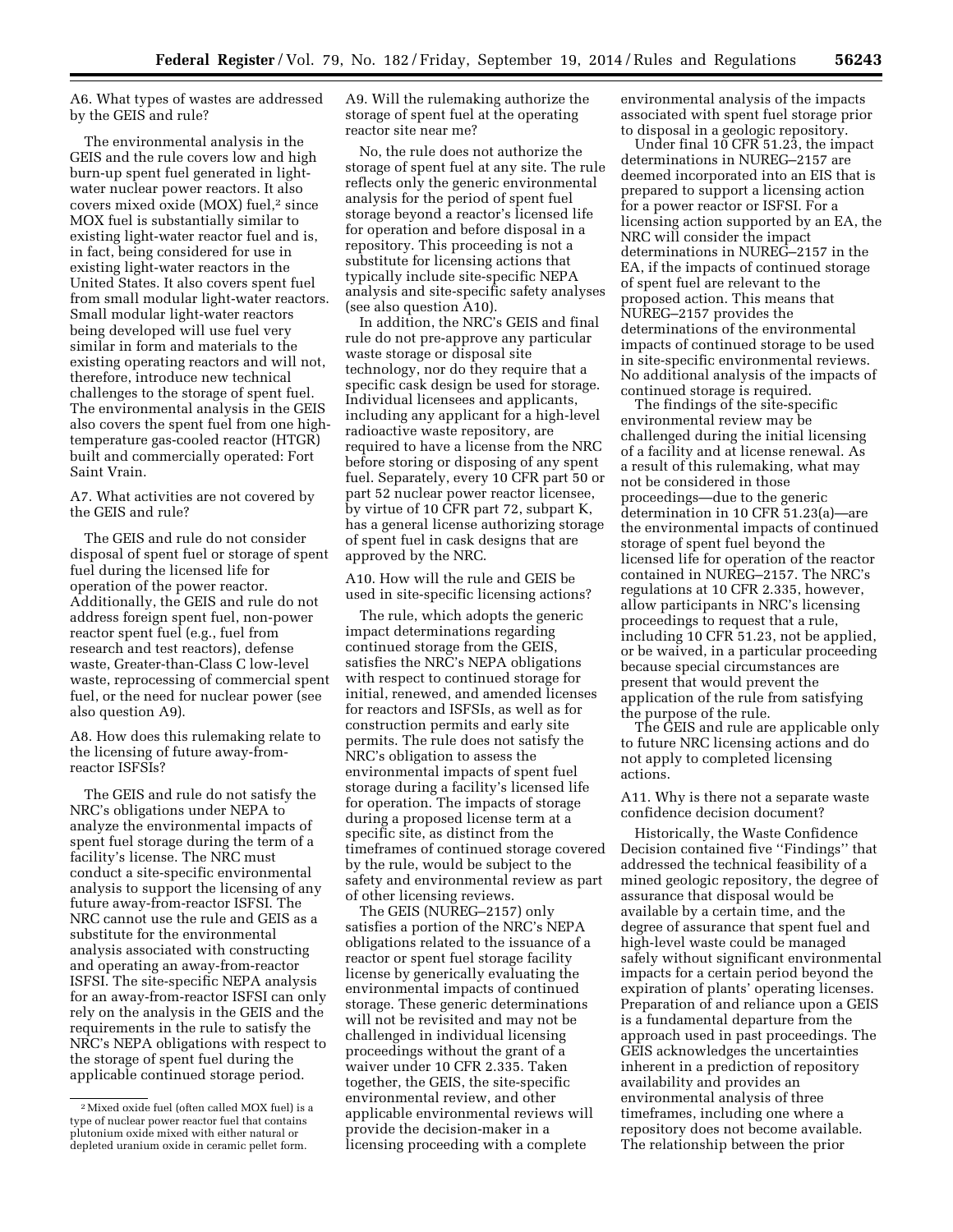A6. What types of wastes are addressed by the GEIS and rule?

The environmental analysis in the GEIS and the rule covers low and high burn-up spent fuel generated in light-water nuclear power reactors. It also covers mixed oxide (MOX) fuel,[2] since MOX fuel is substantially similar to existing light-water reactor fuel and is, in fact, being considered for use in existing light-water reactors in the United States. It also covers spent fuel from small modular light-water reactors. Small modular light-water reactors being developed will use fuel very similar in form and materials to the existing operating reactors and will not, therefore, introduce new technical challenges to the storage of spent fuel. The environmental analysis in the GEIS also covers the spent fuel from one high-temperature gas-cooled reactor (HTGR) built and commercially operated: Fort Saint Vrain.

A7. What activities are not covered by the GEIS and rule?

The GEIS and rule do not consider disposal of spent fuel or storage of spent fuel during the licensed life for operation of the power reactor. Additionally, the GEIS and rule do not address foreign spent fuel, non-power reactor spent fuel (e.g., fuel from research and test reactors), defense waste, Greater-than-Class C low-level waste, reprocessing of commercial spent fuel, or the need for nuclear power (see also question A9).

A8. How does this rulemaking relate to the licensing of future away-from-reactor ISFSIs?

The GEIS and rule do not satisfy the NRC's obligations under NEPA to analyze the environmental impacts of spent fuel storage during the term of a facility's license. The NRC must conduct a site-specific environmental analysis to support the licensing of any future away-from-reactor ISFSI. The NRC cannot use the rule and GEIS as a substitute for the environmental analysis associated with constructing and operating an away-from-reactor ISFSI. The site-specific NEPA analysis for an away-from-reactor ISFSI can only rely on the analysis in the GEIS and the requirements in the rule to satisfy the NRC's NEPA obligations with respect to the storage of spent fuel during the applicable continued storage period.

A9. Will the rulemaking authorize the storage of spent fuel at the operating reactor site near me?

No, the rule does not authorize the storage of spent fuel at any site. The rule reflects only the generic environmental analysis for the period of spent fuel storage beyond a reactor's licensed life for operation and before disposal in a repository. This proceeding is not a substitute for licensing actions that typically include site-specific NEPA analysis and site-specific safety analyses (see also question A10).

In addition, the NRC's GEIS and final rule do not pre-approve any particular waste storage or disposal site technology, nor do they require that a specific cask design be used for storage. Individual licensees and applicants, including any applicant for a high-level radioactive waste repository, are required to have a license from the NRC before storing or disposing of any spent fuel. Separately, every 10 CFR part 50 or part 52 nuclear power reactor licensee, by virtue of 10 CFR part 72, subpart K, has a general license authorizing storage of spent fuel in cask designs that are approved by the NRC.

A10. How will the rule and GEIS be used in site-specific licensing actions?

The rule, which adopts the generic impact determinations regarding continued storage from the GEIS, satisfies the NRC's NEPA obligations with respect to continued storage for initial, renewed, and amended licenses for reactors and ISFSIs, as well as for construction permits and early site permits. The rule does not satisfy the NRC's obligation to assess the environmental impacts of spent fuel storage during a facility's licensed life for operation. The impacts of storage during a proposed license term at a specific site, as distinct from the timeframes of continued storage covered by the rule, would be subject to the safety and environmental review as part of other licensing reviews.

The GEIS (NUREG–2157) only satisfies a portion of the NRC's NEPA obligations related to the issuance of a reactor or spent fuel storage facility license by generically evaluating the environmental impacts of continued storage. These generic determinations will not be revisited and may not be challenged in individual licensing proceedings without the grant of a waiver under 10 CFR 2.335. Taken together, the GEIS, the site-specific environmental review, and other applicable environmental reviews will provide the decision-maker in a licensing proceeding with a complete environmental analysis of the impacts associated with spent fuel storage prior to disposal in a geologic repository.

Under final 10 CFR 51.23, the impact determinations in NUREG–2157 are deemed incorporated into an EIS that is prepared to support a licensing action for a power reactor or ISFSI. For a licensing action supported by an EA, the NRC will consider the impact determinations in NUREG–2157 in the EA, if the impacts of continued storage of spent fuel are relevant to the proposed action. This means that NUREG–2157 provides the determinations of the environmental impacts of continued storage to be used in site-specific environmental reviews. No additional analysis of the impacts of continued storage is required.

The findings of the site-specific environmental review may be challenged during the initial licensing of a facility and at license renewal. As a result of this rulemaking, what may not be considered in those proceedings—due to the generic determination in 10 CFR 51.23(a)—are the environmental impacts of continued storage of spent fuel beyond the licensed life for operation of the reactor contained in NUREG–2157. The NRC's regulations at 10 CFR 2.335, however, allow participants in NRC's licensing proceedings to request that a rule, including 10 CFR 51.23, not be applied, or be waived, in a particular proceeding because special circumstances are present that would prevent the application of the rule from satisfying the purpose of the rule.

The GEIS and rule are applicable only to future NRC licensing actions and do not apply to completed licensing actions.

A11. Why is there not a separate waste confidence decision document?

Historically, the Waste Confidence Decision contained five "Findings" that addressed the technical feasibility of a mined geologic repository, the degree of assurance that disposal would be available by a certain time, and the degree of assurance that spent fuel and high-level waste could be managed safely without significant environmental impacts for a certain period beyond the expiration of plants' operating licenses. Preparation of and reliance upon a GEIS is a fundamental departure from the approach used in past proceedings. The GEIS acknowledges the uncertainties inherent in a prediction of repository availability and provides an environmental analysis of three timeframes, including one where a repository does not become available. The relationship between the prior

[2] Mixed oxide fuel (often called MOX fuel) is a type of nuclear power reactor fuel that contains plutonium oxide mixed with either natural or depleted uranium oxide in ceramic pellet form.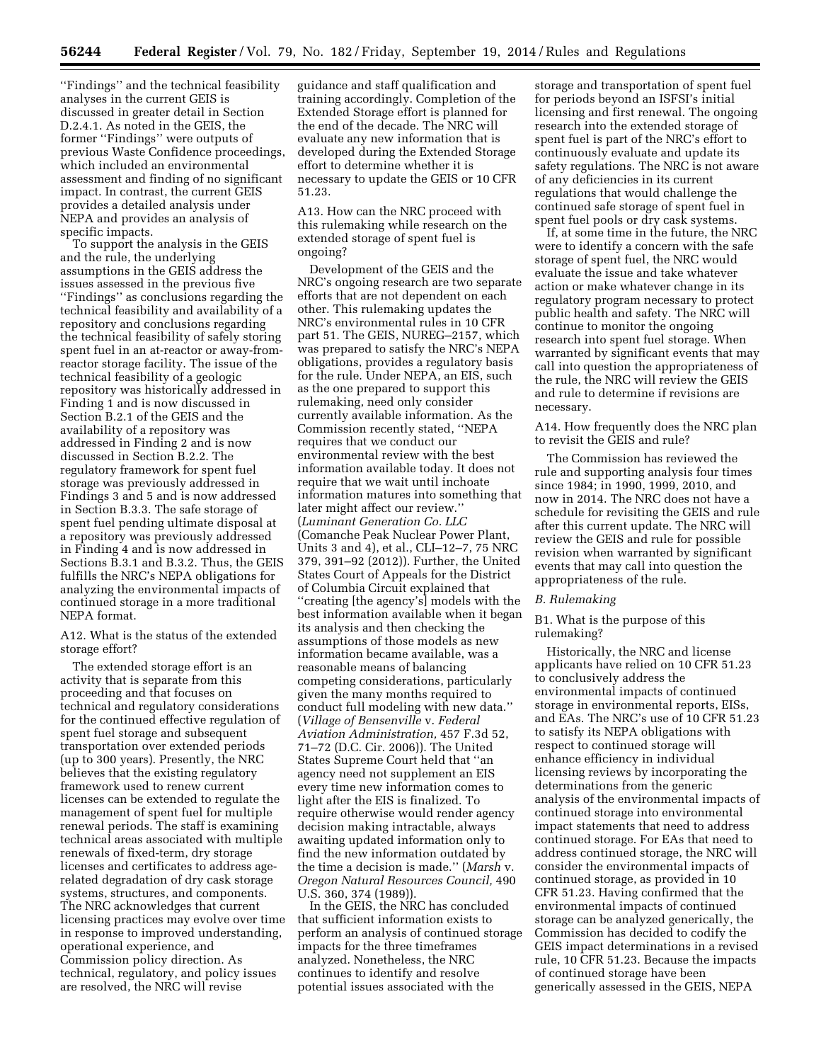''Findings'' and the technical feasibility analyses in the current GEIS is discussed in greater detail in Section D.2.4.1. As noted in the GEIS, the former ''Findings'' were outputs of previous Waste Confidence proceedings, which included an environmental assessment and finding of no significant impact. In contrast, the current GEIS provides a detailed analysis under NEPA and provides an analysis of specific impacts.

To support the analysis in the GEIS and the rule, the underlying assumptions in the GEIS address the issues assessed in the previous five ''Findings'' as conclusions regarding the technical feasibility and availability of a repository and conclusions regarding the technical feasibility of safely storing spent fuel in an at-reactor or away-from-reactor storage facility. The issue of the technical feasibility of a geologic repository was historically addressed in Finding 1 and is now discussed in Section B.2.1 of the GEIS and the availability of a repository was addressed in Finding 2 and is now discussed in Section B.2.2. The regulatory framework for spent fuel storage was previously addressed in Findings 3 and 5 and is now addressed in Section B.3.3. The safe storage of spent fuel pending ultimate disposal at a repository was previously addressed in Finding 4 and is now addressed in Sections B.3.1 and B.3.2. Thus, the GEIS fulfills the NRC's NEPA obligations for analyzing the environmental impacts of continued storage in a more traditional NEPA format.

A12. What is the status of the extended storage effort?

The extended storage effort is an activity that is separate from this proceeding and that focuses on technical and regulatory considerations for the continued effective regulation of spent fuel storage and subsequent transportation over extended periods (up to 300 years). Presently, the NRC believes that the existing regulatory framework used to renew current licenses can be extended to regulate the management of spent fuel for multiple renewal periods. The staff is examining technical areas associated with multiple renewals of fixed-term, dry storage licenses and certificates to address age-related degradation of dry cask storage systems, structures, and components. The NRC acknowledges that current licensing practices may evolve over time in response to improved understanding, operational experience, and Commission policy direction. As technical, regulatory, and policy issues are resolved, the NRC will revise guidance and staff qualification and training accordingly. Completion of the Extended Storage effort is planned for the end of the decade. The NRC will evaluate any new information that is developed during the Extended Storage effort to determine whether it is necessary to update the GEIS or 10 CFR 51.23.

A13. How can the NRC proceed with this rulemaking while research on the extended storage of spent fuel is ongoing?

Development of the GEIS and the NRC's ongoing research are two separate efforts that are not dependent on each other. This rulemaking updates the NRC's environmental rules in 10 CFR part 51. The GEIS, NUREG–2157, which was prepared to satisfy the NRC's NEPA obligations, provides a regulatory basis for the rule. Under NEPA, an EIS, such as the one prepared to support this rulemaking, need only consider currently available information. As the Commission recently stated, ''NEPA requires that we conduct our environmental review with the best information available today. It does not require that we wait until inchoate information matures into something that later might affect our review.'' (*Luminant Generation Co. LLC* (Comanche Peak Nuclear Power Plant, Units 3 and 4), et al., CLI–12–7, 75 NRC 379, 391–92 (2012)). Further, the United States Court of Appeals for the District of Columbia Circuit explained that ''creating [the agency's] models with the best information available when it began its analysis and then checking the assumptions of those models as new information became available, was a reasonable means of balancing competing considerations, particularly given the many months required to conduct full modeling with new data.'' (*Village of Bensenville* v. *Federal Aviation Administration,* 457 F.3d 52, 71–72 (D.C. Cir. 2006)). The United States Supreme Court held that ''an agency need not supplement an EIS every time new information comes to light after the EIS is finalized. To require otherwise would render agency decision making intractable, always awaiting updated information only to find the new information outdated by the time a decision is made.'' (*Marsh* v. *Oregon Natural Resources Council,* 490 U.S. 360, 374 (1989)).

In the GEIS, the NRC has concluded that sufficient information exists to perform an analysis of continued storage impacts for the three timeframes analyzed. Nonetheless, the NRC continues to identify and resolve potential issues associated with the storage and transportation of spent fuel for periods beyond an ISFSI's initial licensing and first renewal. The ongoing research into the extended storage of spent fuel is part of the NRC's effort to continuously evaluate and update its safety regulations. The NRC is not aware of any deficiencies in its current regulations that would challenge the continued safe storage of spent fuel in spent fuel pools or dry cask systems.

If, at some time in the future, the NRC were to identify a concern with the safe storage of spent fuel, the NRC would evaluate the issue and take whatever action or make whatever change in its regulatory program necessary to protect public health and safety. The NRC will continue to monitor the ongoing research into spent fuel storage. When warranted by significant events that may call into question the appropriateness of the rule, the NRC will review the GEIS and rule to determine if revisions are necessary.

A14. How frequently does the NRC plan to revisit the GEIS and rule?

The Commission has reviewed the rule and supporting analysis four times since 1984; in 1990, 1999, 2010, and now in 2014. The NRC does not have a schedule for revisiting the GEIS and rule after this current update. The NRC will review the GEIS and rule for possible revision when warranted by significant events that may call into question the appropriateness of the rule.

### *B. Rulemaking*

B1. What is the purpose of this rulemaking?

Historically, the NRC and license applicants have relied on 10 CFR 51.23 to conclusively address the environmental impacts of continued storage in environmental reports, EISs, and EAs. The NRC's use of 10 CFR 51.23 to satisfy its NEPA obligations with respect to continued storage will enhance efficiency in individual licensing reviews by incorporating the determinations from the generic analysis of the environmental impacts of continued storage into environmental impact statements that need to address continued storage. For EAs that need to address continued storage, the NRC will consider the environmental impacts of continued storage, as provided in 10 CFR 51.23. Having confirmed that the environmental impacts of continued storage can be analyzed generically, the Commission has decided to codify the GEIS impact determinations in a revised rule, 10 CFR 51.23. Because the impacts of continued storage have been generically assessed in the GEIS, NEPA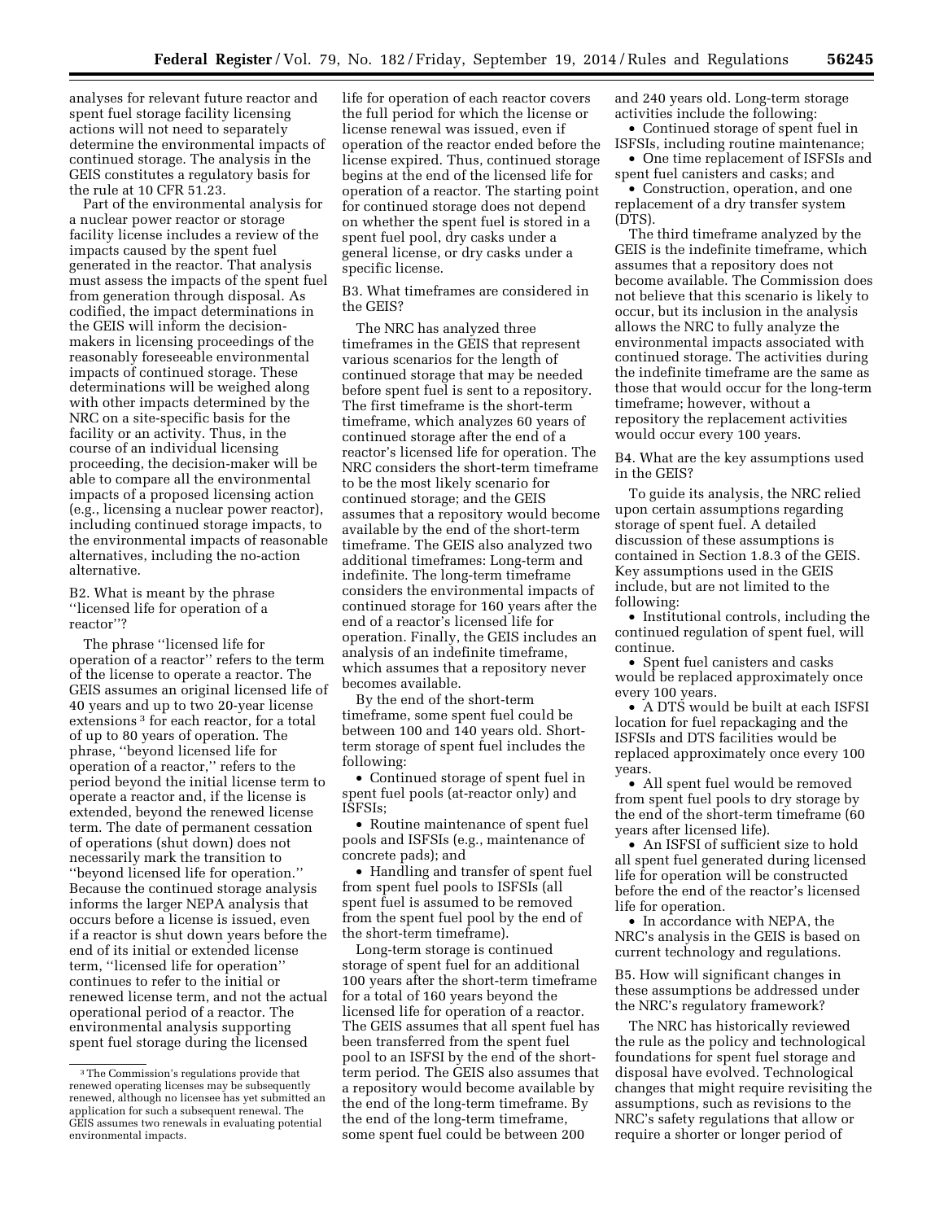analyses for relevant future reactor and spent fuel storage facility licensing actions will not need to separately determine the environmental impacts of continued storage. The analysis in the GEIS constitutes a regulatory basis for the rule at 10 CFR 51.23.

Part of the environmental analysis for a nuclear power reactor or storage facility license includes a review of the impacts caused by the spent fuel generated in the reactor. That analysis must assess the impacts of the spent fuel from generation through disposal. As codified, the impact determinations in the GEIS will inform the decision-makers in licensing proceedings of the reasonably foreseeable environmental impacts of continued storage. These determinations will be weighed along with other impacts determined by the NRC on a site-specific basis for the facility or an activity. Thus, in the course of an individual licensing proceeding, the decision-maker will be able to compare all the environmental impacts of a proposed licensing action (e.g., licensing a nuclear power reactor), including continued storage impacts, to the environmental impacts of reasonable alternatives, including the no-action alternative.

B2. What is meant by the phrase ''licensed life for operation of a reactor''?

The phrase ''licensed life for operation of a reactor'' refers to the term of the license to operate a reactor. The GEIS assumes an original licensed life of 40 years and up to two 20-year license extensions[3] for each reactor, for a total of up to 80 years of operation. The phrase, ''beyond licensed life for operation of a reactor,'' refers to the period beyond the initial license term to operate a reactor and, if the license is extended, beyond the renewed license term. The date of permanent cessation of operations (shut down) does not necessarily mark the transition to ''beyond licensed life for operation.'' Because the continued storage analysis informs the larger NEPA analysis that occurs before a license is issued, even if a reactor is shut down years before the end of its initial or extended license term, ''licensed life for operation'' continues to refer to the initial or renewed license term, and not the actual operational period of a reactor. The environmental analysis supporting spent fuel storage during the licensed life for operation of each reactor covers the full period for which the license or license renewal was issued, even if operation of the reactor ended before the license expired. Thus, continued storage begins at the end of the licensed life for operation of a reactor. The starting point for continued storage does not depend on whether the spent fuel is stored in a spent fuel pool, dry casks under a general license, or dry casks under a specific license.

B3. What timeframes are considered in the GEIS?

The NRC has analyzed three timeframes in the GEIS that represent various scenarios for the length of continued storage that may be needed before spent fuel is sent to a repository. The first timeframe is the short-term timeframe, which analyzes 60 years of continued storage after the end of a reactor's licensed life for operation. The NRC considers the short-term timeframe to be the most likely scenario for continued storage; and the GEIS assumes that a repository would become available by the end of the short-term timeframe. The GEIS also analyzed two additional timeframes: Long-term and indefinite. The long-term timeframe considers the environmental impacts of continued storage for 160 years after the end of a reactor's licensed life for operation. Finally, the GEIS includes an analysis of an indefinite timeframe, which assumes that a repository never becomes available.

By the end of the short-term timeframe, some spent fuel could be between 100 and 140 years old. Short-term storage of spent fuel includes the following:

- Continued storage of spent fuel in spent fuel pools (at-reactor only) and ISFSIs;
- Routine maintenance of spent fuel pools and ISFSIs (e.g., maintenance of concrete pads); and
- Handling and transfer of spent fuel from spent fuel pools to ISFSIs (all spent fuel is assumed to be removed from the spent fuel pool by the end of the short-term timeframe).

Long-term storage is continued storage of spent fuel for an additional 100 years after the short-term timeframe for a total of 160 years beyond the licensed life for operation of a reactor. The GEIS assumes that all spent fuel has been transferred from the spent fuel pool to an ISFSI by the end of the short-term period. The GEIS also assumes that a repository would become available by the end of the long-term timeframe. By the end of the long-term timeframe, some spent fuel could be between 200 and 240 years old. Long-term storage activities include the following:

- Continued storage of spent fuel in ISFSIs, including routine maintenance;
- One time replacement of ISFSIs and spent fuel canisters and casks; and
- Construction, operation, and one replacement of a dry transfer system (DTS).

The third timeframe analyzed by the GEIS is the indefinite timeframe, which assumes that a repository does not become available. The Commission does not believe that this scenario is likely to occur, but its inclusion in the analysis allows the NRC to fully analyze the environmental impacts associated with continued storage. The activities during the indefinite timeframe are the same as those that would occur for the long-term timeframe; however, without a repository the replacement activities would occur every 100 years.

B4. What are the key assumptions used in the GEIS?

To guide its analysis, the NRC relied upon certain assumptions regarding storage of spent fuel. A detailed discussion of these assumptions is contained in Section 1.8.3 of the GEIS. Key assumptions used in the GEIS include, but are not limited to the following:

- Institutional controls, including the continued regulation of spent fuel, will continue.
- Spent fuel canisters and casks would be replaced approximately once every 100 years.
- A DTS would be built at each ISFSI location for fuel repackaging and the ISFSIs and DTS facilities would be replaced approximately once every 100 years.
- All spent fuel would be removed from spent fuel pools to dry storage by the end of the short-term timeframe (60 years after licensed life).
- An ISFSI of sufficient size to hold all spent fuel generated during licensed life for operation will be constructed before the end of the reactor's licensed life for operation.
- In accordance with NEPA, the NRC's analysis in the GEIS is based on current technology and regulations.

B5. How will significant changes in these assumptions be addressed under the NRC's regulatory framework?

The NRC has historically reviewed the rule as the policy and technological foundations for spent fuel storage and disposal have evolved. Technological changes that might require revisiting the assumptions, such as revisions to the NRC's safety regulations that allow or require a shorter or longer period of

[3] The Commission's regulations provide that renewed operating licenses may be subsequently renewed, although no licensee has yet submitted an application for such a subsequent renewal. The GEIS assumes two renewals in evaluating potential environmental impacts.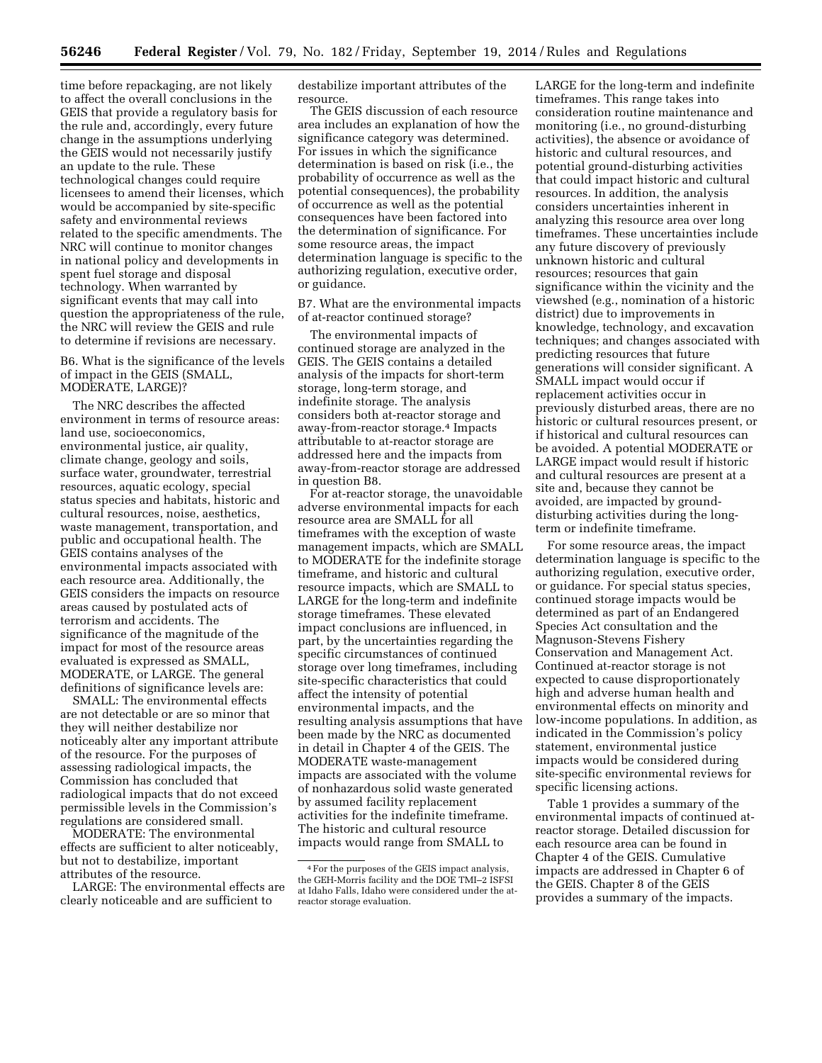time before repackaging, are not likely to affect the overall conclusions in the GEIS that provide a regulatory basis for the rule and, accordingly, every future change in the assumptions underlying the GEIS would not necessarily justify an update to the rule. These technological changes could require licensees to amend their licenses, which would be accompanied by site-specific safety and environmental reviews related to the specific amendments. The NRC will continue to monitor changes in national policy and developments in spent fuel storage and disposal technology. When warranted by significant events that may call into question the appropriateness of the rule, the NRC will review the GEIS and rule to determine if revisions are necessary.

B6. What is the significance of the levels of impact in the GEIS (SMALL, MODERATE, LARGE)?

The NRC describes the affected environment in terms of resource areas: land use, socioeconomics, environmental justice, air quality, climate change, geology and soils, surface water, groundwater, terrestrial resources, aquatic ecology, special status species and habitats, historic and cultural resources, noise, aesthetics, waste management, transportation, and public and occupational health. The GEIS contains analyses of the environmental impacts associated with each resource area. Additionally, the GEIS considers the impacts on resource areas caused by postulated acts of terrorism and accidents. The significance of the magnitude of the impact for most of the resource areas evaluated is expressed as SMALL, MODERATE, or LARGE. The general definitions of significance levels are:

SMALL: The environmental effects are not detectable or are so minor that they will neither destabilize nor noticeably alter any important attribute of the resource. For the purposes of assessing radiological impacts, the Commission has concluded that radiological impacts that do not exceed permissible levels in the Commission's regulations are considered small.

MODERATE: The environmental effects are sufficient to alter noticeably, but not to destabilize, important attributes of the resource.

LARGE: The environmental effects are clearly noticeable and are sufficient to destabilize important attributes of the resource.

The GEIS discussion of each resource area includes an explanation of how the significance category was determined. For issues in which the significance determination is based on risk (i.e., the probability of occurrence as well as the potential consequences), the probability of occurrence as well as the potential consequences have been factored into the determination of significance. For some resource areas, the impact determination language is specific to the authorizing regulation, executive order, or guidance.

B7. What are the environmental impacts of at-reactor continued storage?

The environmental impacts of continued storage are analyzed in the GEIS. The GEIS contains a detailed analysis of the impacts for short-term storage, long-term storage, and indefinite storage. The analysis considers both at-reactor storage and away-from-reactor storage.[4] Impacts attributable to at-reactor storage are addressed here and the impacts from away-from-reactor storage are addressed in question B8.

For at-reactor storage, the unavoidable adverse environmental impacts for each resource area are SMALL for all timeframes with the exception of waste management impacts, which are SMALL to MODERATE for the indefinite storage timeframe, and historic and cultural resource impacts, which are SMALL to LARGE for the long-term and indefinite storage timeframes. These elevated impact conclusions are influenced, in part, by the uncertainties regarding the specific circumstances of continued storage over long timeframes, including site-specific characteristics that could affect the intensity of potential environmental impacts, and the resulting analysis assumptions that have been made by the NRC as documented in detail in Chapter 4 of the GEIS. The MODERATE waste-management impacts are associated with the volume of nonhazardous solid waste generated by assumed facility replacement activities for the indefinite timeframe. The historic and cultural resource impacts would range from SMALL to LARGE for the long-term and indefinite timeframes. This range takes into consideration routine maintenance and monitoring (i.e., no ground-disturbing activities), the absence or avoidance of historic and cultural resources, and potential ground-disturbing activities that could impact historic and cultural resources. In addition, the analysis considers uncertainties inherent in analyzing this resource area over long timeframes. These uncertainties include any future discovery of previously unknown historic and cultural resources; resources that gain significance within the vicinity and the viewshed (e.g., nomination of a historic district) due to improvements in knowledge, technology, and excavation techniques; and changes associated with predicting resources that future generations will consider significant. A SMALL impact would occur if replacement activities occur in previously disturbed areas, there are no historic or cultural resources present, or if historical and cultural resources can be avoided. A potential MODERATE or LARGE impact would result if historic and cultural resources are present at a site and, because they cannot be avoided, are impacted by ground-disturbing activities during the long-term or indefinite timeframe.

For some resource areas, the impact determination language is specific to the authorizing regulation, executive order, or guidance. For special status species, continued storage impacts would be determined as part of an Endangered Species Act consultation and the Magnuson-Stevens Fishery Conservation and Management Act. Continued at-reactor storage is not expected to cause disproportionately high and adverse human health and environmental effects on minority and low-income populations. In addition, as indicated in the Commission's policy statement, environmental justice impacts would be considered during site-specific environmental reviews for specific licensing actions.

Table 1 provides a summary of the environmental impacts of continued at-reactor storage. Detailed discussion for each resource area can be found in Chapter 4 of the GEIS. Cumulative impacts are addressed in Chapter 6 of the GEIS. Chapter 8 of the GEIS provides a summary of the impacts.

[4] For the purposes of the GEIS impact analysis, the GEH-Morris facility and the DOE TMI–2 ISFSI at Idaho Falls, Idaho were considered under the at-reactor storage evaluation.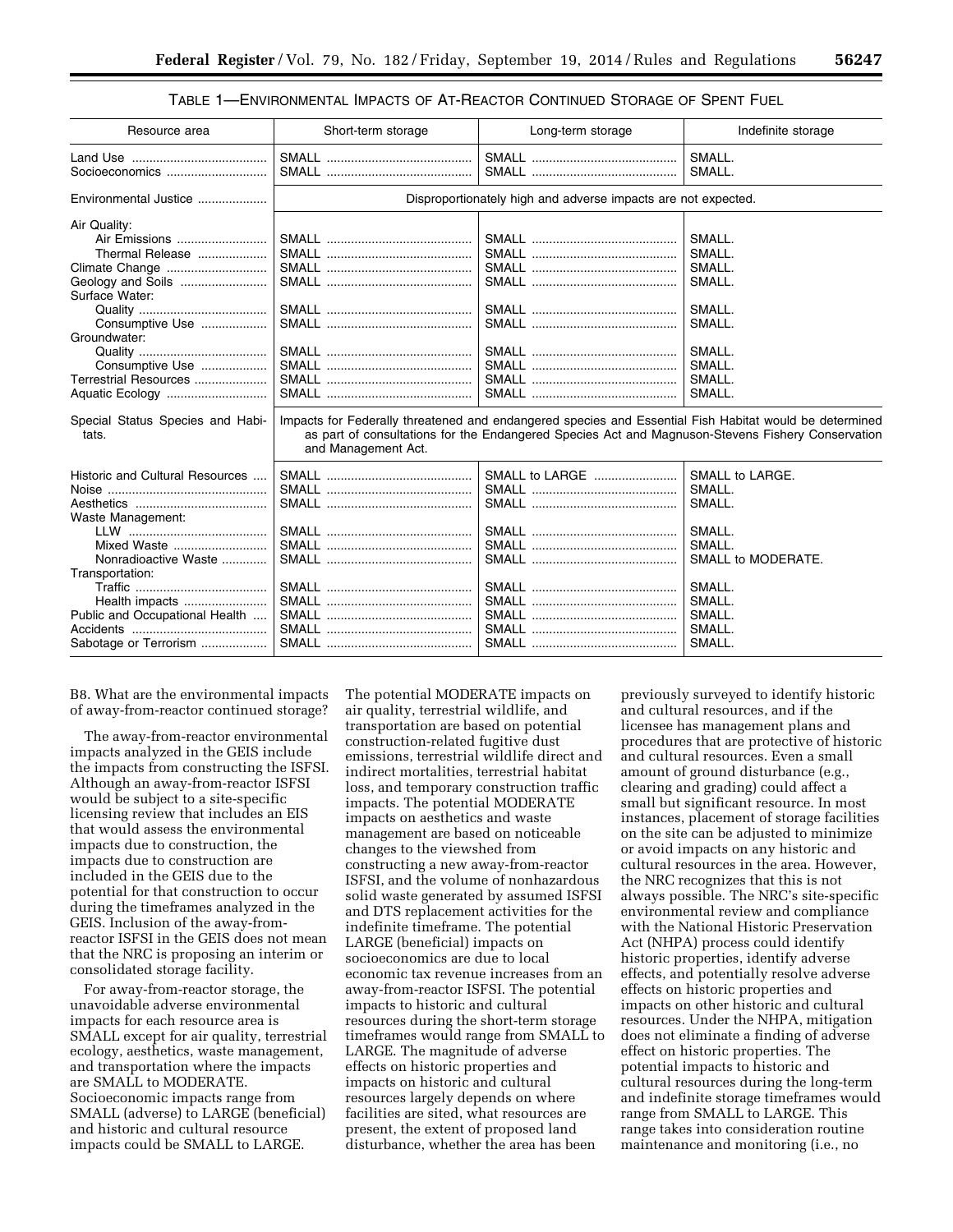TABLE 1—ENVIRONMENTAL IMPACTS OF AT-REACTOR CONTINUED STORAGE OF SPENT FUEL

| Resource area | Short-term storage | Long-term storage | Indefinite storage |
|---|---|---|---|
| Land Use | SMALL | SMALL | SMALL. |
| Socioeconomics | SMALL | SMALL | SMALL. |
| Environmental Justice | Disproportionately high and adverse impacts are not expected. | | |
| Air Quality: | | | |
| Air Emissions | SMALL | SMALL | SMALL. |
| Thermal Release | SMALL | SMALL | SMALL. |
| Climate Change | SMALL | SMALL | SMALL. |
| Geology and Soils | SMALL | SMALL | SMALL. |
| Surface Water: | | | |
| Quality | SMALL | SMALL | SMALL. |
| Consumptive Use | SMALL | SMALL | SMALL. |
| Groundwater: | | | |
| Quality | SMALL | SMALL | SMALL. |
| Consumptive Use | SMALL | SMALL | SMALL. |
| Terrestrial Resources | SMALL | SMALL | SMALL. |
| Aquatic Ecology | SMALL | SMALL | SMALL. |
| Special Status Species and Habitats. | Impacts for Federally threatened and endangered species and Essential Fish Habitat would be determined as part of consultations for the Endangered Species Act and Magnuson-Stevens Fishery Conservation and Management Act. | | |
| Historic and Cultural Resources | SMALL | SMALL to LARGE | SMALL to LARGE. |
| Noise | SMALL | SMALL | SMALL. |
| Aesthetics | SMALL | SMALL | SMALL. |
| Waste Management: | | | |
| LLW | SMALL | SMALL | SMALL. |
| Mixed Waste | SMALL | SMALL | SMALL. |
| Nonradioactive Waste | SMALL | SMALL | SMALL to MODERATE. |
| Transportation: | | | |
| Traffic | SMALL | SMALL | SMALL. |
| Health impacts | SMALL | SMALL | SMALL. |
| Public and Occupational Health | SMALL | SMALL | SMALL. |
| Accidents | SMALL | SMALL | SMALL. |
| Sabotage or Terrorism | SMALL | SMALL | SMALL. |

B8. What are the environmental impacts of away-from-reactor continued storage?

The away-from-reactor environmental impacts analyzed in the GEIS include the impacts from constructing the ISFSI. Although an away-from-reactor ISFSI would be subject to a site-specific licensing review that includes an EIS that would assess the environmental impacts due to construction, the impacts due to construction are included in the GEIS due to the potential for that construction to occur during the timeframes analyzed in the GEIS. Inclusion of the away-from-reactor ISFSI in the GEIS does not mean that the NRC is proposing an interim or consolidated storage facility.

For away-from-reactor storage, the unavoidable adverse environmental impacts for each resource area is SMALL except for air quality, terrestrial ecology, aesthetics, waste management, and transportation where the impacts are SMALL to MODERATE. Socioeconomic impacts range from SMALL (adverse) to LARGE (beneficial) and historic and cultural resource impacts could be SMALL to LARGE. The potential MODERATE impacts on air quality, terrestrial wildlife, and transportation are based on potential construction-related fugitive dust emissions, terrestrial wildlife direct and indirect mortalities, terrestrial habitat loss, and temporary construction traffic impacts. The potential MODERATE impacts on aesthetics and waste management are based on noticeable changes to the viewshed from constructing a new away-from-reactor ISFSI, and the volume of nonhazardous solid waste generated by assumed ISFSI and DTS replacement activities for the indefinite timeframe. The potential LARGE (beneficial) impacts on socioeconomics are due to local economic tax revenue increases from an away-from-reactor ISFSI. The potential impacts to historic and cultural resources during the short-term storage timeframes would range from SMALL to LARGE. The magnitude of adverse effects on historic properties and impacts on historic and cultural resources largely depends on where facilities are sited, what resources are present, the extent of proposed land disturbance, whether the area has been previously surveyed to identify historic and cultural resources, and if the licensee has management plans and procedures that are protective of historic and cultural resources. Even a small amount of ground disturbance (e.g., clearing and grading) could affect a small but significant resource. In most instances, placement of storage facilities on the site can be adjusted to minimize or avoid impacts on any historic and cultural resources in the area. However, the NRC recognizes that this is not always possible. The NRC's site-specific environmental review and compliance with the National Historic Preservation Act (NHPA) process could identify historic properties, identify adverse effects, and potentially resolve adverse effects on historic properties and impacts on other historic and cultural resources. Under the NHPA, mitigation does not eliminate a finding of adverse effect on historic properties. The potential impacts to historic and cultural resources during the long-term and indefinite storage timeframes would range from SMALL to LARGE. This range takes into consideration routine maintenance and monitoring (i.e., no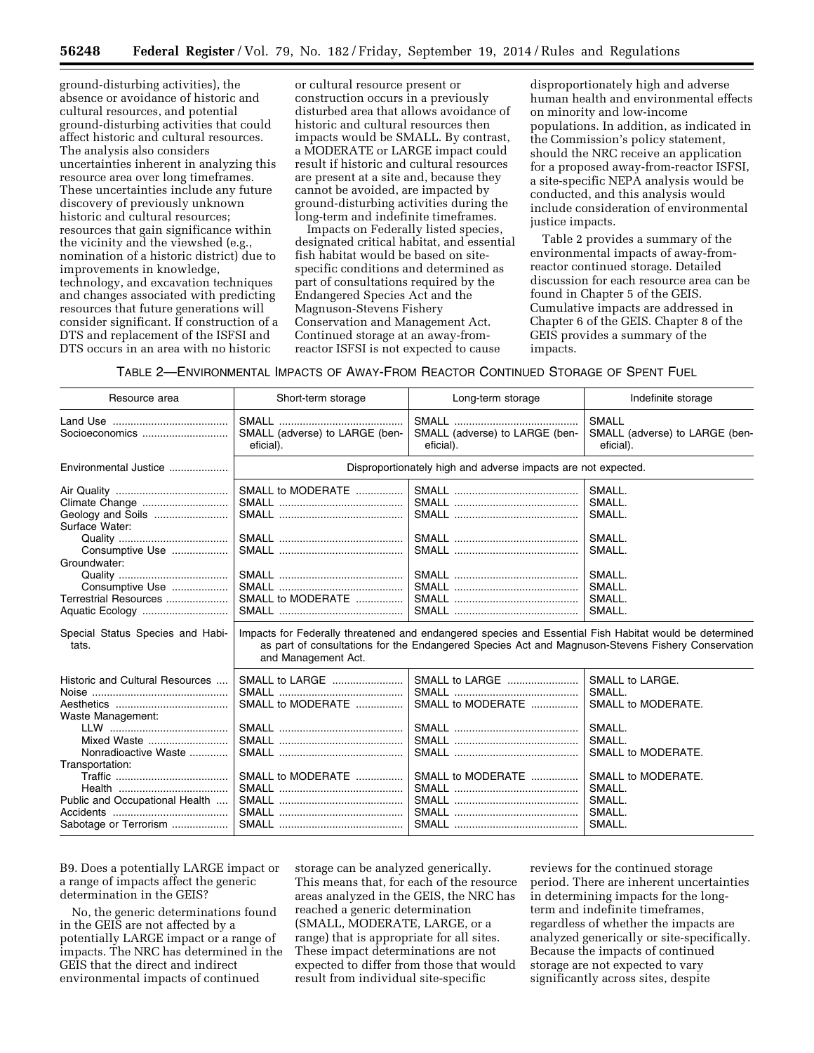ground-disturbing activities), the absence or avoidance of historic and cultural resources, and potential ground-disturbing activities that could affect historic and cultural resources. The analysis also considers uncertainties inherent in analyzing this resource area over long timeframes. These uncertainties include any future discovery of previously unknown historic and cultural resources; resources that gain significance within the vicinity and the viewshed (e.g., nomination of a historic district) due to improvements in knowledge, technology, and excavation techniques and changes associated with predicting resources that future generations will consider significant. If construction of a DTS and replacement of the ISFSI and DTS occurs in an area with no historic or cultural resource present or construction occurs in a previously disturbed area that allows avoidance of historic and cultural resources then impacts would be SMALL. By contrast, a MODERATE or LARGE impact could result if historic and cultural resources are present at a site and, because they cannot be avoided, are impacted by ground-disturbing activities during the long-term and indefinite timeframes.

Impacts on Federally listed species, designated critical habitat, and essential fish habitat would be based on site-specific conditions and determined as part of consultations required by the Endangered Species Act and the Magnuson-Stevens Fishery Conservation and Management Act. Continued storage at an away-from-reactor ISFSI is not expected to cause disproportionately high and adverse human health and environmental effects on minority and low-income populations. In addition, as indicated in the Commission's policy statement, should the NRC receive an application for a proposed away-from-reactor ISFSI, a site-specific NEPA analysis would be conducted, and this analysis would include consideration of environmental justice impacts.

Table 2 provides a summary of the environmental impacts of away-from-reactor continued storage. Detailed discussion for each resource area can be found in Chapter 5 of the GEIS. Cumulative impacts are addressed in Chapter 6 of the GEIS. Chapter 8 of the GEIS provides a summary of the impacts.

TABLE 2—ENVIRONMENTAL IMPACTS OF AWAY-FROM REACTOR CONTINUED STORAGE OF SPENT FUEL

| Resource area | Short-term storage | Long-term storage | Indefinite storage |
|---|---|---|---|
| Land Use | SMALL | SMALL | SMALL |
| Socioeconomics | SMALL (adverse) to LARGE (beneficial). | SMALL (adverse) to LARGE (beneficial). | SMALL (adverse) to LARGE (beneficial). |
| Environmental Justice | Disproportionately high and adverse impacts are not expected. | | |
| Air Quality | SMALL to MODERATE | SMALL | SMALL. |
| Climate Change | SMALL | SMALL | SMALL. |
| Geology and Soils | SMALL | SMALL | SMALL. |
| Surface Water: | | | |
| Quality | SMALL | SMALL | SMALL. |
| Consumptive Use | SMALL | SMALL | SMALL. |
| Groundwater: | | | |
| Quality | SMALL | SMALL | SMALL. |
| Consumptive Use | SMALL | SMALL | SMALL. |
| Terrestrial Resources | SMALL to MODERATE | SMALL | SMALL. |
| Aquatic Ecology | SMALL | SMALL | SMALL. |
| Special Status Species and Habitats. | Impacts for Federally threatened and endangered species and Essential Fish Habitat would be determined as part of consultations for the Endangered Species Act and Magnuson-Stevens Fishery Conservation and Management Act. | | |
| Historic and Cultural Resources | SMALL to LARGE | SMALL to LARGE | SMALL to LARGE. |
| Noise | SMALL | SMALL | SMALL. |
| Aesthetics | SMALL to MODERATE | SMALL to MODERATE | SMALL to MODERATE. |
| Waste Management: | | | |
| LLW | SMALL | SMALL | SMALL. |
| Mixed Waste | SMALL | SMALL | SMALL. |
| Nonradioactive Waste | SMALL | SMALL | SMALL to MODERATE. |
| Transportation: | | | |
| Traffic | SMALL to MODERATE | SMALL to MODERATE | SMALL to MODERATE. |
| Health | SMALL | SMALL | SMALL. |
| Public and Occupational Health | SMALL | SMALL | SMALL. |
| Accidents | SMALL | SMALL | SMALL. |
| Sabotage or Terrorism | SMALL | SMALL | SMALL. |

B9. Does a potentially LARGE impact or a range of impacts affect the generic determination in the GEIS?

No, the generic determinations found in the GEIS are not affected by a potentially LARGE impact or a range of impacts. The NRC has determined in the GEIS that the direct and indirect environmental impacts of continued storage can be analyzed generically. This means that, for each of the resource areas analyzed in the GEIS, the NRC has reached a generic determination (SMALL, MODERATE, LARGE, or a range) that is appropriate for all sites. These impact determinations are not expected to differ from those that would result from individual site-specific reviews for the continued storage period. There are inherent uncertainties in determining impacts for the long-term and indefinite timeframes, regardless of whether the impacts are analyzed generically or site-specifically. Because the impacts of continued storage are not expected to vary significantly across sites, despite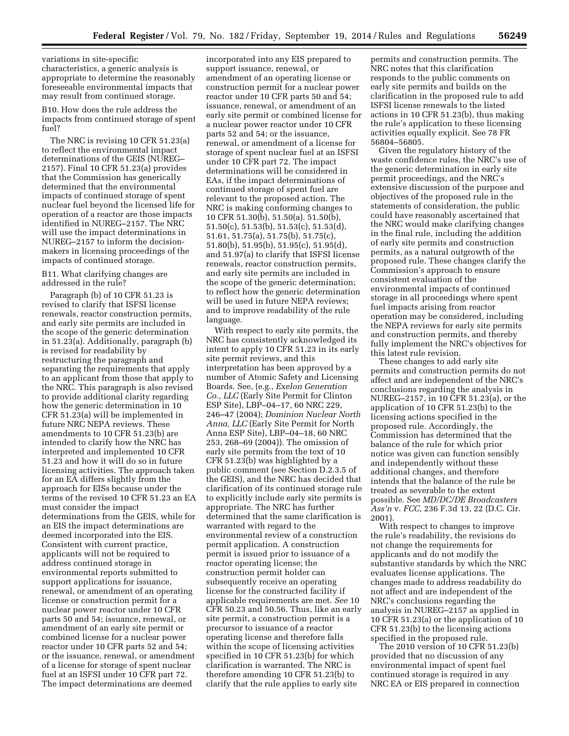variations in site-specific characteristics, a generic analysis is appropriate to determine the reasonably foreseeable environmental impacts that may result from continued storage.

B10. How does the rule address the impacts from continued storage of spent fuel?

The NRC is revising 10 CFR 51.23(a) to reflect the environmental impact determinations of the GEIS (NUREG–2157). Final 10 CFR 51.23(a) provides that the Commission has generically determined that the environmental impacts of continued storage of spent nuclear fuel beyond the licensed life for operation of a reactor are those impacts identified in NUREG–2157. The NRC will use the impact determinations in NUREG–2157 to inform the decision-makers in licensing proceedings of the impacts of continued storage.

B11. What clarifying changes are addressed in the rule?

Paragraph (b) of 10 CFR 51.23 is revised to clarify that ISFSI license renewals, reactor construction permits, and early site permits are included in the scope of the generic determination in 51.23(a). Additionally, paragraph (b) is revised for readability by restructuring the paragraph and separating the requirements that apply to an applicant from those that apply to the NRC. This paragraph is also revised to provide additional clarity regarding how the generic determination in 10 CFR 51.23(a) will be implemented in future NRC NEPA reviews. These amendments to 10 CFR 51.23(b) are intended to clarify how the NRC has interpreted and implemented 10 CFR 51.23 and how it will do so in future licensing activities. The approach taken for an EA differs slightly from the approach for EISs because under the terms of the revised 10 CFR 51.23 an EA must consider the impact determinations from the GEIS, while for an EIS the impact determinations are deemed incorporated into the EIS. Consistent with current practice, applicants will not be required to address continued storage in environmental reports submitted to support applications for issuance, renewal, or amendment of an operating license or construction permit for a nuclear power reactor under 10 CFR parts 50 and 54; issuance, renewal, or amendment of an early site permit or combined license for a nuclear power reactor under 10 CFR parts 52 and 54; or the issuance, renewal, or amendment of a license for storage of spent nuclear fuel at an ISFSI under 10 CFR part 72. The impact determinations are deemed incorporated into any EIS prepared to support issuance, renewal, or amendment of an operating license or construction permit for a nuclear power reactor under 10 CFR parts 50 and 54; issuance, renewal, or amendment of an early site permit or combined license for a nuclear power reactor under 10 CFR parts 52 and 54; or the issuance, renewal, or amendment of a license for storage of spent nuclear fuel at an ISFSI under 10 CFR part 72. The impact determinations will be considered in EAs, if the impact determinations of continued storage of spent fuel are relevant to the proposed action. The NRC is making conforming changes to 10 CFR 51.30(b), 51.50(a). 51.50(b), 51.50(c), 51.53(b), 51.53(c), 51.53(d), 51.61, 51.75(a), 51.75(b), 51.75(c), 51.80(b), 51.95(b), 51.95(c), 51.95(d), and 51.97(a) to clarify that ISFSI license renewals, reactor construction permits, and early site permits are included in the scope of the generic determination; to reflect how the generic determination will be used in future NEPA reviews; and to improve readability of the rule language.

With respect to early site permits, the NRC has consistently acknowledged its intent to apply 10 CFR 51.23 in its early site permit reviews, and this interpretation has been approved by a number of Atomic Safety and Licensing Boards. See, (e.g., *Exelon Generation Co., LLC* (Early Site Permit for Clinton ESP Site), LBP–04–17, 60 NRC 229, 246–47 (2004); *Dominion Nuclear North Anna, LLC* (Early Site Permit for North Anna ESP Site), LBP–04–18, 60 NRC 253, 268–69 (2004)). The omission of early site permits from the text of 10 CFR 51.23(b) was highlighted by a public comment (see Section D.2.3.5 of the GEIS), and the NRC has decided that clarification of its continued storage rule to explicitly include early site permits is appropriate. The NRC has further determined that the same clarification is warranted with regard to the environmental review of a construction permit application. A construction permit is issued prior to issuance of a reactor operating license; the construction permit holder can subsequently receive an operating license for the constructed facility if applicable requirements are met. *See* 10 CFR 50.23 and 50.56. Thus, like an early site permit, a construction permit is a precursor to issuance of a reactor operating license and therefore falls within the scope of licensing activities specified in 10 CFR 51.23(b) for which clarification is warranted. The NRC is therefore amending 10 CFR 51.23(b) to clarify that the rule applies to early site permits and construction permits. The NRC notes that this clarification responds to the public comments on early site permits and builds on the clarification in the proposed rule to add ISFSI license renewals to the listed actions in 10 CFR 51.23(b), thus making the rule's application to these licensing activities equally explicit. See 78 FR 56804–56805.

Given the regulatory history of the waste confidence rules, the NRC's use of the generic determination in early site permit proceedings, and the NRC's extensive discussion of the purpose and objectives of the proposed rule in the statements of consideration, the public could have reasonably ascertained that the NRC would make clarifying changes in the final rule, including the addition of early site permits and construction permits, as a natural outgrowth of the proposed rule. These changes clarify the Commission's approach to ensure consistent evaluation of the environmental impacts of continued storage in all proceedings where spent fuel impacts arising from reactor operation may be considered, including the NEPA reviews for early site permits and construction permits, and thereby fully implement the NRC's objectives for this latest rule revision.

These changes to add early site permits and construction permits do not affect and are independent of the NRC's conclusions regarding the analysis in NUREG–2157, in 10 CFR 51.23(a), or the application of 10 CFR 51.23(b) to the licensing actions specified in the proposed rule. Accordingly, the Commission has determined that the balance of the rule for which prior notice was given can function sensibly and independently without these additional changes, and therefore intends that the balance of the rule be treated as severable to the extent possible. See *MD/DC/DE Broadcasters Ass'n* v. *FCC,* 236 F.3d 13, 22 (D.C. Cir. 2001).

With respect to changes to improve the rule's readability, the revisions do not change the requirements for applicants and do not modify the substantive standards by which the NRC evaluates license applications. The changes made to address readability do not affect and are independent of the NRC's conclusions regarding the analysis in NUREG–2157 as applied in 10 CFR 51.23(a) or the application of 10 CFR 51.23(b) to the licensing actions specified in the proposed rule.

The 2010 version of 10 CFR 51.23(b) provided that no discussion of any environmental impact of spent fuel continued storage is required in any NRC EA or EIS prepared in connection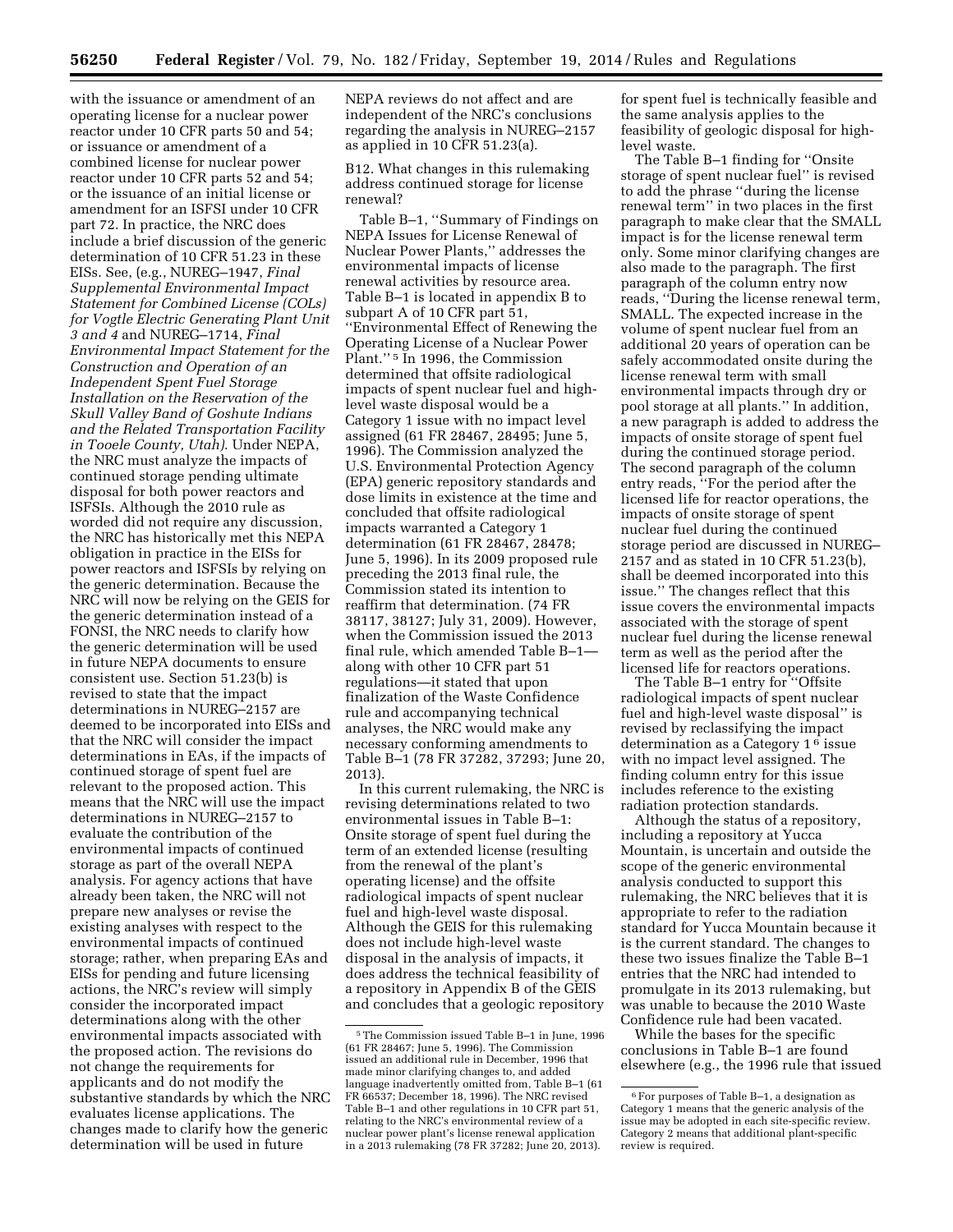with the issuance or amendment of an operating license for a nuclear power reactor under 10 CFR parts 50 and 54; or issuance or amendment of a combined license for nuclear power reactor under 10 CFR parts 52 and 54; or the issuance of an initial license or amendment for an ISFSI under 10 CFR part 72. In practice, the NRC does include a brief discussion of the generic determination of 10 CFR 51.23 in these EISs. See, (e.g., NUREG–1947, *Final Supplemental Environmental Impact Statement for Combined License (COLs) for Vogtle Electric Generating Plant Unit 3 and 4* and NUREG–1714, *Final Environmental Impact Statement for the Construction and Operation of an Independent Spent Fuel Storage Installation on the Reservation of the Skull Valley Band of Goshute Indians and the Related Transportation Facility in Tooele County, Utah)*. Under NEPA, the NRC must analyze the impacts of continued storage pending ultimate disposal for both power reactors and ISFSIs. Although the 2010 rule as worded did not require any discussion, the NRC has historically met this NEPA obligation in practice in the EISs for power reactors and ISFSIs by relying on the generic determination. Because the NRC will now be relying on the GEIS for the generic determination instead of a FONSI, the NRC needs to clarify how the generic determination will be used in future NEPA documents to ensure consistent use. Section 51.23(b) is revised to state that the impact determinations in NUREG–2157 are deemed to be incorporated into EISs and that the NRC will consider the impact determinations in EAs, if the impacts of continued storage of spent fuel are relevant to the proposed action. This means that the NRC will use the impact determinations in NUREG–2157 to evaluate the contribution of the environmental impacts of continued storage as part of the overall NEPA analysis. For agency actions that have already been taken, the NRC will not prepare new analyses or revise the existing analyses with respect to the environmental impacts of continued storage; rather, when preparing EAs and EISs for pending and future licensing actions, the NRC's review will simply consider the incorporated impact determinations along with the other environmental impacts associated with the proposed action. The revisions do not change the requirements for applicants and do not modify the substantive standards by which the NRC evaluates license applications. The changes made to clarify how the generic determination will be used in future NEPA reviews do not affect and are independent of the NRC's conclusions regarding the analysis in NUREG–2157 as applied in 10 CFR 51.23(a).

B12. What changes in this rulemaking address continued storage for license renewal?

Table B–1, "Summary of Findings on NEPA Issues for License Renewal of Nuclear Power Plants," addresses the environmental impacts of license renewal activities by resource area. Table B–1 is located in appendix B to subpart A of 10 CFR part 51, "Environmental Effect of Renewing the Operating License of a Nuclear Power Plant." [5] In 1996, the Commission determined that offsite radiological impacts of spent nuclear fuel and high-level waste disposal would be a Category 1 issue with no impact level assigned (61 FR 28467, 28495; June 5, 1996). The Commission analyzed the U.S. Environmental Protection Agency (EPA) generic repository standards and dose limits in existence at the time and concluded that offsite radiological impacts warranted a Category 1 determination (61 FR 28467, 28478; June 5, 1996). In its 2009 proposed rule preceding the 2013 final rule, the Commission stated its intention to reaffirm that determination. (74 FR 38117, 38127; July 31, 2009). However, when the Commission issued the 2013 final rule, which amended Table B–1—along with other 10 CFR part 51 regulations—it stated that upon finalization of the Waste Confidence rule and accompanying technical analyses, the NRC would make any necessary conforming amendments to Table B–1 (78 FR 37282, 37293; June 20, 2013).

In this current rulemaking, the NRC is revising determinations related to two environmental issues in Table B–1: Onsite storage of spent fuel during the term of an extended license (resulting from the renewal of the plant's operating license) and the offsite radiological impacts of spent nuclear fuel and high-level waste disposal. Although the GEIS for this rulemaking does not include high-level waste disposal in the analysis of impacts, it does address the technical feasibility of a repository in Appendix B of the GEIS and concludes that a geologic repository for spent fuel is technically feasible and the same analysis applies to the feasibility of geologic disposal for high-level waste.

The Table B–1 finding for "Onsite storage of spent nuclear fuel" is revised to add the phrase "during the license renewal term" in two places in the first paragraph to make clear that the SMALL impact is for the license renewal term only. Some minor clarifying changes are also made to the paragraph. The first paragraph of the column entry now reads, "During the license renewal term, SMALL. The expected increase in the volume of spent nuclear fuel from an additional 20 years of operation can be safely accommodated onsite during the license renewal term with small environmental impacts through dry or pool storage at all plants." In addition, a new paragraph is added to address the impacts of onsite storage of spent fuel during the continued storage period. The second paragraph of the column entry reads, "For the period after the licensed life for reactor operations, the impacts of onsite storage of spent nuclear fuel during the continued storage period are discussed in NUREG–2157 and as stated in 10 CFR 51.23(b), shall be deemed incorporated into this issue." The changes reflect that this issue covers the environmental impacts associated with the storage of spent nuclear fuel during the license renewal term as well as the period after the licensed life for reactors operations.

The Table B–1 entry for "Offsite radiological impacts of spent nuclear fuel and high-level waste disposal" is revised by reclassifying the impact determination as a Category 1 [6] issue with no impact level assigned. The finding column entry for this issue includes reference to the existing radiation protection standards.

Although the status of a repository, including a repository at Yucca Mountain, is uncertain and outside the scope of the generic environmental analysis conducted to support this rulemaking, the NRC believes that it is appropriate to refer to the radiation standard for Yucca Mountain because it is the current standard. The changes to these two issues finalize the Table B–1 entries that the NRC had intended to promulgate in its 2013 rulemaking, but was unable to because the 2010 Waste Confidence rule had been vacated.

While the bases for the specific conclusions in Table B–1 are found elsewhere (e.g., the 1996 rule that issued

[5] The Commission issued Table B–1 in June, 1996 (61 FR 28467; June 5, 1996). The Commission issued an additional rule in December, 1996 that made minor clarifying changes to, and added language inadvertently omitted from, Table B–1 (61 FR 66537; December 18, 1996). The NRC revised Table B–1 and other regulations in 10 CFR part 51, relating to the NRC's environmental review of a nuclear power plant's license renewal application in a 2013 rulemaking (78 FR 37282; June 20, 2013).

[6] For purposes of Table B–1, a designation as Category 1 means that the generic analysis of the issue may be adopted in each site-specific review. Category 2 means that additional plant-specific review is required.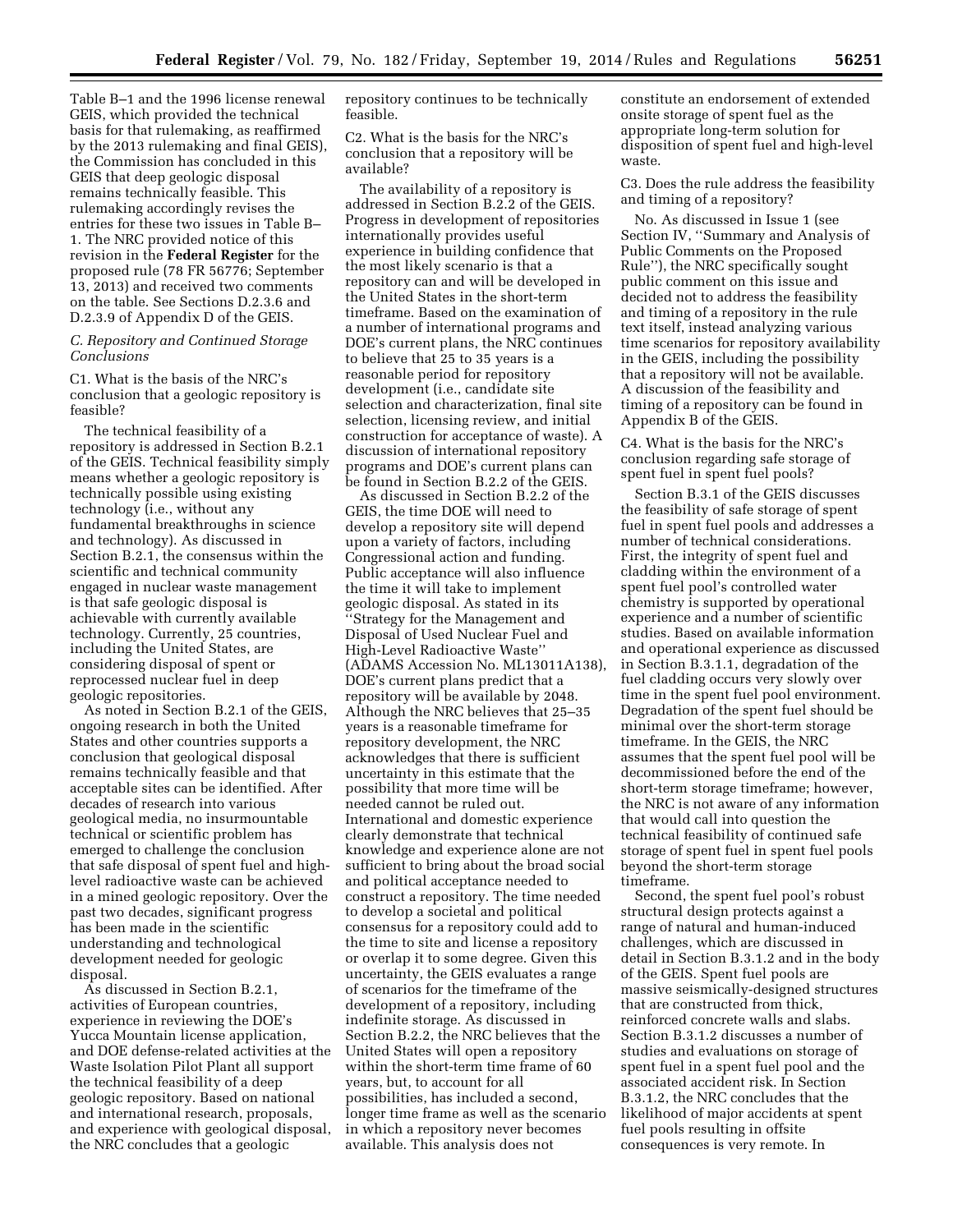Table B–1 and the 1996 license renewal GEIS, which provided the technical basis for that rulemaking, as reaffirmed by the 2013 rulemaking and final GEIS), the Commission has concluded in this GEIS that deep geologic disposal remains technically feasible. This rulemaking accordingly revises the entries for these two issues in Table B–1. The NRC provided notice of this revision in the **Federal Register** for the proposed rule (78 FR 56776; September 13, 2013) and received two comments on the table. See Sections D.2.3.6 and D.2.3.9 of Appendix D of the GEIS.

### *C. Repository and Continued Storage Conclusions*

C1. What is the basis of the NRC's conclusion that a geologic repository is feasible?

The technical feasibility of a repository is addressed in Section B.2.1 of the GEIS. Technical feasibility simply means whether a geologic repository is technically possible using existing technology (i.e., without any fundamental breakthroughs in science and technology). As discussed in Section B.2.1, the consensus within the scientific and technical community engaged in nuclear waste management is that safe geologic disposal is achievable with currently available technology. Currently, 25 countries, including the United States, are considering disposal of spent or reprocessed nuclear fuel in deep geologic repositories.

As noted in Section B.2.1 of the GEIS, ongoing research in both the United States and other countries supports a conclusion that geological disposal remains technically feasible and that acceptable sites can be identified. After decades of research into various geological media, no insurmountable technical or scientific problem has emerged to challenge the conclusion that safe disposal of spent fuel and high-level radioactive waste can be achieved in a mined geologic repository. Over the past two decades, significant progress has been made in the scientific understanding and technological development needed for geologic disposal.

As discussed in Section B.2.1, activities of European countries, experience in reviewing the DOE's Yucca Mountain license application, and DOE defense-related activities at the Waste Isolation Pilot Plant all support the technical feasibility of a deep geologic repository. Based on national and international research, proposals, and experience with geological disposal, the NRC concludes that a geologic repository continues to be technically feasible.

C2. What is the basis for the NRC's conclusion that a repository will be available?

The availability of a repository is addressed in Section B.2.2 of the GEIS. Progress in development of repositories internationally provides useful experience in building confidence that the most likely scenario is that a repository can and will be developed in the United States in the short-term timeframe. Based on the examination of a number of international programs and DOE's current plans, the NRC continues to believe that 25 to 35 years is a reasonable period for repository development (i.e., candidate site selection and characterization, final site selection, licensing review, and initial construction for acceptance of waste). A discussion of international repository programs and DOE's current plans can be found in Section B.2.2 of the GEIS.

As discussed in Section B.2.2 of the GEIS, the time DOE will need to develop a repository site will depend upon a variety of factors, including Congressional action and funding. Public acceptance will also influence the time it will take to implement geologic disposal. As stated in its ''Strategy for the Management and Disposal of Used Nuclear Fuel and High-Level Radioactive Waste'' (ADAMS Accession No. ML13011A138), DOE's current plans predict that a repository will be available by 2048. Although the NRC believes that 25–35 years is a reasonable timeframe for repository development, the NRC acknowledges that there is sufficient uncertainty in this estimate that the possibility that more time will be needed cannot be ruled out. International and domestic experience clearly demonstrate that technical knowledge and experience alone are not sufficient to bring about the broad social and political acceptance needed to construct a repository. The time needed to develop a societal and political consensus for a repository could add to the time to site and license a repository or overlap it to some degree. Given this uncertainty, the GEIS evaluates a range of scenarios for the timeframe of the development of a repository, including indefinite storage. As discussed in Section B.2.2, the NRC believes that the United States will open a repository within the short-term time frame of 60 years, but, to account for all possibilities, has included a second, longer time frame as well as the scenario in which a repository never becomes available. This analysis does not constitute an endorsement of extended onsite storage of spent fuel as the appropriate long-term solution for disposition of spent fuel and high-level waste.

C3. Does the rule address the feasibility and timing of a repository?

No. As discussed in Issue 1 (see Section IV, ''Summary and Analysis of Public Comments on the Proposed Rule''), the NRC specifically sought public comment on this issue and decided not to address the feasibility and timing of a repository in the rule text itself, instead analyzing various time scenarios for repository availability in the GEIS, including the possibility that a repository will not be available. A discussion of the feasibility and timing of a repository can be found in Appendix B of the GEIS.

C4. What is the basis for the NRC's conclusion regarding safe storage of spent fuel in spent fuel pools?

Section B.3.1 of the GEIS discusses the feasibility of safe storage of spent fuel in spent fuel pools and addresses a number of technical considerations. First, the integrity of spent fuel and cladding within the environment of a spent fuel pool's controlled water chemistry is supported by operational experience and a number of scientific studies. Based on available information and operational experience as discussed in Section B.3.1.1, degradation of the fuel cladding occurs very slowly over time in the spent fuel pool environment. Degradation of the spent fuel should be minimal over the short-term storage timeframe. In the GEIS, the NRC assumes that the spent fuel pool will be decommissioned before the end of the short-term storage timeframe; however, the NRC is not aware of any information that would call into question the technical feasibility of continued safe storage of spent fuel in spent fuel pools beyond the short-term storage timeframe.

Second, the spent fuel pool's robust structural design protects against a range of natural and human-induced challenges, which are discussed in detail in Section B.3.1.2 and in the body of the GEIS. Spent fuel pools are massive seismically-designed structures that are constructed from thick, reinforced concrete walls and slabs. Section B.3.1.2 discusses a number of studies and evaluations on storage of spent fuel in a spent fuel pool and the associated accident risk. In Section B.3.1.2, the NRC concludes that the likelihood of major accidents at spent fuel pools resulting in offsite consequences is very remote. In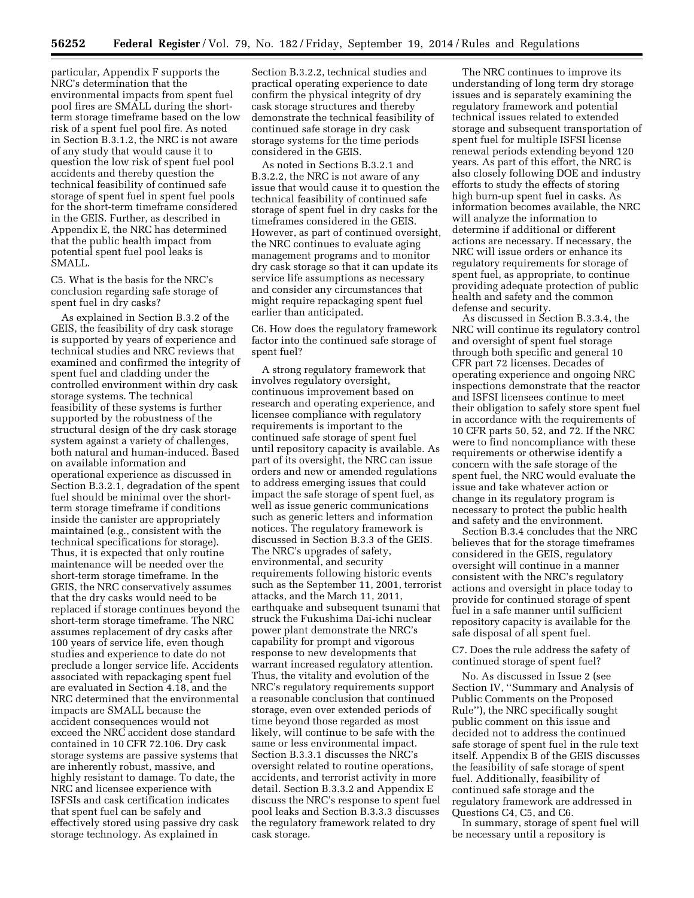particular, Appendix F supports the NRC's determination that the environmental impacts from spent fuel pool fires are SMALL during the short-term storage timeframe based on the low risk of a spent fuel pool fire. As noted in Section B.3.1.2, the NRC is not aware of any study that would cause it to question the low risk of spent fuel pool accidents and thereby question the technical feasibility of continued safe storage of spent fuel in spent fuel pools for the short-term timeframe considered in the GEIS. Further, as described in Appendix E, the NRC has determined that the public health impact from potential spent fuel pool leaks is SMALL.

C5. What is the basis for the NRC's conclusion regarding safe storage of spent fuel in dry casks?

As explained in Section B.3.2 of the GEIS, the feasibility of dry cask storage is supported by years of experience and technical studies and NRC reviews that examined and confirmed the integrity of spent fuel and cladding under the controlled environment within dry cask storage systems. The technical feasibility of these systems is further supported by the robustness of the structural design of the dry cask storage system against a variety of challenges, both natural and human-induced. Based on available information and operational experience as discussed in Section B.3.2.1, degradation of the spent fuel should be minimal over the short-term storage timeframe if conditions inside the canister are appropriately maintained (e.g., consistent with the technical specifications for storage). Thus, it is expected that only routine maintenance will be needed over the short-term storage timeframe. In the GEIS, the NRC conservatively assumes that the dry casks would need to be replaced if storage continues beyond the short-term storage timeframe. The NRC assumes replacement of dry casks after 100 years of service life, even though studies and experience to date do not preclude a longer service life. Accidents associated with repackaging spent fuel are evaluated in Section 4.18, and the NRC determined that the environmental impacts are SMALL because the accident consequences would not exceed the NRC accident dose standard contained in 10 CFR 72.106. Dry cask storage systems are passive systems that are inherently robust, massive, and highly resistant to damage. To date, the NRC and licensee experience with ISFSIs and cask certification indicates that spent fuel can be safely and effectively stored using passive dry cask storage technology. As explained in Section B.3.2.2, technical studies and practical operating experience to date confirm the physical integrity of dry cask storage structures and thereby demonstrate the technical feasibility of continued safe storage in dry cask storage systems for the time periods considered in the GEIS.

As noted in Sections B.3.2.1 and B.3.2.2, the NRC is not aware of any issue that would cause it to question the technical feasibility of continued safe storage of spent fuel in dry casks for the timeframes considered in the GEIS. However, as part of continued oversight, the NRC continues to evaluate aging management programs and to monitor dry cask storage so that it can update its service life assumptions as necessary and consider any circumstances that might require repackaging spent fuel earlier than anticipated.

C6. How does the regulatory framework factor into the continued safe storage of spent fuel?

A strong regulatory framework that involves regulatory oversight, continuous improvement based on research and operating experience, and licensee compliance with regulatory requirements is important to the continued safe storage of spent fuel until repository capacity is available. As part of its oversight, the NRC can issue orders and new or amended regulations to address emerging issues that could impact the safe storage of spent fuel, as well as issue generic communications such as generic letters and information notices. The regulatory framework is discussed in Section B.3.3 of the GEIS. The NRC's upgrades of safety, environmental, and security requirements following historic events such as the September 11, 2001, terrorist attacks, and the March 11, 2011, earthquake and subsequent tsunami that struck the Fukushima Dai-ichi nuclear power plant demonstrate the NRC's capability for prompt and vigorous response to new developments that warrant increased regulatory attention. Thus, the vitality and evolution of the NRC's regulatory requirements support a reasonable conclusion that continued storage, even over extended periods of time beyond those regarded as most likely, will continue to be safe with the same or less environmental impact. Section B.3.3.1 discusses the NRC's oversight related to routine operations, accidents, and terrorist activity in more detail. Section B.3.3.2 and Appendix E discuss the NRC's response to spent fuel pool leaks and Section B.3.3.3 discusses the regulatory framework related to dry cask storage.

The NRC continues to improve its understanding of long term dry storage issues and is separately examining the regulatory framework and potential technical issues related to extended storage and subsequent transportation of spent fuel for multiple ISFSI license renewal periods extending beyond 120 years. As part of this effort, the NRC is also closely following DOE and industry efforts to study the effects of storing high burn-up spent fuel in casks. As information becomes available, the NRC will analyze the information to determine if additional or different actions are necessary. If necessary, the NRC will issue orders or enhance its regulatory requirements for storage of spent fuel, as appropriate, to continue providing adequate protection of public health and safety and the common defense and security.

As discussed in Section B.3.3.4, the NRC will continue its regulatory control and oversight of spent fuel storage through both specific and general 10 CFR part 72 licenses. Decades of operating experience and ongoing NRC inspections demonstrate that the reactor and ISFSI licensees continue to meet their obligation to safely store spent fuel in accordance with the requirements of 10 CFR parts 50, 52, and 72. If the NRC were to find noncompliance with these requirements or otherwise identify a concern with the safe storage of the spent fuel, the NRC would evaluate the issue and take whatever action or change in its regulatory program is necessary to protect the public health and safety and the environment.

Section B.3.4 concludes that the NRC believes that for the storage timeframes considered in the GEIS, regulatory oversight will continue in a manner consistent with the NRC's regulatory actions and oversight in place today to provide for continued storage of spent fuel in a safe manner until sufficient repository capacity is available for the safe disposal of all spent fuel.

C7. Does the rule address the safety of continued storage of spent fuel?

No. As discussed in Issue 2 (see Section IV, ''Summary and Analysis of Public Comments on the Proposed Rule''), the NRC specifically sought public comment on this issue and decided not to address the continued safe storage of spent fuel in the rule text itself. Appendix B of the GEIS discusses the feasibility of safe storage of spent fuel. Additionally, feasibility of continued safe storage and the regulatory framework are addressed in Questions C4, C5, and C6.

In summary, storage of spent fuel will be necessary until a repository is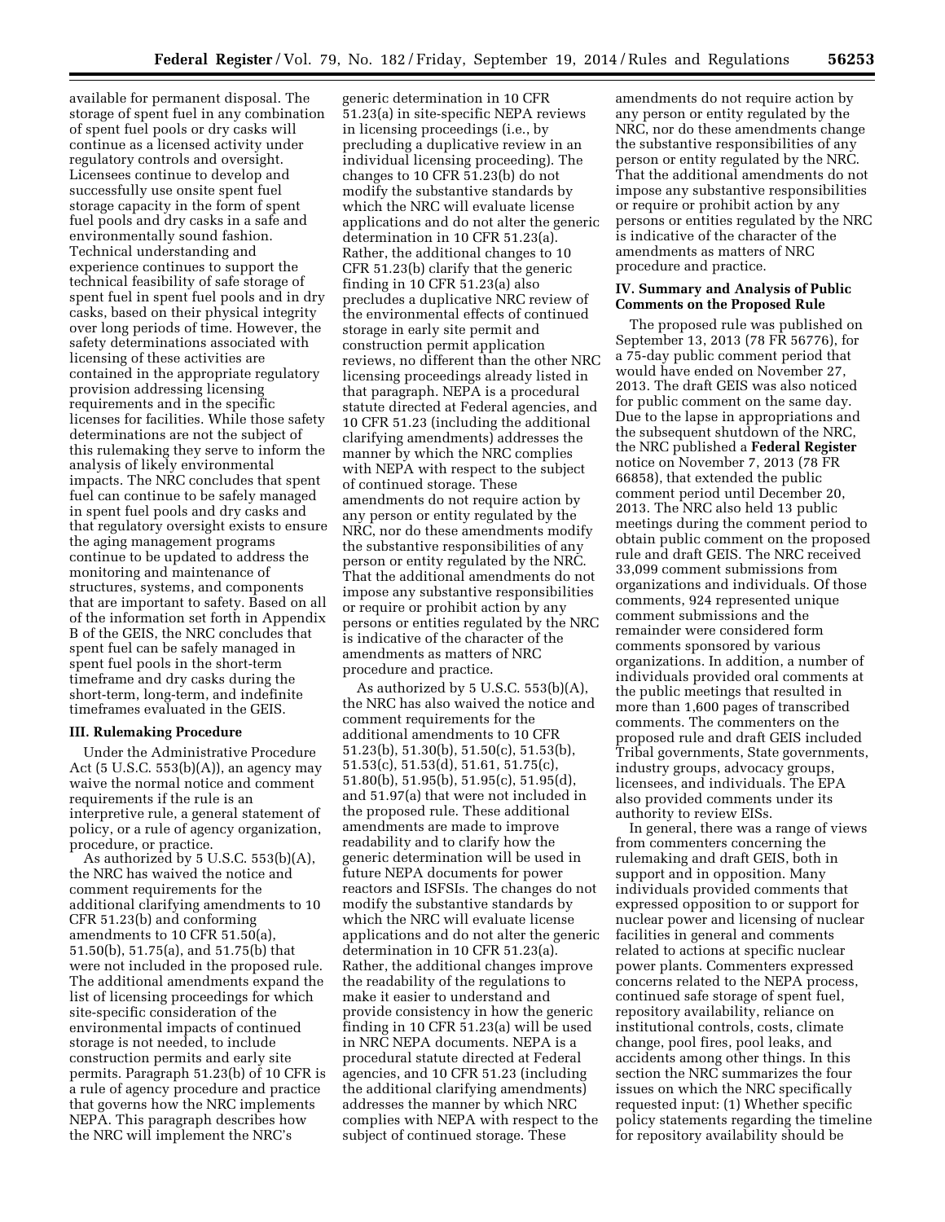available for permanent disposal. The storage of spent fuel in any combination of spent fuel pools or dry casks will continue as a licensed activity under regulatory controls and oversight. Licensees continue to develop and successfully use onsite spent fuel storage capacity in the form of spent fuel pools and dry casks in a safe and environmentally sound fashion. Technical understanding and experience continues to support the technical feasibility of safe storage of spent fuel in spent fuel pools and in dry casks, based on their physical integrity over long periods of time. However, the safety determinations associated with licensing of these activities are contained in the appropriate regulatory provision addressing licensing requirements and in the specific licenses for facilities. While those safety determinations are not the subject of this rulemaking they serve to inform the analysis of likely environmental impacts. The NRC concludes that spent fuel can continue to be safely managed in spent fuel pools and dry casks and that regulatory oversight exists to ensure the aging management programs continue to be updated to address the monitoring and maintenance of structures, systems, and components that are important to safety. Based on all of the information set forth in Appendix B of the GEIS, the NRC concludes that spent fuel can be safely managed in spent fuel pools in the short-term timeframe and dry casks during the short-term, long-term, and indefinite timeframes evaluated in the GEIS.

## III. Rulemaking Procedure

Under the Administrative Procedure Act (5 U.S.C. 553(b)(A)), an agency may waive the normal notice and comment requirements if the rule is an interpretive rule, a general statement of policy, or a rule of agency organization, procedure, or practice.

As authorized by 5 U.S.C. 553(b)(A), the NRC has waived the notice and comment requirements for the additional clarifying amendments to 10 CFR 51.23(b) and conforming amendments to 10 CFR 51.50(a), 51.50(b), 51.75(a), and 51.75(b) that were not included in the proposed rule. The additional amendments expand the list of licensing proceedings for which site-specific consideration of the environmental impacts of continued storage is not needed, to include construction permits and early site permits. Paragraph 51.23(b) of 10 CFR is a rule of agency procedure and practice that governs how the NRC implements NEPA. This paragraph describes how the NRC will implement the NRC's generic determination in 10 CFR 51.23(a) in site-specific NEPA reviews in licensing proceedings (i.e., by precluding a duplicative review in an individual licensing proceeding). The changes to 10 CFR 51.23(b) do not modify the substantive standards by which the NRC will evaluate license applications and do not alter the generic determination in 10 CFR 51.23(a). Rather, the additional changes to 10 CFR 51.23(b) clarify that the generic finding in 10 CFR 51.23(a) also precludes a duplicative NRC review of the environmental effects of continued storage in early site permit and construction permit application reviews, no different than the other NRC licensing proceedings already listed in that paragraph. NEPA is a procedural statute directed at Federal agencies, and 10 CFR 51.23 (including the additional clarifying amendments) addresses the manner by which the NRC complies with NEPA with respect to the subject of continued storage. These amendments do not require action by any person or entity regulated by the NRC, nor do these amendments modify the substantive responsibilities of any person or entity regulated by the NRC. That the additional amendments do not impose any substantive responsibilities or require or prohibit action by any persons or entities regulated by the NRC is indicative of the character of the amendments as matters of NRC procedure and practice.

As authorized by 5 U.S.C. 553(b)(A), the NRC has also waived the notice and comment requirements for the additional amendments to 10 CFR 51.23(b), 51.30(b), 51.50(c), 51.53(b), 51.53(c), 51.53(d), 51.61, 51.75(c), 51.80(b), 51.95(b), 51.95(c), 51.95(d), and 51.97(a) that were not included in the proposed rule. These additional amendments are made to improve readability and to clarify how the generic determination will be used in future NEPA documents for power reactors and ISFSIs. The changes do not modify the substantive standards by which the NRC will evaluate license applications and do not alter the generic determination in 10 CFR 51.23(a). Rather, the additional changes improve the readability of the regulations to make it easier to understand and provide consistency in how the generic finding in 10 CFR 51.23(a) will be used in NRC NEPA documents. NEPA is a procedural statute directed at Federal agencies, and 10 CFR 51.23 (including the additional clarifying amendments) addresses the manner by which NRC complies with NEPA with respect to the subject of continued storage. These amendments do not require action by any person or entity regulated by the NRC, nor do these amendments change the substantive responsibilities of any person or entity regulated by the NRC. That the additional amendments do not impose any substantive responsibilities or require or prohibit action by any persons or entities regulated by the NRC is indicative of the character of the amendments as matters of NRC procedure and practice.

## IV. Summary and Analysis of Public Comments on the Proposed Rule

The proposed rule was published on September 13, 2013 (78 FR 56776), for a 75-day public comment period that would have ended on November 27, 2013. The draft GEIS was also noticed for public comment on the same day. Due to the lapse in appropriations and the subsequent shutdown of the NRC, the NRC published a **Federal Register** notice on November 7, 2013 (78 FR 66858), that extended the public comment period until December 20, 2013. The NRC also held 13 public meetings during the comment period to obtain public comment on the proposed rule and draft GEIS. The NRC received 33,099 comment submissions from organizations and individuals. Of those comments, 924 represented unique comment submissions and the remainder were considered form comments sponsored by various organizations. In addition, a number of individuals provided oral comments at the public meetings that resulted in more than 1,600 pages of transcribed comments. The commenters on the proposed rule and draft GEIS included Tribal governments, State governments, industry groups, advocacy groups, licensees, and individuals. The EPA also provided comments under its authority to review EISs.

In general, there was a range of views from commenters concerning the rulemaking and draft GEIS, both in support and in opposition. Many individuals provided comments that expressed opposition to or support for nuclear power and licensing of nuclear facilities in general and comments related to actions at specific nuclear power plants. Commenters expressed concerns related to the NEPA process, continued safe storage of spent fuel, repository availability, reliance on institutional controls, costs, climate change, pool fires, pool leaks, and accidents among other things. In this section the NRC summarizes the four issues on which the NRC specifically requested input: (1) Whether specific policy statements regarding the timeline for repository availability should be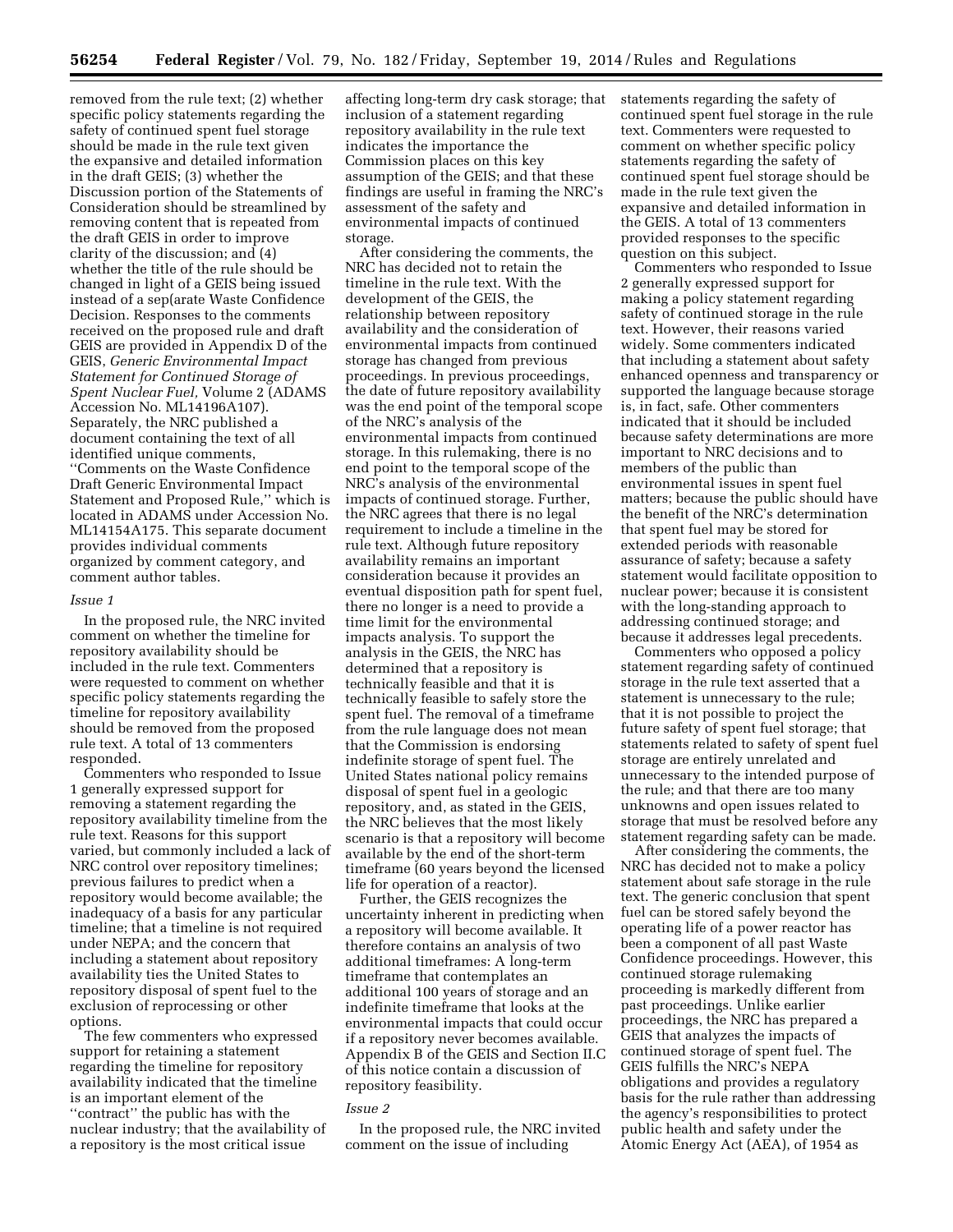removed from the rule text; (2) whether specific policy statements regarding the safety of continued spent fuel storage should be made in the rule text given the expansive and detailed information in the draft GEIS; (3) whether the Discussion portion of the Statements of Consideration should be streamlined by removing content that is repeated from the draft GEIS in order to improve clarity of the discussion; and (4) whether the title of the rule should be changed in light of a GEIS being issued instead of a sep(arate Waste Confidence Decision. Responses to the comments received on the proposed rule and draft GEIS are provided in Appendix D of the GEIS, *Generic Environmental Impact Statement for Continued Storage of Spent Nuclear Fuel,* Volume 2 (ADAMS Accession No. ML14196A107). Separately, the NRC published a document containing the text of all identified unique comments, ''Comments on the Waste Confidence Draft Generic Environmental Impact Statement and Proposed Rule,'' which is located in ADAMS under Accession No. ML14154A175. This separate document provides individual comments organized by comment category, and comment author tables.

*Issue 1*

In the proposed rule, the NRC invited comment on whether the timeline for repository availability should be included in the rule text. Commenters were requested to comment on whether specific policy statements regarding the timeline for repository availability should be removed from the proposed rule text. A total of 13 commenters responded.

Commenters who responded to Issue 1 generally expressed support for removing a statement regarding the repository availability timeline from the rule text. Reasons for this support varied, but commonly included a lack of NRC control over repository timelines; previous failures to predict when a repository would become available; the inadequacy of a basis for any particular timeline; that a timeline is not required under NEPA; and the concern that including a statement about repository availability ties the United States to repository disposal of spent fuel to the exclusion of reprocessing or other options.

The few commenters who expressed support for retaining a statement regarding the timeline for repository availability indicated that the timeline is an important element of the ''contract'' the public has with the nuclear industry; that the availability of a repository is the most critical issue affecting long-term dry cask storage; that inclusion of a statement regarding repository availability in the rule text indicates the importance the Commission places on this key assumption of the GEIS; and that these findings are useful in framing the NRC's assessment of the safety and environmental impacts of continued storage.

After considering the comments, the NRC has decided not to retain the timeline in the rule text. With the development of the GEIS, the relationship between repository availability and the consideration of environmental impacts from continued storage has changed from previous proceedings. In previous proceedings, the date of future repository availability was the end point of the temporal scope of the NRC's analysis of the environmental impacts from continued storage. In this rulemaking, there is no end point to the temporal scope of the NRC's analysis of the environmental impacts of continued storage. Further, the NRC agrees that there is no legal requirement to include a timeline in the rule text. Although future repository availability remains an important consideration because it provides an eventual disposition path for spent fuel, there no longer is a need to provide a time limit for the environmental impacts analysis. To support the analysis in the GEIS, the NRC has determined that a repository is technically feasible and that it is technically feasible to safely store the spent fuel. The removal of a timeframe from the rule language does not mean that the Commission is endorsing indefinite storage of spent fuel. The United States national policy remains disposal of spent fuel in a geologic repository, and, as stated in the GEIS, the NRC believes that the most likely scenario is that a repository will become available by the end of the short-term timeframe (60 years beyond the licensed life for operation of a reactor).

Further, the GEIS recognizes the uncertainty inherent in predicting when a repository will become available. It therefore contains an analysis of two additional timeframes: A long-term timeframe that contemplates an additional 100 years of storage and an indefinite timeframe that looks at the environmental impacts that could occur if a repository never becomes available. Appendix B of the GEIS and Section II.C of this notice contain a discussion of repository feasibility.

*Issue 2*

In the proposed rule, the NRC invited comment on the issue of including statements regarding the safety of continued spent fuel storage in the rule text. Commenters were requested to comment on whether specific policy statements regarding the safety of continued spent fuel storage should be made in the rule text given the expansive and detailed information in the GEIS. A total of 13 commenters provided responses to the specific question on this subject.

Commenters who responded to Issue 2 generally expressed support for making a policy statement regarding safety of continued storage in the rule text. However, their reasons varied widely. Some commenters indicated that including a statement about safety enhanced openness and transparency or supported the language because storage is, in fact, safe. Other commenters indicated that it should be included because safety determinations are more important to NRC decisions and to members of the public than environmental issues in spent fuel matters; because the public should have the benefit of the NRC's determination that spent fuel may be stored for extended periods with reasonable assurance of safety; because a safety statement would facilitate opposition to nuclear power; because it is consistent with the long-standing approach to addressing continued storage; and because it addresses legal precedents.

Commenters who opposed a policy statement regarding safety of continued storage in the rule text asserted that a statement is unnecessary to the rule; that it is not possible to project the future safety of spent fuel storage; that statements related to safety of spent fuel storage are entirely unrelated and unnecessary to the intended purpose of the rule; and that there are too many unknowns and open issues related to storage that must be resolved before any statement regarding safety can be made.

After considering the comments, the NRC has decided not to make a policy statement about safe storage in the rule text. The generic conclusion that spent fuel can be stored safely beyond the operating life of a power reactor has been a component of all past Waste Confidence proceedings. However, this continued storage rulemaking proceeding is markedly different from past proceedings. Unlike earlier proceedings, the NRC has prepared a GEIS that analyzes the impacts of continued storage of spent fuel. The GEIS fulfills the NRC's NEPA obligations and provides a regulatory basis for the rule rather than addressing the agency's responsibilities to protect public health and safety under the Atomic Energy Act (AEA), of 1954 as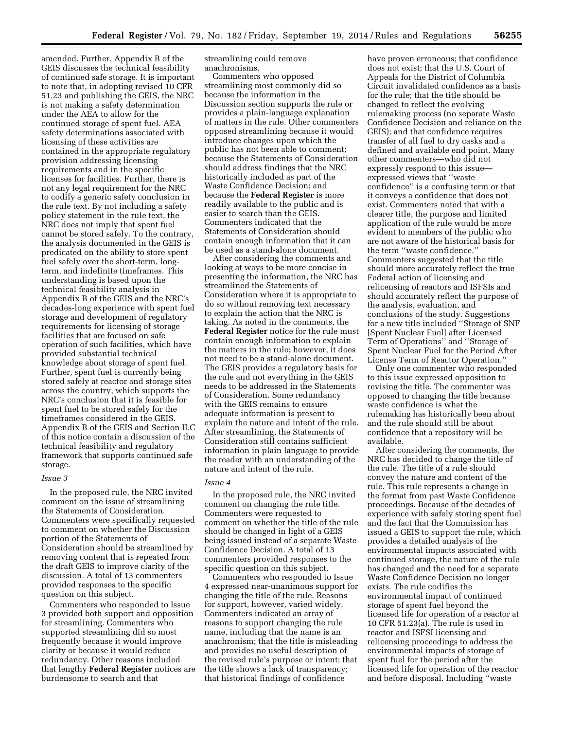amended. Further, Appendix B of the GEIS discusses the technical feasibility of continued safe storage. It is important to note that, in adopting revised 10 CFR 51.23 and publishing the GEIS, the NRC is not making a safety determination under the AEA to allow for the continued storage of spent fuel. AEA safety determinations associated with licensing of these activities are contained in the appropriate regulatory provision addressing licensing requirements and in the specific licenses for facilities. Further, there is not any legal requirement for the NRC to codify a generic safety conclusion in the rule text. By not including a safety policy statement in the rule text, the NRC does not imply that spent fuel cannot be stored safely. To the contrary, the analysis documented in the GEIS is predicated on the ability to store spent fuel safely over the short-term, long-term, and indefinite timeframes. This understanding is based upon the technical feasibility analysis in Appendix B of the GEIS and the NRC's decades-long experience with spent fuel storage and development of regulatory requirements for licensing of storage facilities that are focused on safe operation of such facilities, which have provided substantial technical knowledge about storage of spent fuel. Further, spent fuel is currently being stored safely at reactor and storage sites across the country, which supports the NRC's conclusion that it is feasible for spent fuel to be stored safely for the timeframes considered in the GEIS. Appendix B of the GEIS and Section II.C of this notice contain a discussion of the technical feasibility and regulatory framework that supports continued safe storage.

*Issue 3*

In the proposed rule, the NRC invited comment on the issue of streamlining the Statements of Consideration. Commenters were specifically requested to comment on whether the Discussion portion of the Statements of Consideration should be streamlined by removing content that is repeated from the draft GEIS to improve clarity of the discussion. A total of 13 commenters provided responses to the specific question on this subject.

Commenters who responded to Issue 3 provided both support and opposition for streamlining. Commenters who supported streamlining did so most frequently because it would improve clarity or because it would reduce redundancy. Other reasons included that lengthy **Federal Register** notices are burdensome to search and that streamlining could remove anachronisms.

Commenters who opposed streamlining most commonly did so because the information in the Discussion section supports the rule or provides a plain-language explanation of matters in the rule. Other commenters opposed streamlining because it would introduce changes upon which the public has not been able to comment; because the Statements of Consideration should address findings that the NRC historically included as part of the Waste Confidence Decision; and because the **Federal Register** is more readily available to the public and is easier to search than the GEIS. Commenters indicated that the Statements of Consideration should contain enough information that it can be used as a stand-alone document.

After considering the comments and looking at ways to be more concise in presenting the information, the NRC has streamlined the Statements of Consideration where it is appropriate to do so without removing text necessary to explain the action that the NRC is taking. As noted in the comments, the **Federal Register** notice for the rule must contain enough information to explain the matters in the rule; however, it does not need to be a stand-alone document. The GEIS provides a regulatory basis for the rule and not everything in the GEIS needs to be addressed in the Statements of Consideration. Some redundancy with the GEIS remains to ensure adequate information is present to explain the nature and intent of the rule. After streamlining, the Statements of Consideration still contains sufficient information in plain language to provide the reader with an understanding of the nature and intent of the rule.

*Issue 4*

In the proposed rule, the NRC invited comment on changing the rule title. Commenters were requested to comment on whether the title of the rule should be changed in light of a GEIS being issued instead of a separate Waste Confidence Decision. A total of 13 commenters provided responses to the specific question on this subject.

Commenters who responded to Issue 4 expressed near-unanimous support for changing the title of the rule. Reasons for support, however, varied widely. Commenters indicated an array of reasons to support changing the rule name, including that the name is an anachronism; that the title is misleading and provides no useful description of the revised rule's purpose or intent; that the title shows a lack of transparency; that historical findings of confidence have proven erroneous; that confidence does not exist; that the U.S. Court of Appeals for the District of Columbia Circuit invalidated confidence as a basis for the rule; that the title should be changed to reflect the evolving rulemaking process (no separate Waste Confidence Decision and reliance on the GEIS); and that confidence requires transfer of all fuel to dry casks and a defined and available end point. Many other commenters—who did not expressly respond to this issue—expressed views that ''waste confidence'' is a confusing term or that it conveys a confidence that does not exist. Commenters noted that with a clearer title, the purpose and limited application of the rule would be more evident to members of the public who are not aware of the historical basis for the term ''waste confidence.'' Commenters suggested that the title should more accurately reflect the true Federal action of licensing and relicensing of reactors and ISFSIs and should accurately reflect the purpose of the analysis, evaluation, and conclusions of the study. Suggestions for a new title included ''Storage of SNF [Spent Nuclear Fuel] after Licensed Term of Operations'' and ''Storage of Spent Nuclear Fuel for the Period After License Term of Reactor Operation.''

Only one commenter who responded to this issue expressed opposition to revising the title. The commenter was opposed to changing the title because waste confidence is what the rulemaking has historically been about and the rule should still be about confidence that a repository will be available.

After considering the comments, the NRC has decided to change the title of the rule. The title of a rule should convey the nature and content of the rule. This rule represents a change in the format from past Waste Confidence proceedings. Because of the decades of experience with safely storing spent fuel and the fact that the Commission has issued a GEIS to support the rule, which provides a detailed analysis of the environmental impacts associated with continued storage, the nature of the rule has changed and the need for a separate Waste Confidence Decision no longer exists. The rule codifies the environmental impact of continued storage of spent fuel beyond the licensed life for operation of a reactor at 10 CFR 51.23(a). The rule is used in reactor and ISFSI licensing and relicensing proceedings to address the environmental impacts of storage of spent fuel for the period after the licensed life for operation of the reactor and before disposal. Including ''waste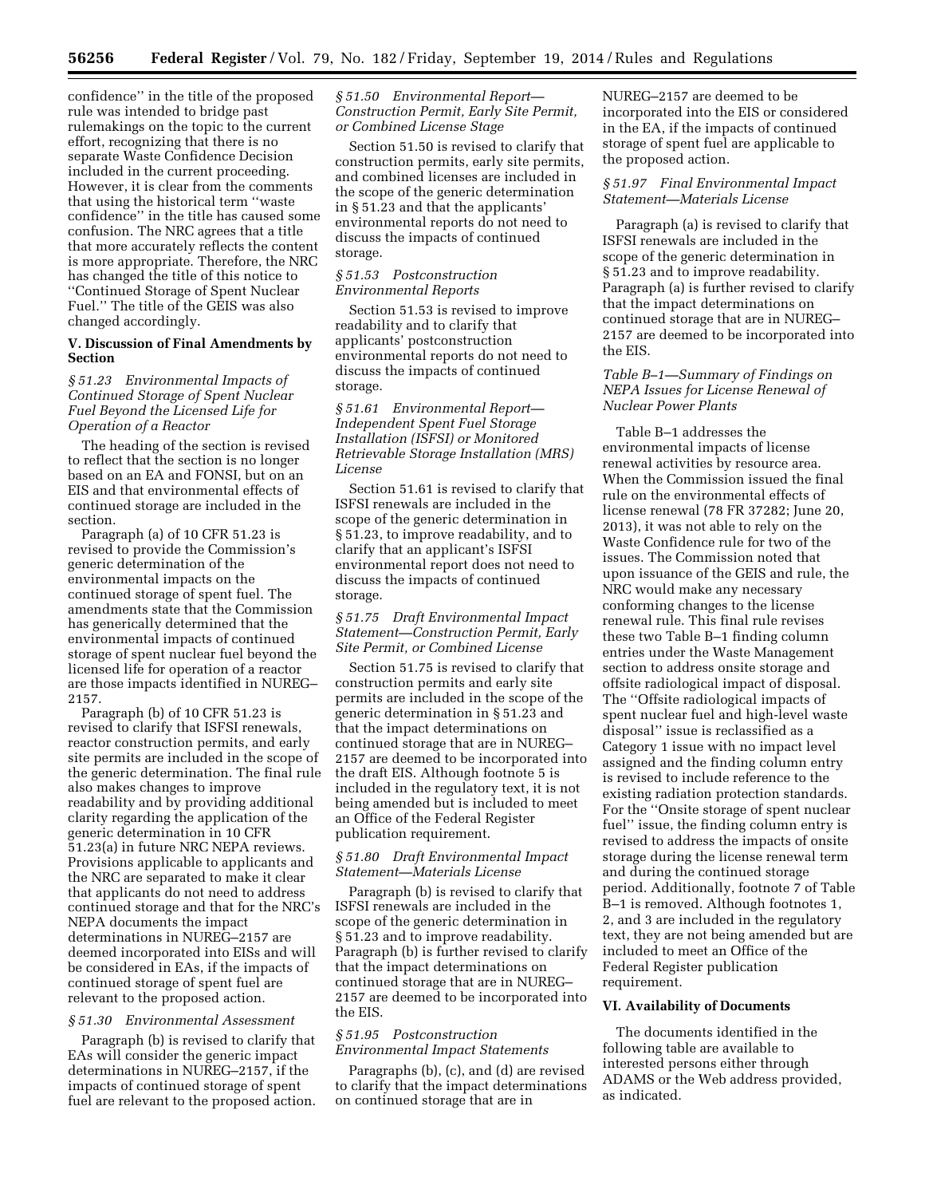confidence'' in the title of the proposed rule was intended to bridge past rulemakings on the topic to the current effort, recognizing that there is no separate Waste Confidence Decision included in the current proceeding. However, it is clear from the comments that using the historical term ''waste confidence'' in the title has caused some confusion. The NRC agrees that a title that more accurately reflects the content is more appropriate. Therefore, the NRC has changed the title of this notice to ''Continued Storage of Spent Nuclear Fuel.'' The title of the GEIS was also changed accordingly.

## V. Discussion of Final Amendments by Section

### *§ 51.23 Environmental Impacts of Continued Storage of Spent Nuclear Fuel Beyond the Licensed Life for Operation of a Reactor*

The heading of the section is revised to reflect that the section is no longer based on an EA and FONSI, but on an EIS and that environmental effects of continued storage are included in the section.

Paragraph (a) of 10 CFR 51.23 is revised to provide the Commission's generic determination of the environmental impacts on the continued storage of spent fuel. The amendments state that the Commission has generically determined that the environmental impacts of continued storage of spent nuclear fuel beyond the licensed life for operation of a reactor are those impacts identified in NUREG–2157.

Paragraph (b) of 10 CFR 51.23 is revised to clarify that ISFSI renewals, reactor construction permits, and early site permits are included in the scope of the generic determination. The final rule also makes changes to improve readability and by providing additional clarity regarding the application of the generic determination in 10 CFR 51.23(a) in future NRC NEPA reviews. Provisions applicable to applicants and the NRC are separated to make it clear that applicants do not need to address continued storage and that for the NRC's NEPA documents the impact determinations in NUREG–2157 are deemed incorporated into EISs and will be considered in EAs, if the impacts of continued storage of spent fuel are relevant to the proposed action.

### *§ 51.30 Environmental Assessment*

Paragraph (b) is revised to clarify that EAs will consider the generic impact determinations in NUREG–2157, if the impacts of continued storage of spent fuel are relevant to the proposed action.

### *§ 51.50 Environmental Report—Construction Permit, Early Site Permit, or Combined License Stage*

Section 51.50 is revised to clarify that construction permits, early site permits, and combined licenses are included in the scope of the generic determination in § 51.23 and that the applicants' environmental reports do not need to discuss the impacts of continued storage.

### *§ 51.53 Postconstruction Environmental Reports*

Section 51.53 is revised to improve readability and to clarify that applicants' postconstruction environmental reports do not need to discuss the impacts of continued storage.

### *§ 51.61 Environmental Report—Independent Spent Fuel Storage Installation (ISFSI) or Monitored Retrievable Storage Installation (MRS) License*

Section 51.61 is revised to clarify that ISFSI renewals are included in the scope of the generic determination in § 51.23, to improve readability, and to clarify that an applicant's ISFSI environmental report does not need to discuss the impacts of continued storage.

### *§ 51.75 Draft Environmental Impact Statement—Construction Permit, Early Site Permit, or Combined License*

Section 51.75 is revised to clarify that construction permits and early site permits are included in the scope of the generic determination in § 51.23 and that the impact determinations on continued storage that are in NUREG–2157 are deemed to be incorporated into the draft EIS. Although footnote 5 is included in the regulatory text, it is not being amended but is included to meet an Office of the Federal Register publication requirement.

### *§ 51.80 Draft Environmental Impact Statement—Materials License*

Paragraph (b) is revised to clarify that ISFSI renewals are included in the scope of the generic determination in § 51.23 and to improve readability. Paragraph (b) is further revised to clarify that the impact determinations on continued storage that are in NUREG–2157 are deemed to be incorporated into the EIS.

### *§ 51.95 Postconstruction Environmental Impact Statements*

Paragraphs (b), (c), and (d) are revised to clarify that the impact determinations on continued storage that are in NUREG–2157 are deemed to be incorporated into the EIS or considered in the EA, if the impacts of continued storage of spent fuel are applicable to the proposed action.

### *§ 51.97 Final Environmental Impact Statement—Materials License*

Paragraph (a) is revised to clarify that ISFSI renewals are included in the scope of the generic determination in § 51.23 and to improve readability. Paragraph (a) is further revised to clarify that the impact determinations on continued storage that are in NUREG–2157 are deemed to be incorporated into the EIS.

### *Table B–1—Summary of Findings on NEPA Issues for License Renewal of Nuclear Power Plants*

Table B–1 addresses the environmental impacts of license renewal activities by resource area. When the Commission issued the final rule on the environmental effects of license renewal (78 FR 37282; June 20, 2013), it was not able to rely on the Waste Confidence rule for two of the issues. The Commission noted that upon issuance of the GEIS and rule, the NRC would make any necessary conforming changes to the license renewal rule. This final rule revises these two Table B–1 finding column entries under the Waste Management section to address onsite storage and offsite radiological impact of disposal. The ''Offsite radiological impacts of spent nuclear fuel and high-level waste disposal'' issue is reclassified as a Category 1 issue with no impact level assigned and the finding column entry is revised to include reference to the existing radiation protection standards. For the ''Onsite storage of spent nuclear fuel'' issue, the finding column entry is revised to address the impacts of onsite storage during the license renewal term and during the continued storage period. Additionally, footnote 7 of Table B–1 is removed. Although footnotes 1, 2, and 3 are included in the regulatory text, they are not being amended but are included to meet an Office of the Federal Register publication requirement.

## VI. Availability of Documents

The documents identified in the following table are available to interested persons either through ADAMS or the Web address provided, as indicated.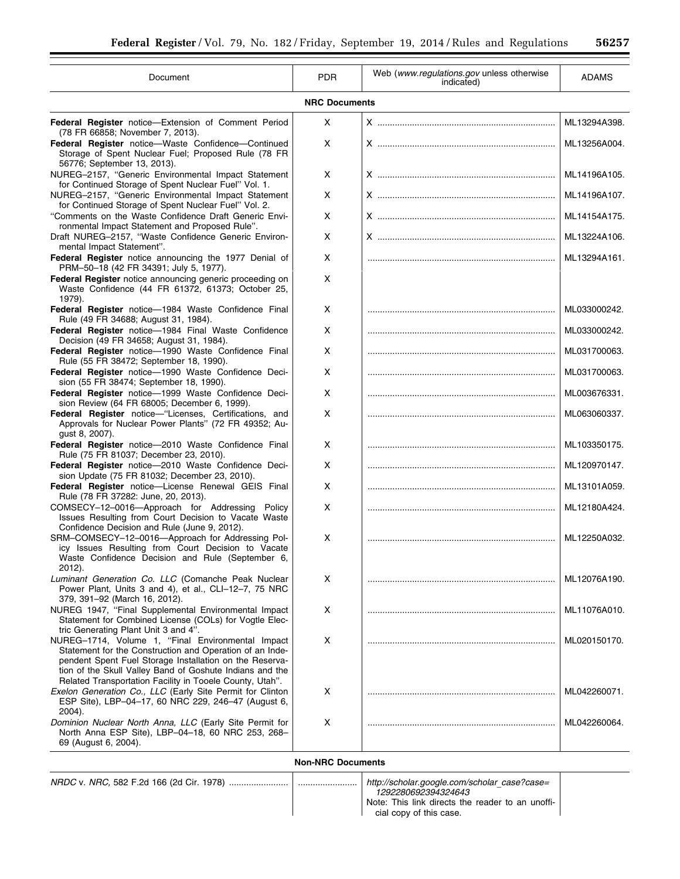| Document | PDR | Web (www.regulations.gov unless otherwise indicated) | ADAMS |
| --- | --- | --- | --- |
| **NRC Documents** | | | |
| **Federal Register** notice—Extension of Comment Period (78 FR 66858; November 7, 2013). | X | X | ML13294A398. |
| **Federal Register** notice—Waste Confidence—Continued Storage of Spent Nuclear Fuel; Proposed Rule (78 FR 56776; September 13, 2013). | X | X | ML13256A004. |
| NUREG–2157, ''Generic Environmental Impact Statement for Continued Storage of Spent Nuclear Fuel'' Vol. 1. | X | X | ML14196A105. |
| NUREG–2157, ''Generic Environmental Impact Statement for Continued Storage of Spent Nuclear Fuel'' Vol. 2. | X | X | ML14196A107. |
| ''Comments on the Waste Confidence Draft Generic Environmental Impact Statement and Proposed Rule''. | X | X | ML14154A175. |
| Draft NUREG–2157, ''Waste Confidence Generic Environmental Impact Statement''. | X | X | ML13224A106. |
| **Federal Register** notice announcing the 1977 Denial of PRM–50–18 (42 FR 34391; July 5, 1977). | X | | ML13294A161. |
| **Federal Register** notice announcing generic proceeding on Waste Confidence (44 FR 61372, 61373; October 25, 1979). | X | | |
| **Federal Register** notice—1984 Waste Confidence Final Rule (49 FR 34688; August 31, 1984). | X | | ML033000242. |
| **Federal Register** notice—1984 Final Waste Confidence Decision (49 FR 34658; August 31, 1984). | X | | ML033000242. |
| **Federal Register** notice—1990 Waste Confidence Final Rule (55 FR 38472; September 18, 1990). | X | | ML031700063. |
| **Federal Register** notice—1990 Waste Confidence Decision (55 FR 38474; September 18, 1990). | X | | ML031700063. |
| **Federal Register** notice—1999 Waste Confidence Decision Review (64 FR 68005; December 6, 1999). | X | | ML003676331. |
| **Federal Register** notice—''Licenses, Certifications, and Approvals for Nuclear Power Plants'' (72 FR 49352; August 8, 2007). | X | | ML063060337. |
| **Federal Register** notice—2010 Waste Confidence Final Rule (75 FR 81037; December 23, 2010). | X | | ML103350175. |
| **Federal Register** notice—2010 Waste Confidence Decision Update (75 FR 81032; December 23, 2010). | X | | ML120970147. |
| **Federal Register** notice—License Renewal GEIS Final Rule (78 FR 37282: June, 20, 2013). | X | | ML13101A059. |
| COMSECY–12–0016—Approach for Addressing Policy Issues Resulting from Court Decision to Vacate Waste Confidence Decision and Rule (June 9, 2012). | X | | ML12180A424. |
| SRM–COMSECY–12–0016—Approach for Addressing Policy Issues Resulting from Court Decision to Vacate Waste Confidence Decision and Rule (September 6, 2012). | X | | ML12250A032. |
| *Luminant Generation Co. LLC* (Comanche Peak Nuclear Power Plant, Units 3 and 4), et al., CLI–12–7, 75 NRC 379, 391–92 (March 16, 2012). | X | | ML12076A190. |
| NUREG 1947, ''Final Supplemental Environmental Impact Statement for Combined License (COLs) for Vogtle Electric Generating Plant Unit 3 and 4''. | X | | ML11076A010. |
| NUREG–1714, Volume 1, ''Final Environmental Impact Statement for the Construction and Operation of an Independent Spent Fuel Storage Installation on the Reservation of the Skull Valley Band of Goshute Indians and the Related Transportation Facility in Tooele County, Utah''. | X | | ML020150170. |
| *Exelon Generation Co., LLC* (Early Site Permit for Clinton ESP Site), LBP–04–17, 60 NRC 229, 246–47 (August 6, 2004). | X | | ML042260071. |
| *Dominion Nuclear North Anna, LLC* (Early Site Permit for North Anna ESP Site), LBP–04–18, 60 NRC 253, 268–69 (August 6, 2004). | X | | ML042260064. |
| **Non-NRC Documents** | | | |
| *NRDC* v. *NRC*, 582 F.2d 166 (2d Cir. 1978) | | *http://scholar.google.com/scholar_case?case=1292280692394324643* Note: This link directs the reader to an unofficial copy of this case. | |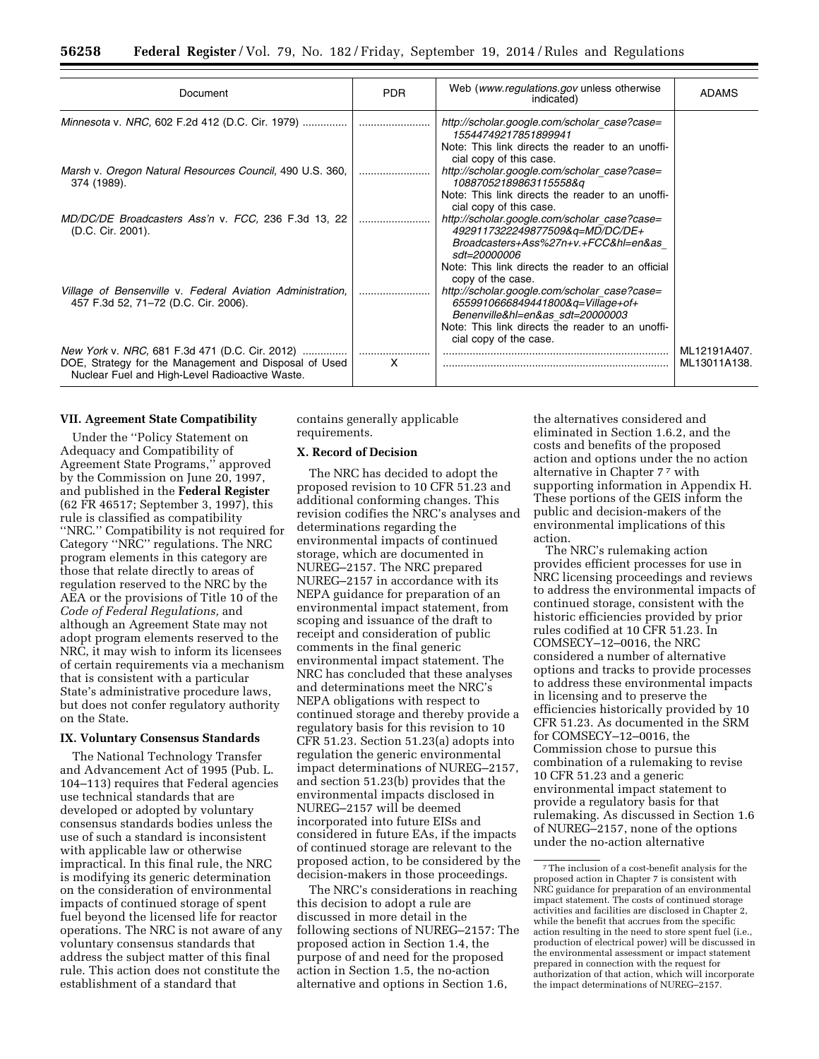| Document | PDR | Web (*www.regulations.gov* unless otherwise indicated) | ADAMS |
|---|---|---|---|
| *Minnesota* v. *NRC,* 602 F.2d 412 (D.C. Cir. 1979) | | *http://scholar.google.com/scholar_case?case=15544749217851899941* Note: This link directs the reader to an unofficial copy of this case. | |
| *Marsh* v. *Oregon Natural Resources Council,* 490 U.S. 360, 374 (1989). | | *http://scholar.google.com/scholar_case?case=10887052189863115558&q* Note: This link directs the reader to an unofficial copy of this case. | |
| *MD/DC/DE Broadcasters Ass'n* v. *FCC,* 236 F.3d 13, 22 (D.C. Cir. 2001). | | *http://scholar.google.com/scholar_case?case=4929117322249877509&q=MD/DC/DE+Broadcasters+Ass%27n+v.+FCC&hl=en&as_sdt=20000006* Note: This link directs the reader to an official copy of the case. | |
| *Village of Bensenville* v. *Federal Aviation Administration,* 457 F.3d 52, 71–72 (D.C. Cir. 2006). | | *http://scholar.google.com/scholar_case?case=6559910666849441800&q=Village+of+Benenville&hl=en&as_sdt=20000003* Note: This link directs the reader to an unofficial copy of the case. | |
| *New York* v. *NRC,* 681 F.3d 471 (D.C. Cir. 2012) | | | ML12191A407. |
| DOE, Strategy for the Management and Disposal of Used Nuclear Fuel and High-Level Radioactive Waste. | X | | ML13011A138. |

## VII. Agreement State Compatibility

Under the ''Policy Statement on Adequacy and Compatibility of Agreement State Programs,'' approved by the Commission on June 20, 1997, and published in the **Federal Register** (62 FR 46517; September 3, 1997), this rule is classified as compatibility ''NRC.'' Compatibility is not required for Category ''NRC'' regulations. The NRC program elements in this category are those that relate directly to areas of regulation reserved to the NRC by the AEA or the provisions of Title 10 of the *Code of Federal Regulations,* and although an Agreement State may not adopt program elements reserved to the NRC, it may wish to inform its licensees of certain requirements via a mechanism that is consistent with a particular State's administrative procedure laws, but does not confer regulatory authority on the State.

## IX. Voluntary Consensus Standards

The National Technology Transfer and Advancement Act of 1995 (Pub. L. 104–113) requires that Federal agencies use technical standards that are developed or adopted by voluntary consensus standards bodies unless the use of such a standard is inconsistent with applicable law or otherwise impractical. In this final rule, the NRC is modifying its generic determination on the consideration of environmental impacts of continued storage of spent fuel beyond the licensed life for reactor operations. The NRC is not aware of any voluntary consensus standards that address the subject matter of this final rule. This action does not constitute the establishment of a standard that contains generally applicable requirements.

## X. Record of Decision

The NRC has decided to adopt the proposed revision to 10 CFR 51.23 and additional conforming changes. This revision codifies the NRC's analyses and determinations regarding the environmental impacts of continued storage, which are documented in NUREG–2157. The NRC prepared NUREG–2157 in accordance with its NEPA guidance for preparation of an environmental impact statement, from scoping and issuance of the draft to receipt and consideration of public comments in the final generic environmental impact statement. The NRC has concluded that these analyses and determinations meet the NRC's NEPA obligations with respect to continued storage and thereby provide a regulatory basis for this revision to 10 CFR 51.23. Section 51.23(a) adopts into regulation the generic environmental impact determinations of NUREG–2157, and section 51.23(b) provides that the environmental impacts disclosed in NUREG–2157 will be deemed incorporated into future EISs and considered in future EAs, if the impacts of continued storage are relevant to the proposed action, to be considered by the decision-makers in those proceedings.

The NRC's considerations in reaching this decision to adopt a rule are discussed in more detail in the following sections of NUREG–2157: The proposed action in Section 1.4, the purpose of and need for the proposed action in Section 1.5, the no-action alternative and options in Section 1.6, the alternatives considered and eliminated in Section 1.6.2, and the costs and benefits of the proposed action and options under the no action alternative in Chapter 7[7] with supporting information in Appendix H. These portions of the GEIS inform the public and decision-makers of the environmental implications of this action.

The NRC's rulemaking action provides efficient processes for use in NRC licensing proceedings and reviews to address the environmental impacts of continued storage, consistent with the historic efficiencies provided by prior rules codified at 10 CFR 51.23. In COMSECY–12–0016, the NRC considered a number of alternative options and tracks to provide processes to address these environmental impacts in licensing and to preserve the efficiencies historically provided by 10 CFR 51.23. As documented in the SRM for COMSECY–12–0016, the Commission chose to pursue this combination of a rulemaking to revise 10 CFR 51.23 and a generic environmental impact statement to provide a regulatory basis for that rulemaking. As discussed in Section 1.6 of NUREG–2157, none of the options under the no-action alternative

[7] The inclusion of a cost-benefit analysis for the proposed action in Chapter 7 is consistent with NRC guidance for preparation of an environmental impact statement. The costs of continued storage activities and facilities are disclosed in Chapter 2, while the benefit that accrues from the specific action resulting in the need to store spent fuel (i.e., production of electrical power) will be discussed in the environmental assessment or impact statement prepared in connection with the request for authorization of that action, which will incorporate the impact determinations of NUREG–2157.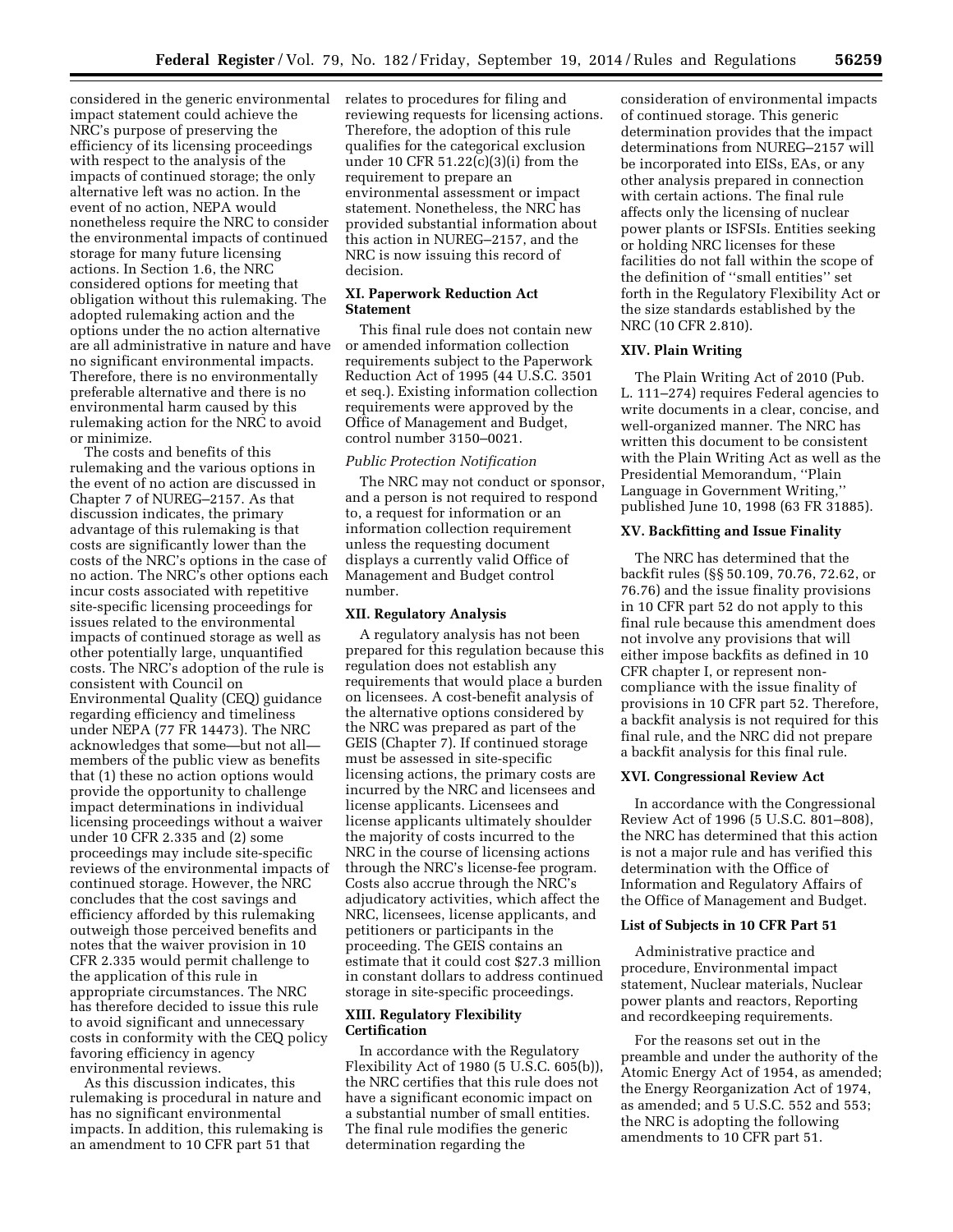considered in the generic environmental impact statement could achieve the NRC's purpose of preserving the efficiency of its licensing proceedings with respect to the analysis of the impacts of continued storage; the only alternative left was no action. In the event of no action, NEPA would nonetheless require the NRC to consider the environmental impacts of continued storage for many future licensing actions. In Section 1.6, the NRC considered options for meeting that obligation without this rulemaking. The adopted rulemaking action and the options under the no action alternative are all administrative in nature and have no significant environmental impacts. Therefore, there is no environmentally preferable alternative and there is no environmental harm caused by this rulemaking action for the NRC to avoid or minimize.

The costs and benefits of this rulemaking and the various options in the event of no action are discussed in Chapter 7 of NUREG–2157. As that discussion indicates, the primary advantage of this rulemaking is that costs are significantly lower than the costs of the NRC's options in the case of no action. The NRC's other options each incur costs associated with repetitive site-specific licensing proceedings for issues related to the environmental impacts of continued storage as well as other potentially large, unquantified costs. The NRC's adoption of the rule is consistent with Council on Environmental Quality (CEQ) guidance regarding efficiency and timeliness under NEPA (77 FR 14473). The NRC acknowledges that some—but not all—members of the public view as benefits that (1) these no action options would provide the opportunity to challenge impact determinations in individual licensing proceedings without a waiver under 10 CFR 2.335 and (2) some proceedings may include site-specific reviews of the environmental impacts of continued storage. However, the NRC concludes that the cost savings and efficiency afforded by this rulemaking outweigh those perceived benefits and notes that the waiver provision in 10 CFR 2.335 would permit challenge to the application of this rule in appropriate circumstances. The NRC has therefore decided to issue this rule to avoid significant and unnecessary costs in conformity with the CEQ policy favoring efficiency in agency environmental reviews.

As this discussion indicates, this rulemaking is procedural in nature and has no significant environmental impacts. In addition, this rulemaking is an amendment to 10 CFR part 51 that relates to procedures for filing and reviewing requests for licensing actions. Therefore, the adoption of this rule qualifies for the categorical exclusion under 10 CFR 51.22(c)(3)(i) from the requirement to prepare an environmental assessment or impact statement. Nonetheless, the NRC has provided substantial information about this action in NUREG–2157, and the NRC is now issuing this record of decision.

## XI. Paperwork Reduction Act Statement

This final rule does not contain new or amended information collection requirements subject to the Paperwork Reduction Act of 1995 (44 U.S.C. 3501 et seq.). Existing information collection requirements were approved by the Office of Management and Budget, control number 3150–0021.

### *Public Protection Notification*

The NRC may not conduct or sponsor, and a person is not required to respond to, a request for information or an information collection requirement unless the requesting document displays a currently valid Office of Management and Budget control number.

## XII. Regulatory Analysis

A regulatory analysis has not been prepared for this regulation because this regulation does not establish any requirements that would place a burden on licensees. A cost-benefit analysis of the alternative options considered by the NRC was prepared as part of the GEIS (Chapter 7). If continued storage must be assessed in site-specific licensing actions, the primary costs are incurred by the NRC and licensees and license applicants. Licensees and license applicants ultimately shoulder the majority of costs incurred to the NRC in the course of licensing actions through the NRC's license-fee program. Costs also accrue through the NRC's adjudicatory activities, which affect the NRC, licensees, license applicants, and petitioners or participants in the proceeding. The GEIS contains an estimate that it could cost $27.3 million in constant dollars to address continued storage in site-specific proceedings.

## XIII. Regulatory Flexibility Certification

In accordance with the Regulatory Flexibility Act of 1980 (5 U.S.C. 605(b)), the NRC certifies that this rule does not have a significant economic impact on a substantial number of small entities. The final rule modifies the generic determination regarding the consideration of environmental impacts of continued storage. This generic determination provides that the impact determinations from NUREG–2157 will be incorporated into EISs, EAs, or any other analysis prepared in connection with certain actions. The final rule affects only the licensing of nuclear power plants or ISFSIs. Entities seeking or holding NRC licenses for these facilities do not fall within the scope of the definition of ''small entities'' set forth in the Regulatory Flexibility Act or the size standards established by the NRC (10 CFR 2.810).

## XIV. Plain Writing

The Plain Writing Act of 2010 (Pub. L. 111–274) requires Federal agencies to write documents in a clear, concise, and well-organized manner. The NRC has written this document to be consistent with the Plain Writing Act as well as the Presidential Memorandum, ''Plain Language in Government Writing,'' published June 10, 1998 (63 FR 31885).

## XV. Backfitting and Issue Finality

The NRC has determined that the backfit rules (§§ 50.109, 70.76, 72.62, or 76.76) and the issue finality provisions in 10 CFR part 52 do not apply to this final rule because this amendment does not involve any provisions that will either impose backfits as defined in 10 CFR chapter I, or represent non-compliance with the issue finality of provisions in 10 CFR part 52. Therefore, a backfit analysis is not required for this final rule, and the NRC did not prepare a backfit analysis for this final rule.

## XVI. Congressional Review Act

In accordance with the Congressional Review Act of 1996 (5 U.S.C. 801–808), the NRC has determined that this action is not a major rule and has verified this determination with the Office of Information and Regulatory Affairs of the Office of Management and Budget.

### List of Subjects in 10 CFR Part 51

Administrative practice and procedure, Environmental impact statement, Nuclear materials, Nuclear power plants and reactors, Reporting and recordkeeping requirements.

For the reasons set out in the preamble and under the authority of the Atomic Energy Act of 1954, as amended; the Energy Reorganization Act of 1974, as amended; and 5 U.S.C. 552 and 553; the NRC is adopting the following amendments to 10 CFR part 51.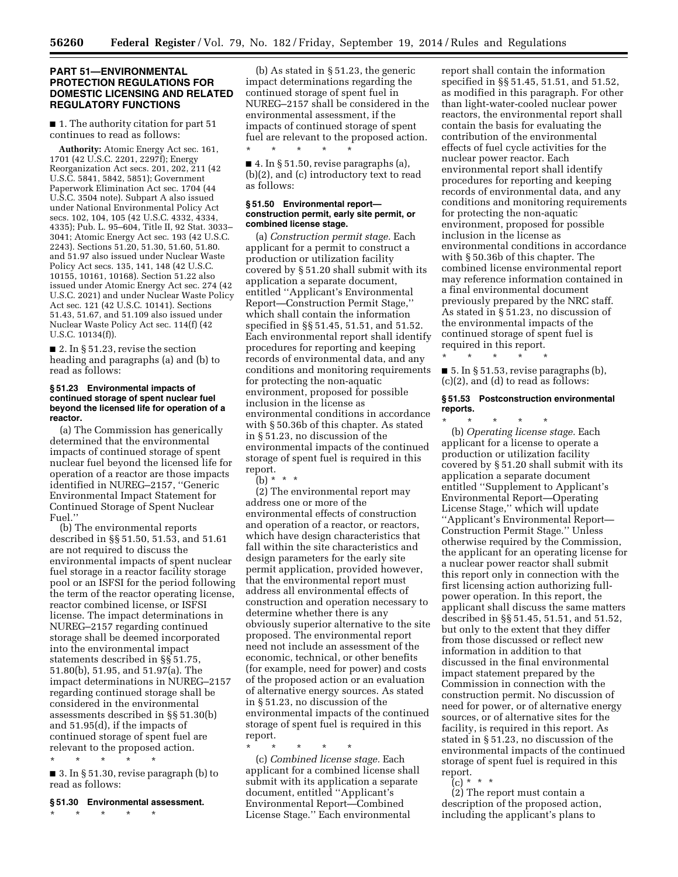## PART 51—ENVIRONMENTAL PROTECTION REGULATIONS FOR DOMESTIC LICENSING AND RELATED REGULATORY FUNCTIONS

■ 1. The authority citation for part 51 continues to read as follows:

**Authority:** Atomic Energy Act sec. 161, 1701 (42 U.S.C. 2201, 2297f); Energy Reorganization Act secs. 201, 202, 211 (42 U.S.C. 5841, 5842, 5851); Government Paperwork Elimination Act sec. 1704 (44 U.S.C. 3504 note). Subpart A also issued under National Environmental Policy Act secs. 102, 104, 105 (42 U.S.C. 4332, 4334, 4335); Pub. L. 95–604, Title II, 92 Stat. 3033–3041; Atomic Energy Act sec. 193 (42 U.S.C. 2243). Sections 51.20, 51.30, 51.60, 51.80. and 51.97 also issued under Nuclear Waste Policy Act secs. 135, 141, 148 (42 U.S.C. 10155, 10161, 10168). Section 51.22 also issued under Atomic Energy Act sec. 274 (42 U.S.C. 2021) and under Nuclear Waste Policy Act sec. 121 (42 U.S.C. 10141). Sections 51.43, 51.67, and 51.109 also issued under Nuclear Waste Policy Act sec. 114(f) (42 U.S.C. 10134(f)).

■ 2. In § 51.23, revise the section heading and paragraphs (a) and (b) to read as follows:

### § 51.23 Environmental impacts of continued storage of spent nuclear fuel beyond the licensed life for operation of a reactor.

(a) The Commission has generically determined that the environmental impacts of continued storage of spent nuclear fuel beyond the licensed life for operation of a reactor are those impacts identified in NUREG–2157, ''Generic Environmental Impact Statement for Continued Storage of Spent Nuclear Fuel.''

(b) The environmental reports described in §§ 51.50, 51.53, and 51.61 are not required to discuss the environmental impacts of spent nuclear fuel storage in a reactor facility storage pool or an ISFSI for the period following the term of the reactor operating license, reactor combined license, or ISFSI license. The impact determinations in NUREG–2157 regarding continued storage shall be deemed incorporated into the environmental impact statements described in §§ 51.75, 51.80(b), 51.95, and 51.97(a). The impact determinations in NUREG–2157 regarding continued storage shall be considered in the environmental assessments described in §§ 51.30(b) and 51.95(d), if the impacts of continued storage of spent fuel are relevant to the proposed action.

\* \* \* \* \*

■ 3. In § 51.30, revise paragraph (b) to read as follows:

### § 51.30 Environmental assessment.

\* \* \* \* \*

(b) As stated in § 51.23, the generic impact determinations regarding the continued storage of spent fuel in NUREG–2157 shall be considered in the environmental assessment, if the impacts of continued storage of spent fuel are relevant to the proposed action.

\* \* \* \* \*

■ 4. In § 51.50, revise paragraphs (a), (b)(2), and (c) introductory text to read as follows:

### § 51.50 Environmental report—construction permit, early site permit, or combined license stage.

(a) *Construction permit stage.* Each applicant for a permit to construct a production or utilization facility covered by § 51.20 shall submit with its application a separate document, entitled ''Applicant's Environmental Report—Construction Permit Stage,'' which shall contain the information specified in §§ 51.45, 51.51, and 51.52. Each environmental report shall identify procedures for reporting and keeping records of environmental data, and any conditions and monitoring requirements for protecting the non-aquatic environment, proposed for possible inclusion in the license as environmental conditions in accordance with § 50.36b of this chapter. As stated in § 51.23, no discussion of the environmental impacts of the continued storage of spent fuel is required in this report.

(b) \* \* \*

(2) The environmental report may address one or more of the environmental effects of construction and operation of a reactor, or reactors, which have design characteristics that fall within the site characteristics and design parameters for the early site permit application, provided however, that the environmental report must address all environmental effects of construction and operation necessary to determine whether there is any obviously superior alternative to the site proposed. The environmental report need not include an assessment of the economic, technical, or other benefits (for example, need for power) and costs of the proposed action or an evaluation of alternative energy sources. As stated in § 51.23, no discussion of the environmental impacts of the continued storage of spent fuel is required in this report.

\* \* \* \* \*

(c) *Combined license stage.* Each applicant for a combined license shall submit with its application a separate document, entitled ''Applicant's Environmental Report—Combined License Stage.'' Each environmental report shall contain the information specified in §§ 51.45, 51.51, and 51.52, as modified in this paragraph. For other than light-water-cooled nuclear power reactors, the environmental report shall contain the basis for evaluating the contribution of the environmental effects of fuel cycle activities for the nuclear power reactor. Each environmental report shall identify procedures for reporting and keeping records of environmental data, and any conditions and monitoring requirements for protecting the non-aquatic environment, proposed for possible inclusion in the license as environmental conditions in accordance with § 50.36b of this chapter. The combined license environmental report may reference information contained in a final environmental document previously prepared by the NRC staff. As stated in § 51.23, no discussion of the environmental impacts of the continued storage of spent fuel is required in this report.

\* \* \* \* \*

■ 5. In § 51.53, revise paragraphs (b), (c)(2), and (d) to read as follows:

### § 51.53 Postconstruction environmental reports.

\* \* \* \* \*

(b) *Operating license stage.* Each applicant for a license to operate a production or utilization facility covered by § 51.20 shall submit with its application a separate document entitled ''Supplement to Applicant's Environmental Report—Operating License Stage,'' which will update ''Applicant's Environmental Report—Construction Permit Stage.'' Unless otherwise required by the Commission, the applicant for an operating license for a nuclear power reactor shall submit this report only in connection with the first licensing action authorizing full-power operation. In this report, the applicant shall discuss the same matters described in §§ 51.45, 51.51, and 51.52, but only to the extent that they differ from those discussed or reflect new information in addition to that discussed in the final environmental impact statement prepared by the Commission in connection with the construction permit. No discussion of need for power, or of alternative energy sources, or of alternative sites for the facility, is required in this report. As stated in § 51.23, no discussion of the environmental impacts of the continued storage of spent fuel is required in this report.

(c) \* \* \*

(2) The report must contain a description of the proposed action, including the applicant's plans to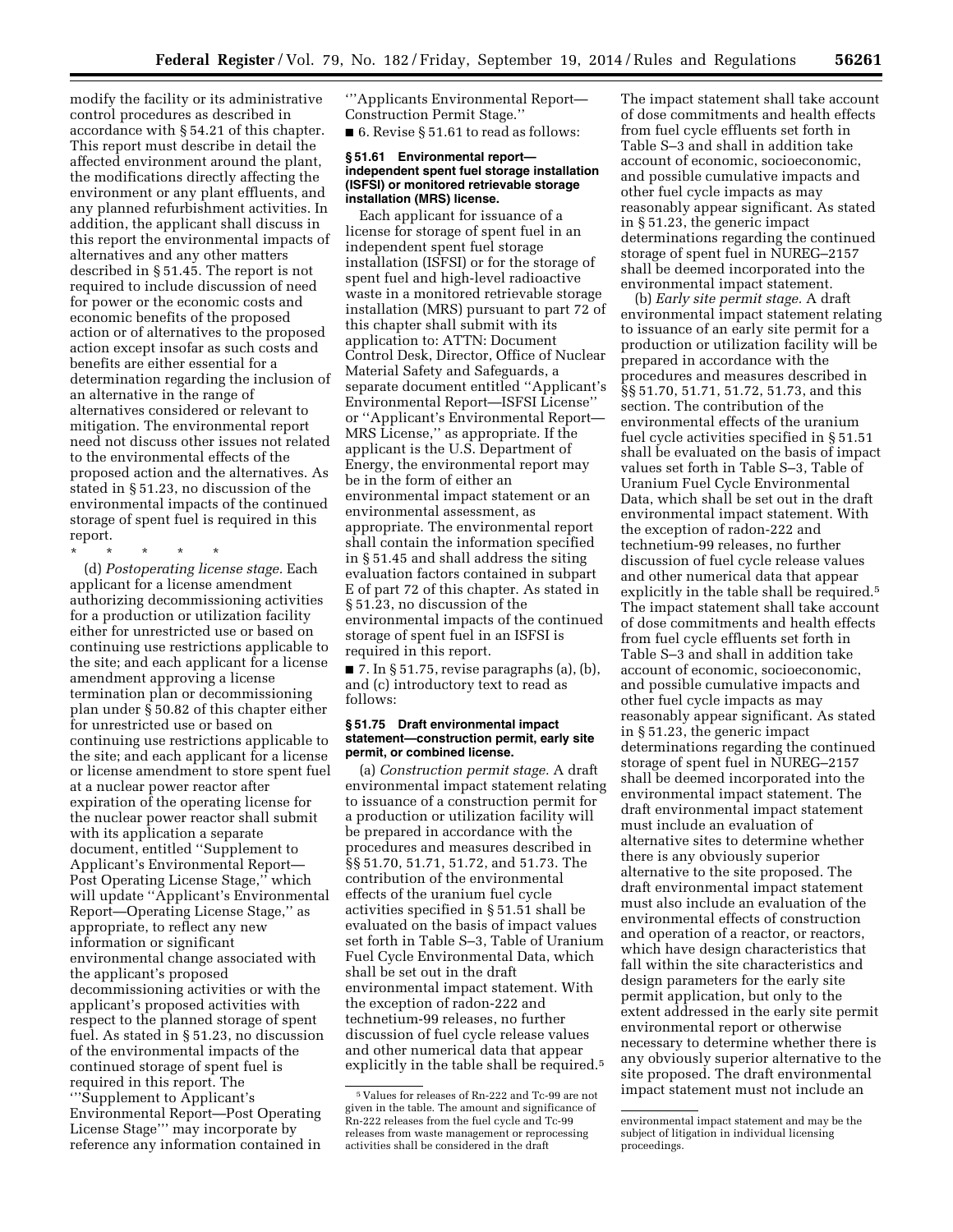modify the facility or its administrative control procedures as described in accordance with § 54.21 of this chapter. This report must describe in detail the affected environment around the plant, the modifications directly affecting the environment or any plant effluents, and any planned refurbishment activities. In addition, the applicant shall discuss in this report the environmental impacts of alternatives and any other matters described in § 51.45. The report is not required to include discussion of need for power or the economic costs and economic benefits of the proposed action or of alternatives to the proposed action except insofar as such costs and benefits are either essential for a determination regarding the inclusion of an alternative in the range of alternatives considered or relevant to mitigation. The environmental report need not discuss other issues not related to the environmental effects of the proposed action and the alternatives. As stated in § 51.23, no discussion of the environmental impacts of the continued storage of spent fuel is required in this report.

\* \* \* \* \*

(d) *Postoperating license stage.* Each applicant for a license amendment authorizing decommissioning activities for a production or utilization facility either for unrestricted use or based on continuing use restrictions applicable to the site; and each applicant for a license amendment approving a license termination plan or decommissioning plan under § 50.82 of this chapter either for unrestricted use or based on continuing use restrictions applicable to the site; and each applicant for a license or license amendment to store spent fuel at a nuclear power reactor after expiration of the operating license for the nuclear power reactor shall submit with its application a separate document, entitled ''Supplement to Applicant's Environmental Report—Post Operating License Stage,'' which will update ''Applicant's Environmental Report—Operating License Stage,'' as appropriate, to reflect any new information or significant environmental change associated with the applicant's proposed decommissioning activities or with the applicant's proposed activities with respect to the planned storage of spent fuel. As stated in § 51.23, no discussion of the environmental impacts of the continued storage of spent fuel is required in this report. The '''Supplement to Applicant's Environmental Report—Post Operating License Stage''' may incorporate by reference any information contained in '''Applicants Environmental Report—Construction Permit Stage.''

■ 6. Revise § 51.61 to read as follows:

**§ 51.61 Environmental report—independent spent fuel storage installation (ISFSI) or monitored retrievable storage installation (MRS) license.**

Each applicant for issuance of a license for storage of spent fuel in an independent spent fuel storage installation (ISFSI) or for the storage of spent fuel and high-level radioactive waste in a monitored retrievable storage installation (MRS) pursuant to part 72 of this chapter shall submit with its application to: ATTN: Document Control Desk, Director, Office of Nuclear Material Safety and Safeguards, a separate document entitled ''Applicant's Environmental Report—ISFSI License'' or ''Applicant's Environmental Report—MRS License,'' as appropriate. If the applicant is the U.S. Department of Energy, the environmental report may be in the form of either an environmental impact statement or an environmental assessment, as appropriate. The environmental report shall contain the information specified in § 51.45 and shall address the siting evaluation factors contained in subpart E of part 72 of this chapter. As stated in § 51.23, no discussion of the environmental impacts of the continued storage of spent fuel in an ISFSI is required in this report.

■ 7. In § 51.75, revise paragraphs (a), (b), and (c) introductory text to read as follows:

**§ 51.75 Draft environmental impact statement—construction permit, early site permit, or combined license.**

(a) *Construction permit stage.* A draft environmental impact statement relating to issuance of a construction permit for a production or utilization facility will be prepared in accordance with the procedures and measures described in §§ 51.70, 51.71, 51.72, and 51.73. The contribution of the environmental effects of the uranium fuel cycle activities specified in § 51.51 shall be evaluated on the basis of impact values set forth in Table S–3, Table of Uranium Fuel Cycle Environmental Data, which shall be set out in the draft environmental impact statement. With the exception of radon-222 and technetium-99 releases, no further discussion of fuel cycle release values and other numerical data that appear explicitly in the table shall be required.[5] The impact statement shall take account of dose commitments and health effects from fuel cycle effluents set forth in Table S–3 and shall in addition take account of economic, socioeconomic, and possible cumulative impacts and other fuel cycle impacts as may reasonably appear significant. As stated in § 51.23, the generic impact determinations regarding the continued storage of spent fuel in NUREG–2157 shall be deemed incorporated into the environmental impact statement.

(b) *Early site permit stage.* A draft environmental impact statement relating to issuance of an early site permit for a production or utilization facility will be prepared in accordance with the procedures and measures described in §§ 51.70, 51.71, 51.72, 51.73, and this section. The contribution of the environmental effects of the uranium fuel cycle activities specified in § 51.51 shall be evaluated on the basis of impact values set forth in Table S–3, Table of Uranium Fuel Cycle Environmental Data, which shall be set out in the draft environmental impact statement. With the exception of radon-222 and technetium-99 releases, no further discussion of fuel cycle release values and other numerical data that appear explicitly in the table shall be required.[5] The impact statement shall take account of dose commitments and health effects from fuel cycle effluents set forth in Table S–3 and shall in addition take account of economic, socioeconomic, and possible cumulative impacts and other fuel cycle impacts as may reasonably appear significant. As stated in § 51.23, the generic impact determinations regarding the continued storage of spent fuel in NUREG–2157 shall be deemed incorporated into the environmental impact statement. The draft environmental impact statement must include an evaluation of alternative sites to determine whether there is any obviously superior alternative to the site proposed. The draft environmental impact statement must also include an evaluation of the environmental effects of construction and operation of a reactor, or reactors, which have design characteristics that fall within the site characteristics and design parameters for the early site permit application, but only to the extent addressed in the early site permit environmental report or otherwise necessary to determine whether there is any obviously superior alternative to the site proposed. The draft environmental impact statement must not include an

[5] Values for releases of Rn-222 and Tc-99 are not given in the table. The amount and significance of Rn-222 releases from the fuel cycle and Tc-99 releases from waste management or reprocessing activities shall be considered in the draft environmental impact statement and may be the subject of litigation in individual licensing proceedings.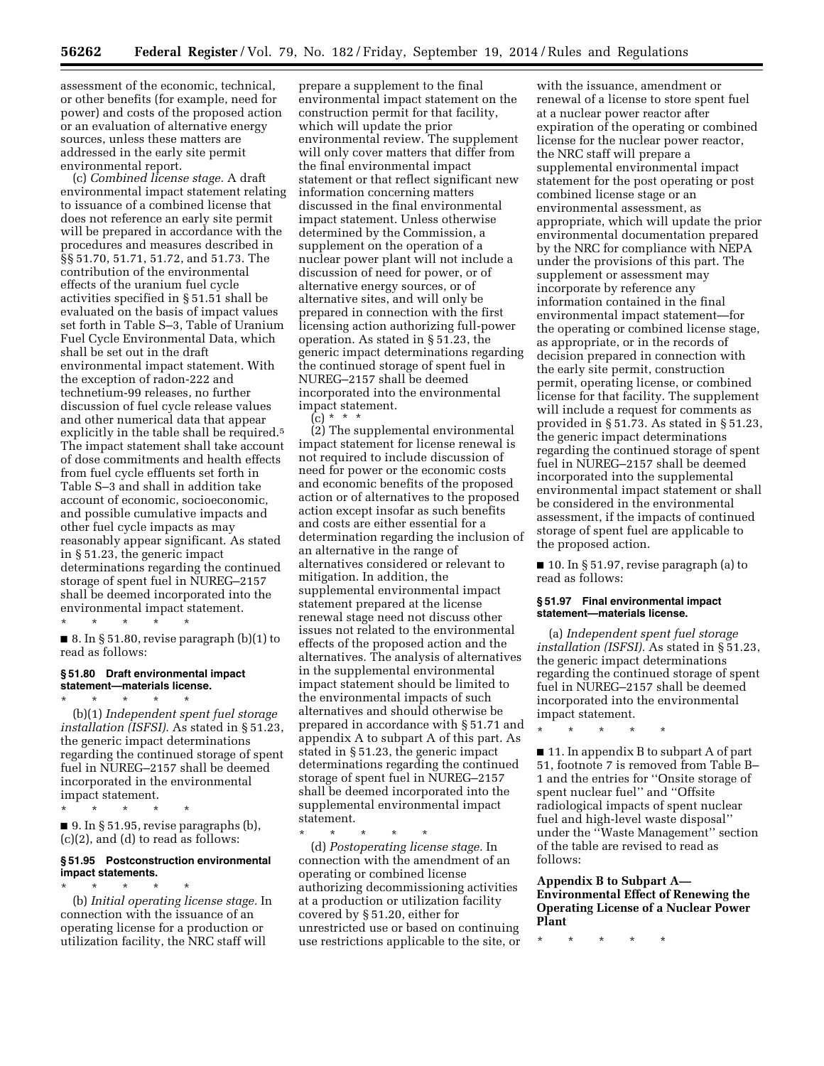assessment of the economic, technical, or other benefits (for example, need for power) and costs of the proposed action or an evaluation of alternative energy sources, unless these matters are addressed in the early site permit environmental report.

(c) *Combined license stage.* A draft environmental impact statement relating to issuance of a combined license that does not reference an early site permit will be prepared in accordance with the procedures and measures described in §§ 51.70, 51.71, 51.72, and 51.73. The contribution of the environmental effects of the uranium fuel cycle activities specified in § 51.51 shall be evaluated on the basis of impact values set forth in Table S–3, Table of Uranium Fuel Cycle Environmental Data, which shall be set out in the draft environmental impact statement. With the exception of radon-222 and technetium-99 releases, no further discussion of fuel cycle release values and other numerical data that appear explicitly in the table shall be required.[5] The impact statement shall take account of dose commitments and health effects from fuel cycle effluents set forth in Table S–3 and shall in addition take account of economic, socioeconomic, and possible cumulative impacts and other fuel cycle impacts as may reasonably appear significant. As stated in § 51.23, the generic impact determinations regarding the continued storage of spent fuel in NUREG–2157 shall be deemed incorporated into the environmental impact statement.

\* \* \* \* \*

■ 8. In § 51.80, revise paragraph (b)(1) to read as follows:

**§ 51.80 Draft environmental impact statement—materials license.**

\* \* \* \* \*

(b)(1) *Independent spent fuel storage installation (ISFSI).* As stated in § 51.23, the generic impact determinations regarding the continued storage of spent fuel in NUREG–2157 shall be deemed incorporated in the environmental impact statement.

\* \* \* \* \*

■ 9. In § 51.95, revise paragraphs (b), (c)(2), and (d) to read as follows:

**§ 51.95 Postconstruction environmental impact statements.**

\* \* \* \* \*

(b) *Initial operating license stage.* In connection with the issuance of an operating license for a production or utilization facility, the NRC staff will prepare a supplement to the final environmental impact statement on the construction permit for that facility, which will update the prior environmental review. The supplement will only cover matters that differ from the final environmental impact statement or that reflect significant new information concerning matters discussed in the final environmental impact statement. Unless otherwise determined by the Commission, a supplement on the operation of a nuclear power plant will not include a discussion of need for power, or of alternative energy sources, or of alternative sites, and will only be prepared in connection with the first licensing action authorizing full-power operation. As stated in § 51.23, the generic impact determinations regarding the continued storage of spent fuel in NUREG–2157 shall be deemed incorporated into the environmental impact statement.

(c) \* \* \*

(2) The supplemental environmental impact statement for license renewal is not required to include discussion of need for power or the economic costs and economic benefits of the proposed action or of alternatives to the proposed action except insofar as such benefits and costs are either essential for a determination regarding the inclusion of an alternative in the range of alternatives considered or relevant to mitigation. In addition, the supplemental environmental impact statement prepared at the license renewal stage need not discuss other issues not related to the environmental effects of the proposed action and the alternatives. The analysis of alternatives in the supplemental environmental impact statement should be limited to the environmental impacts of such alternatives and should otherwise be prepared in accordance with § 51.71 and appendix A to subpart A of this part. As stated in § 51.23, the generic impact determinations regarding the continued storage of spent fuel in NUREG–2157 shall be deemed incorporated into the supplemental environmental impact statement.

\* \* \* \* \*

(d) *Postoperating license stage.* In connection with the amendment of an operating or combined license authorizing decommissioning activities at a production or utilization facility covered by § 51.20, either for unrestricted use or based on continuing use restrictions applicable to the site, or with the issuance, amendment or renewal of a license to store spent fuel at a nuclear power reactor after expiration of the operating or combined license for the nuclear power reactor, the NRC staff will prepare a supplemental environmental impact statement for the post operating or post combined license stage or an environmental assessment, as appropriate, which will update the prior environmental documentation prepared by the NRC for compliance with NEPA under the provisions of this part. The supplement or assessment may incorporate by reference any information contained in the final environmental impact statement—for the operating or combined license stage, as appropriate, or in the records of decision prepared in connection with the early site permit, construction permit, operating license, or combined license for that facility. The supplement will include a request for comments as provided in § 51.73. As stated in § 51.23, the generic impact determinations regarding the continued storage of spent fuel in NUREG–2157 shall be deemed incorporated into the supplemental environmental impact statement or shall be considered in the environmental assessment, if the impacts of continued storage of spent fuel are applicable to the proposed action.

■ 10. In § 51.97, revise paragraph (a) to read as follows:

**§ 51.97 Final environmental impact statement—materials license.**

(a) *Independent spent fuel storage installation (ISFSI).* As stated in § 51.23, the generic impact determinations regarding the continued storage of spent fuel in NUREG–2157 shall be deemed incorporated into the environmental impact statement.

\* \* \* \* \*

■ 11. In appendix B to subpart A of part 51, footnote 7 is removed from Table B–1 and the entries for "Onsite storage of spent nuclear fuel" and "Offsite radiological impacts of spent nuclear fuel and high-level waste disposal" under the "Waste Management" section of the table are revised to read as follows:

**Appendix B to Subpart A—Environmental Effect of Renewing the Operating License of a Nuclear Power Plant**

\* \* \* \* \*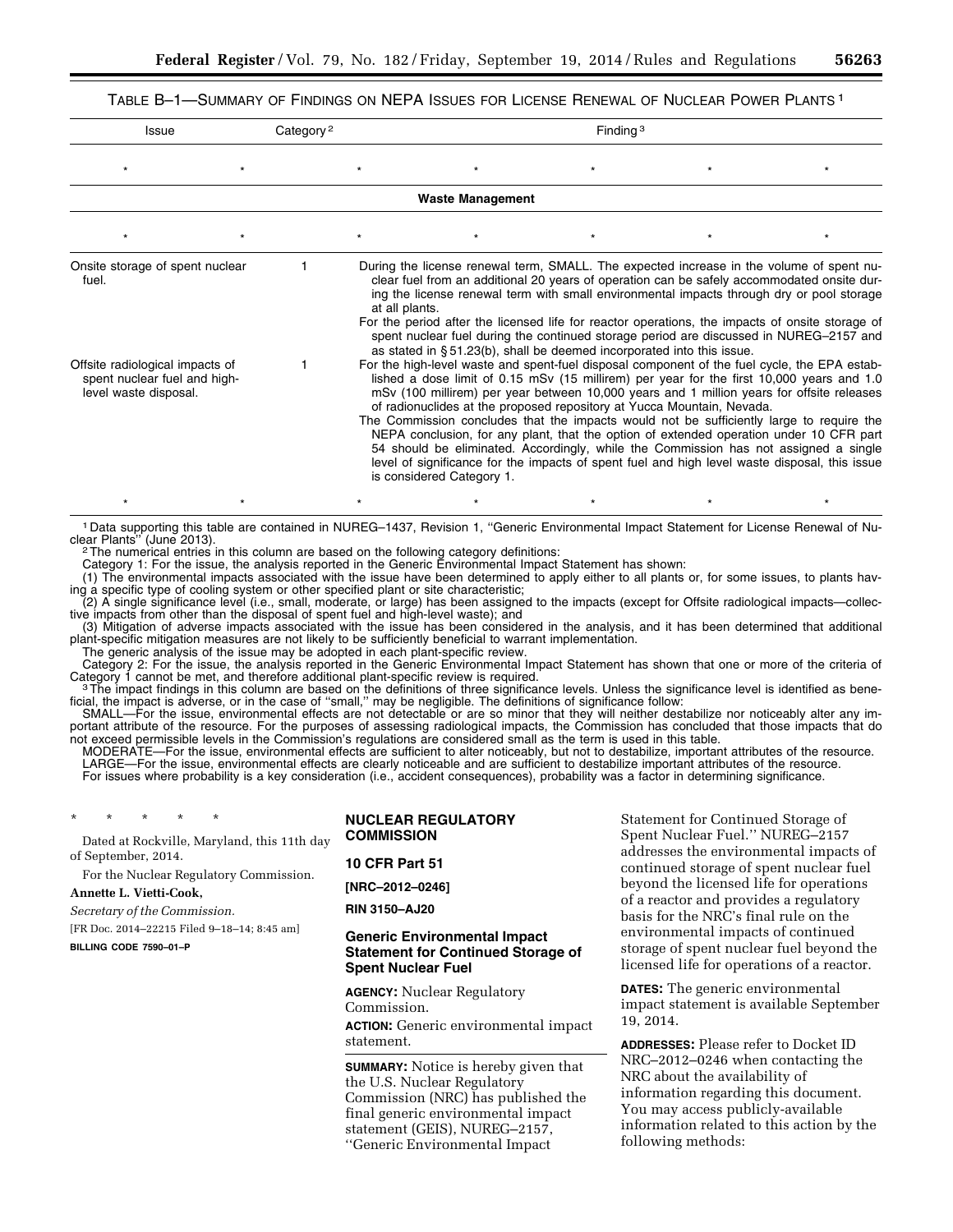TABLE B–1—SUMMARY OF FINDINGS ON NEPA ISSUES FOR LICENSE RENEWAL OF NUCLEAR POWER PLANTS [1]

| Issue | Category [2] | Finding [3] |
| --- | --- | --- |
| * * | * | * * * * * |
| **Waste Management** | | |
| * * | * | * * * * * |
| Onsite storage of spent nuclear fuel. | 1 | During the license renewal term, SMALL. The expected increase in the volume of spent nuclear fuel from an additional 20 years of operation can be safely accommodated onsite during the license renewal term with small environmental impacts through dry or pool storage at all plants. For the period after the licensed life for reactor operations, the impacts of onsite storage of spent nuclear fuel during the continued storage period are discussed in NUREG–2157 and as stated in § 51.23(b), shall be deemed incorporated into this issue. |
| Offsite radiological impacts of spent nuclear fuel and high-level waste disposal. | 1 | For the high-level waste and spent-fuel disposal component of the fuel cycle, the EPA established a dose limit of 0.15 mSv (15 millirem) per year for the first 10,000 years and 1.0 mSv (100 millirem) per year between 10,000 years and 1 million years for offsite releases of radionuclides at the proposed repository at Yucca Mountain, Nevada. The Commission concludes that the impacts would not be sufficiently large to require the NEPA conclusion, for any plant, that the option of extended operation under 10 CFR part 54 should be eliminated. Accordingly, while the Commission has not assigned a single level of significance for the impacts of spent fuel and high level waste disposal, this issue is considered Category 1. |
| * * | * | * * * * * |

[1] Data supporting this table are contained in NUREG–1437, Revision 1, ''Generic Environmental Impact Statement for License Renewal of Nuclear Plants'' (June 2013).

[2] The numerical entries in this column are based on the following category definitions:

Category 1: For the issue, the analysis reported in the Generic Environmental Impact Statement has shown:

(1) The environmental impacts associated with the issue have been determined to apply either to all plants or, for some issues, to plants having a specific type of cooling system or other specified plant or site characteristic;

(2) A single significance level (i.e., small, moderate, or large) has been assigned to the impacts (except for Offsite radiological impacts—collective impacts from other than the disposal of spent fuel and high-level waste); and

(3) Mitigation of adverse impacts associated with the issue has been considered in the analysis, and it has been determined that additional plant-specific mitigation measures are not likely to be sufficiently beneficial to warrant implementation.

The generic analysis of the issue may be adopted in each plant-specific review.

Category 2: For the issue, the analysis reported in the Generic Environmental Impact Statement has shown that one or more of the criteria of Category 1 cannot be met, and therefore additional plant-specific review is required.

[3] The impact findings in this column are based on the definitions of three significance levels. Unless the significance level is identified as beneficial, the impact is adverse, or in the case of ''small,'' may be negligible. The definitions of significance follow:

SMALL—For the issue, environmental effects are not detectable or are so minor that they will neither destabilize nor noticeably alter any important attribute of the resource. For the purposes of assessing radiological impacts, the Commission has concluded that those impacts that do not exceed permissible levels in the Commission's regulations are considered small as the term is used in this table.

MODERATE—For the issue, environmental effects are sufficient to alter noticeably, but not to destabilize, important attributes of the resource.

LARGE—For the issue, environmental effects are clearly noticeable and are sufficient to destabilize important attributes of the resource.

For issues where probability is a key consideration (i.e., accident consequences), probability was a factor in determining significance.

\* \* \* \* \*

Dated at Rockville, Maryland, this 11th day of September, 2014.

For the Nuclear Regulatory Commission.

**Annette L. Vietti-Cook,**

*Secretary of the Commission.*

[FR Doc. 2014–22215 Filed 9–18–14; 8:45 am]

**BILLING CODE 7590–01–P**

## NUCLEAR REGULATORY COMMISSION

**10 CFR Part 51**

**[NRC–2012–0246]**

**RIN 3150–AJ20**

### Generic Environmental Impact Statement for Continued Storage of Spent Nuclear Fuel

**AGENCY:** Nuclear Regulatory Commission.

**ACTION:** Generic environmental impact statement.

**SUMMARY:** Notice is hereby given that the U.S. Nuclear Regulatory Commission (NRC) has published the final generic environmental impact statement (GEIS), NUREG–2157, ''Generic Environmental Impact Statement for Continued Storage of Spent Nuclear Fuel.'' NUREG–2157 addresses the environmental impacts of continued storage of spent nuclear fuel beyond the licensed life for operations of a reactor and provides a regulatory basis for the NRC's final rule on the environmental impacts of continued storage of spent nuclear fuel beyond the licensed life for operations of a reactor.

**DATES:** The generic environmental impact statement is available September 19, 2014.

**ADDRESSES:** Please refer to Docket ID NRC–2012–0246 when contacting the NRC about the availability of information regarding this document. You may access publicly-available information related to this action by the following methods: